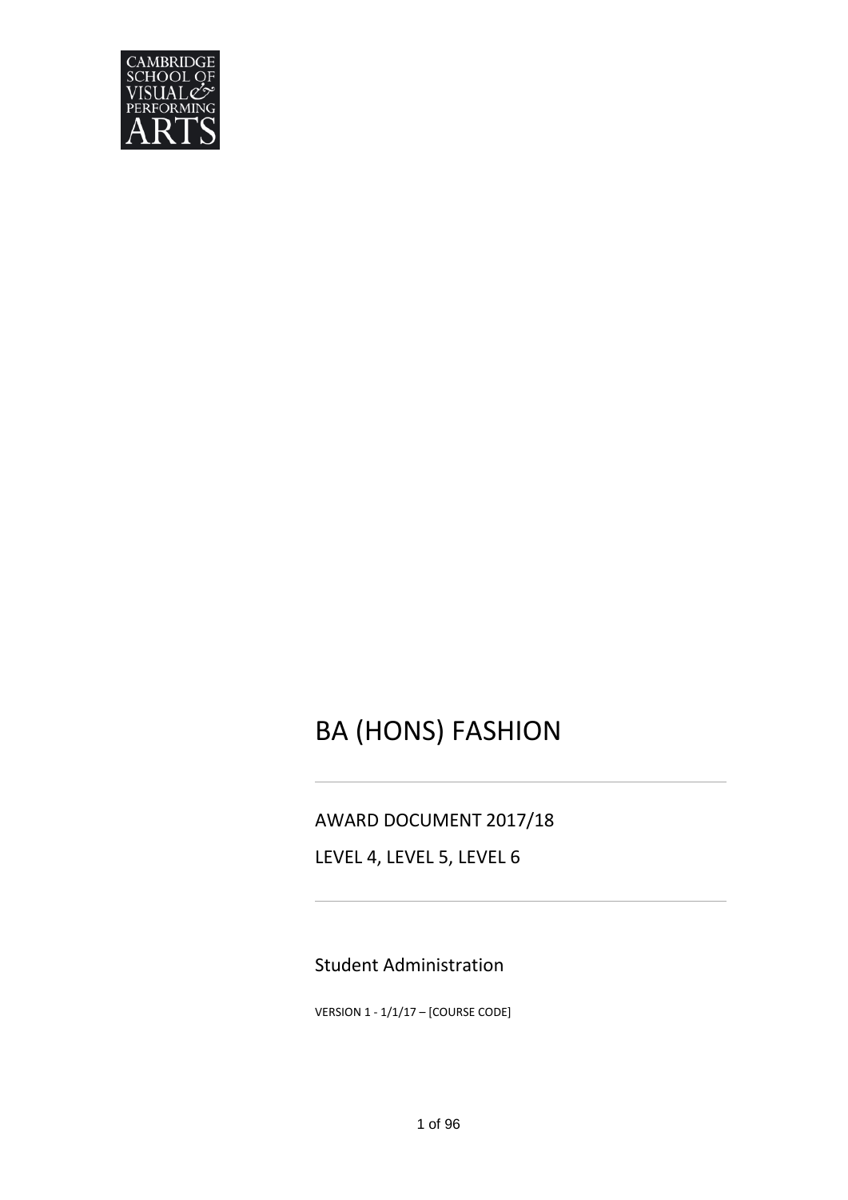CAMBRIDGE SCHOOL OF VISUAL & PERFORMING ARTS

# BA (HONS) FASHION

AWARD DOCUMENT 2017/18

LEVEL 4, LEVEL 5, LEVEL 6

Student Administration

VERSION 1 - 1/1/17 – [COURSE CODE]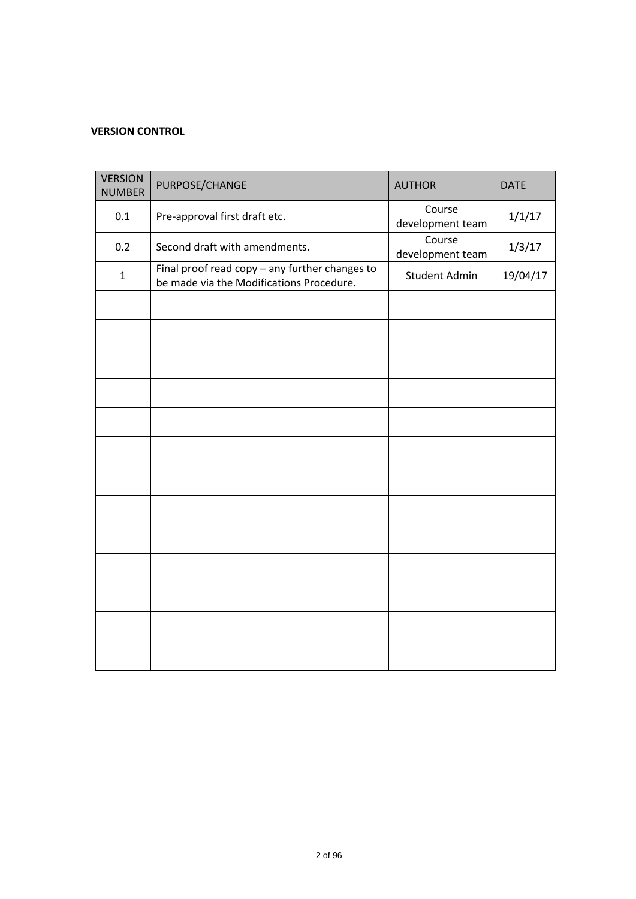**VERSION CONTROL**

| VERSION NUMBER | PURPOSE/CHANGE | AUTHOR | DATE |
|---|---|---|---|
| 0.1 | Pre-approval first draft etc. | Course development team | 1/1/17 |
| 0.2 | Second draft with amendments. | Course development team | 1/3/17 |
| 1 | Final proof read copy – any further changes to be made via the Modifications Procedure. | Student Admin | 19/04/17 |
| | | | |
| | | | |
| | | | |
| | | | |
| | | | |
| | | | |
| | | | |
| | | | |
| | | | |
| | | | |
| | | | |
| | | | |
| | | | |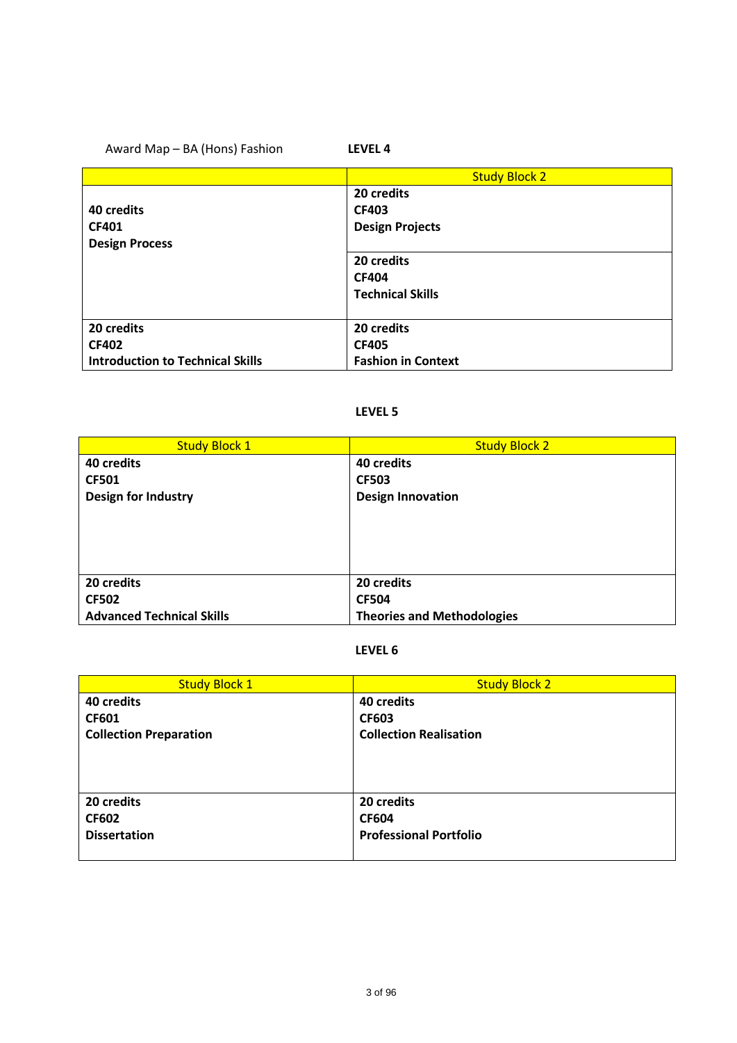Award Map – BA (Hons) Fashion

## LEVEL 4

| | Study Block 2 |
|---|---|
| **40 credits**<br>**CF401**<br>**Design Process** | **20 credits**<br>**CF403**<br>**Design Projects** |
| | **20 credits**<br>**CF404**<br>**Technical Skills** |
| **20 credits**<br>**CF402**<br>**Introduction to Technical Skills** | **20 credits**<br>**CF405**<br>**Fashion in Context** |

## LEVEL 5

| Study Block 1 | Study Block 2 |
|---|---|
| **40 credits**<br>**CF501**<br>**Design for Industry** | **40 credits**<br>**CF503**<br>**Design Innovation** |
| **20 credits**<br>**CF502**<br>**Advanced Technical Skills** | **20 credits**<br>**CF504**<br>**Theories and Methodologies** |

## LEVEL 6

| Study Block 1 | Study Block 2 |
|---|---|
| **40 credits**<br>**CF601**<br>**Collection Preparation** | **40 credits**<br>**CF603**<br>**Collection Realisation** |
| **20 credits**<br>**CF602**<br>**Dissertation** | **20 credits**<br>**CF604**<br>**Professional Portfolio** |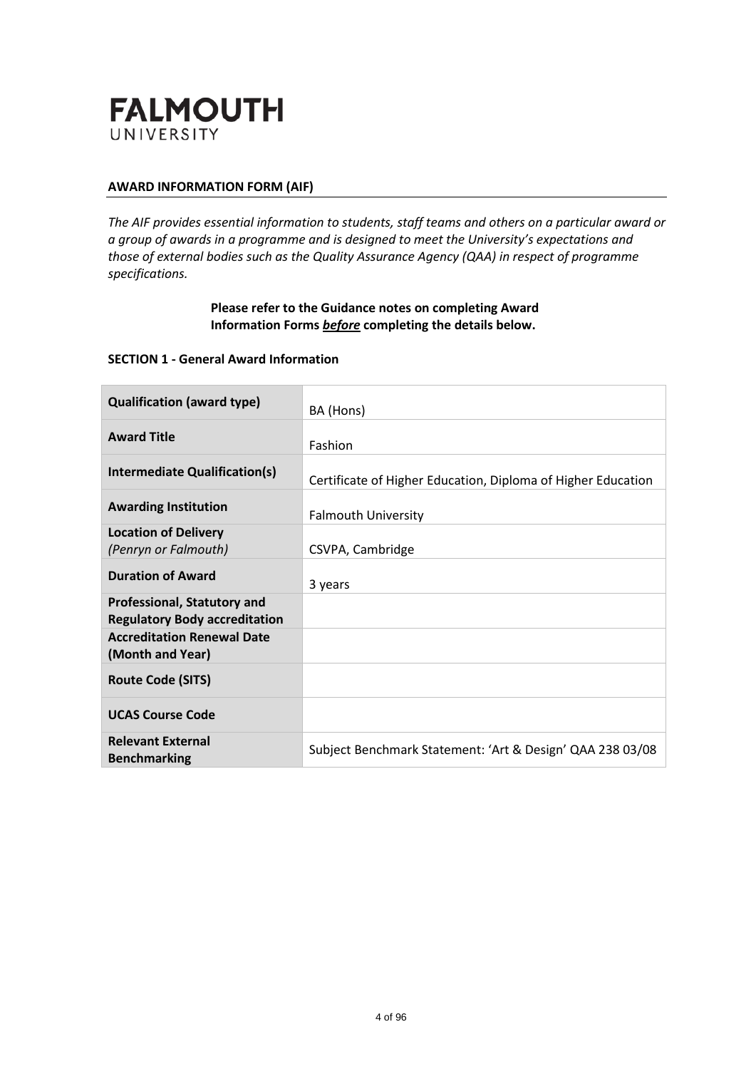# FALMOUTH
UNIVERSITY

## AWARD INFORMATION FORM (AIF)

*The AIF provides essential information to students, staff teams and others on a particular award or a group of awards in a programme and is designed to meet the University's expectations and those of external bodies such as the Quality Assurance Agency (QAA) in respect of programme specifications.*

**Please refer to the Guidance notes on completing Award Information Forms *before* completing the details below.**

### SECTION 1 - General Award Information

| | |
|---|---|
| **Qualification (award type)** | BA (Hons) |
| **Award Title** | Fashion |
| **Intermediate Qualification(s)** | Certificate of Higher Education, Diploma of Higher Education |
| **Awarding Institution** | Falmouth University |
| **Location of Delivery** *(Penryn or Falmouth)* | CSVPA, Cambridge |
| **Duration of Award** | 3 years |
| **Professional, Statutory and Regulatory Body accreditation** | |
| **Accreditation Renewal Date (Month and Year)** | |
| **Route Code (SITS)** | |
| **UCAS Course Code** | |
| **Relevant External Benchmarking** | Subject Benchmark Statement: 'Art & Design' QAA 238 03/08 |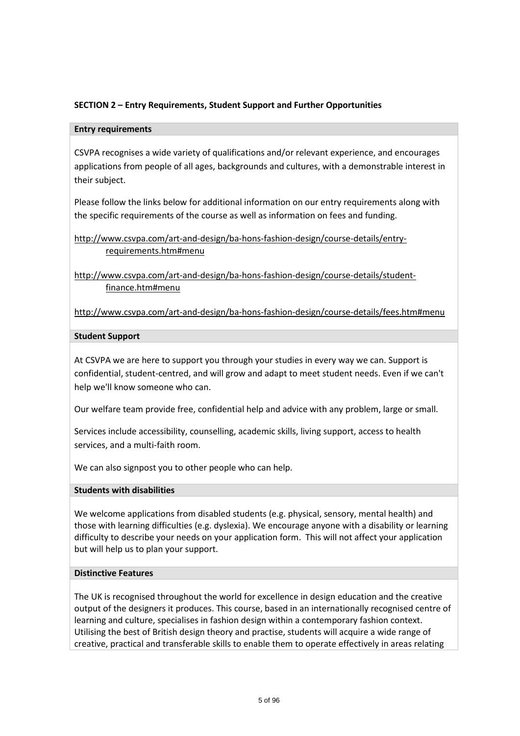## SECTION 2 – Entry Requirements, Student Support and Further Opportunities

### Entry requirements

CSVPA recognises a wide variety of qualifications and/or relevant experience, and encourages applications from people of all ages, backgrounds and cultures, with a demonstrable interest in their subject.

Please follow the links below for additional information on our entry requirements along with the specific requirements of the course as well as information on fees and funding.

http://www.csvpa.com/art-and-design/ba-hons-fashion-design/course-details/entry-requirements.htm#menu

http://www.csvpa.com/art-and-design/ba-hons-fashion-design/course-details/student-finance.htm#menu

http://www.csvpa.com/art-and-design/ba-hons-fashion-design/course-details/fees.htm#menu

### Student Support

At CSVPA we are here to support you through your studies in every way we can. Support is confidential, student-centred, and will grow and adapt to meet student needs. Even if we can't help we'll know someone who can.

Our welfare team provide free, confidential help and advice with any problem, large or small.

Services include accessibility, counselling, academic skills, living support, access to health services, and a multi-faith room.

We can also signpost you to other people who can help.

### Students with disabilities

We welcome applications from disabled students (e.g. physical, sensory, mental health) and those with learning difficulties (e.g. dyslexia). We encourage anyone with a disability or learning difficulty to describe your needs on your application form. This will not affect your application but will help us to plan your support.

### Distinctive Features

The UK is recognised throughout the world for excellence in design education and the creative output of the designers it produces. This course, based in an internationally recognised centre of learning and culture, specialises in fashion design within a contemporary fashion context. Utilising the best of British design theory and practise, students will acquire a wide range of creative, practical and transferable skills to enable them to operate effectively in areas relating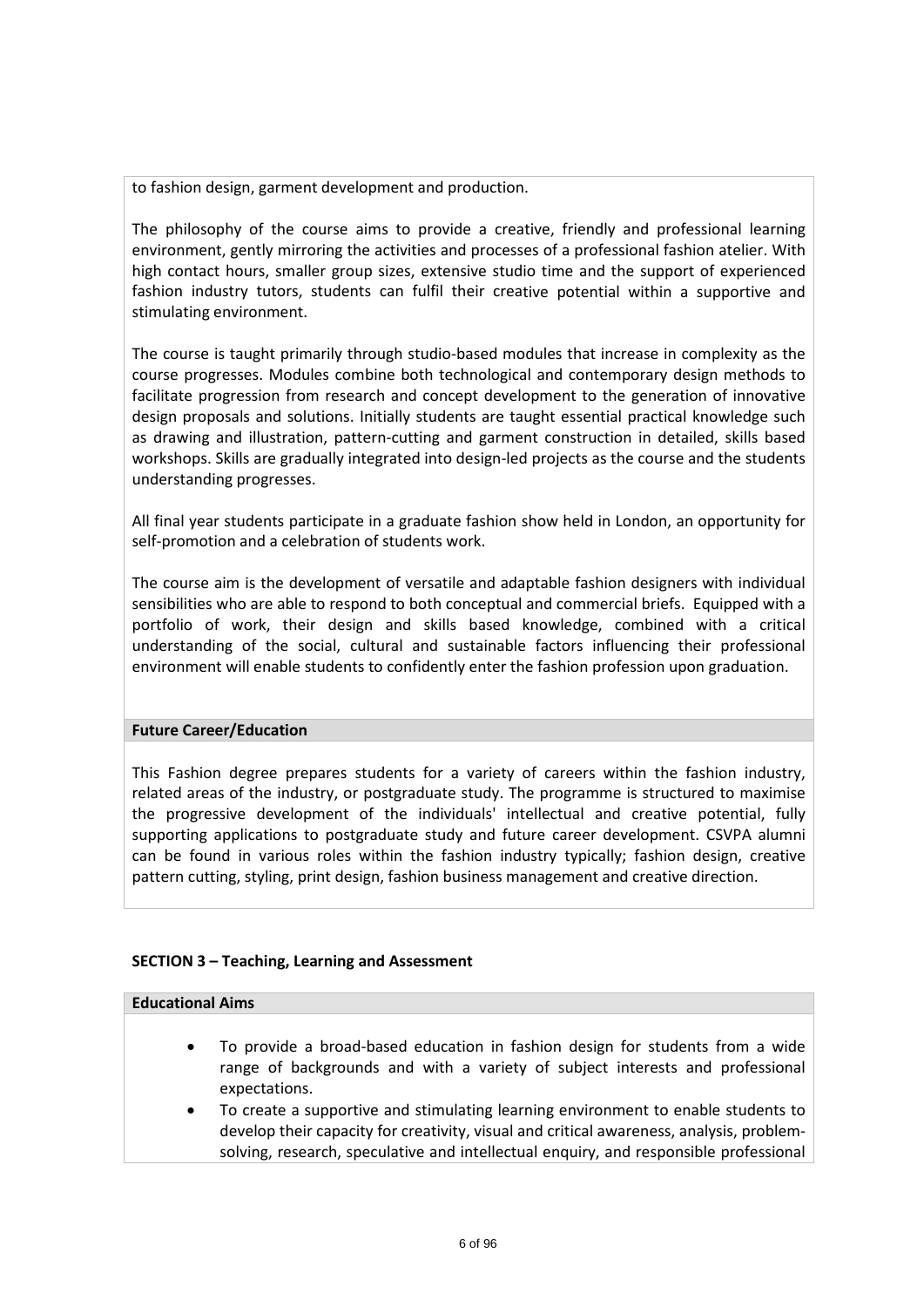to fashion design, garment development and production.

The philosophy of the course aims to provide a creative, friendly and professional learning environment, gently mirroring the activities and processes of a professional fashion atelier. With high contact hours, smaller group sizes, extensive studio time and the support of experienced fashion industry tutors, students can fulfil their creative potential within a supportive and stimulating environment.

The course is taught primarily through studio-based modules that increase in complexity as the course progresses. Modules combine both technological and contemporary design methods to facilitate progression from research and concept development to the generation of innovative design proposals and solutions. Initially students are taught essential practical knowledge such as drawing and illustration, pattern-cutting and garment construction in detailed, skills based workshops. Skills are gradually integrated into design-led projects as the course and the students understanding progresses.

All final year students participate in a graduate fashion show held in London, an opportunity for self-promotion and a celebration of students work.

The course aim is the development of versatile and adaptable fashion designers with individual sensibilities who are able to respond to both conceptual and commercial briefs. Equipped with a portfolio of work, their design and skills based knowledge, combined with a critical understanding of the social, cultural and sustainable factors influencing their professional environment will enable students to confidently enter the fashion profession upon graduation.

**Future Career/Education**

This Fashion degree prepares students for a variety of careers within the fashion industry, related areas of the industry, or postgraduate study. The programme is structured to maximise the progressive development of the individuals' intellectual and creative potential, fully supporting applications to postgraduate study and future career development. CSVPA alumni can be found in various roles within the fashion industry typically; fashion design, creative pattern cutting, styling, print design, fashion business management and creative direction.

## SECTION 3 – Teaching, Learning and Assessment

**Educational Aims**

- To provide a broad-based education in fashion design for students from a wide range of backgrounds and with a variety of subject interests and professional expectations.
- To create a supportive and stimulating learning environment to enable students to develop their capacity for creativity, visual and critical awareness, analysis, problem-solving, research, speculative and intellectual enquiry, and responsible professional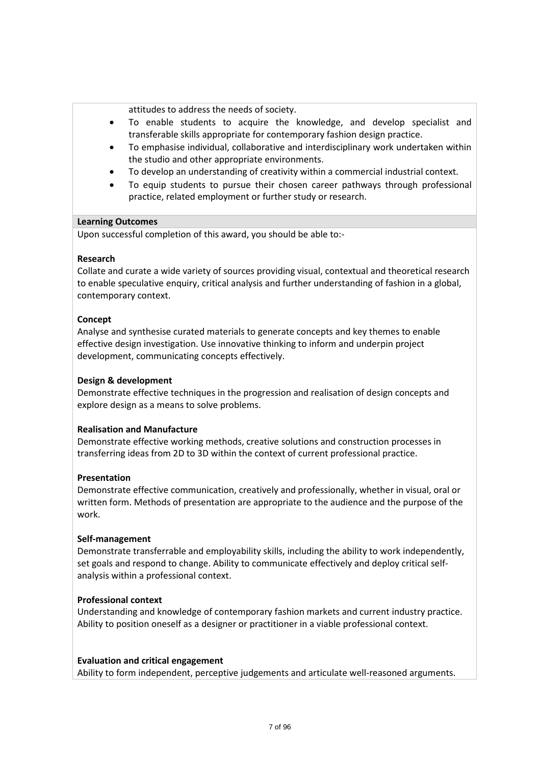attitudes to address the needs of society.

- To enable students to acquire the knowledge, and develop specialist and transferable skills appropriate for contemporary fashion design practice.
- To emphasise individual, collaborative and interdisciplinary work undertaken within the studio and other appropriate environments.
- To develop an understanding of creativity within a commercial industrial context.
- To equip students to pursue their chosen career pathways through professional practice, related employment or further study or research.

**Learning Outcomes**

Upon successful completion of this award, you should be able to:-

**Research**

Collate and curate a wide variety of sources providing visual, contextual and theoretical research to enable speculative enquiry, critical analysis and further understanding of fashion in a global, contemporary context.

**Concept**

Analyse and synthesise curated materials to generate concepts and key themes to enable effective design investigation. Use innovative thinking to inform and underpin project development, communicating concepts effectively.

**Design & development**

Demonstrate effective techniques in the progression and realisation of design concepts and explore design as a means to solve problems.

**Realisation and Manufacture**

Demonstrate effective working methods, creative solutions and construction processes in transferring ideas from 2D to 3D within the context of current professional practice.

**Presentation**

Demonstrate effective communication, creatively and professionally, whether in visual, oral or written form. Methods of presentation are appropriate to the audience and the purpose of the work.

**Self-management**

Demonstrate transferrable and employability skills, including the ability to work independently, set goals and respond to change. Ability to communicate effectively and deploy critical self-analysis within a professional context.

**Professional context**

Understanding and knowledge of contemporary fashion markets and current industry practice. Ability to position oneself as a designer or practitioner in a viable professional context.

**Evaluation and critical engagement**

Ability to form independent, perceptive judgements and articulate well-reasoned arguments.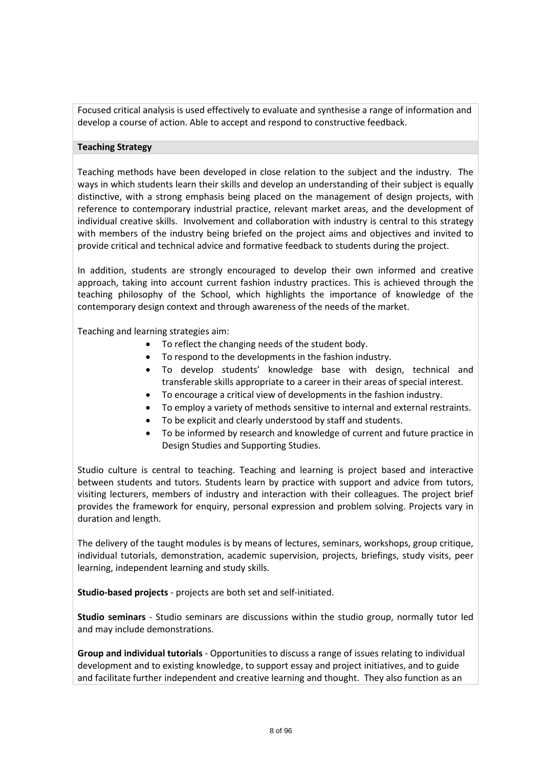Focused critical analysis is used effectively to evaluate and synthesise a range of information and develop a course of action. Able to accept and respond to constructive feedback.

**Teaching Strategy**

Teaching methods have been developed in close relation to the subject and the industry. The ways in which students learn their skills and develop an understanding of their subject is equally distinctive, with a strong emphasis being placed on the management of design projects, with reference to contemporary industrial practice, relevant market areas, and the development of individual creative skills. Involvement and collaboration with industry is central to this strategy with members of the industry being briefed on the project aims and objectives and invited to provide critical and technical advice and formative feedback to students during the project.

In addition, students are strongly encouraged to develop their own informed and creative approach, taking into account current fashion industry practices. This is achieved through the teaching philosophy of the School, which highlights the importance of knowledge of the contemporary design context and through awareness of the needs of the market.

Teaching and learning strategies aim:

- To reflect the changing needs of the student body.
- To respond to the developments in the fashion industry.
- To develop students' knowledge base with design, technical and transferable skills appropriate to a career in their areas of special interest.
- To encourage a critical view of developments in the fashion industry.
- To employ a variety of methods sensitive to internal and external restraints.
- To be explicit and clearly understood by staff and students.
- To be informed by research and knowledge of current and future practice in Design Studies and Supporting Studies.

Studio culture is central to teaching. Teaching and learning is project based and interactive between students and tutors. Students learn by practice with support and advice from tutors, visiting lecturers, members of industry and interaction with their colleagues. The project brief provides the framework for enquiry, personal expression and problem solving. Projects vary in duration and length.

The delivery of the taught modules is by means of lectures, seminars, workshops, group critique, individual tutorials, demonstration, academic supervision, projects, briefings, study visits, peer learning, independent learning and study skills.

**Studio-based projects** - projects are both set and self-initiated.

**Studio seminars** - Studio seminars are discussions within the studio group, normally tutor led and may include demonstrations.

**Group and individual tutorials** - Opportunities to discuss a range of issues relating to individual development and to existing knowledge, to support essay and project initiatives, and to guide and facilitate further independent and creative learning and thought. They also function as an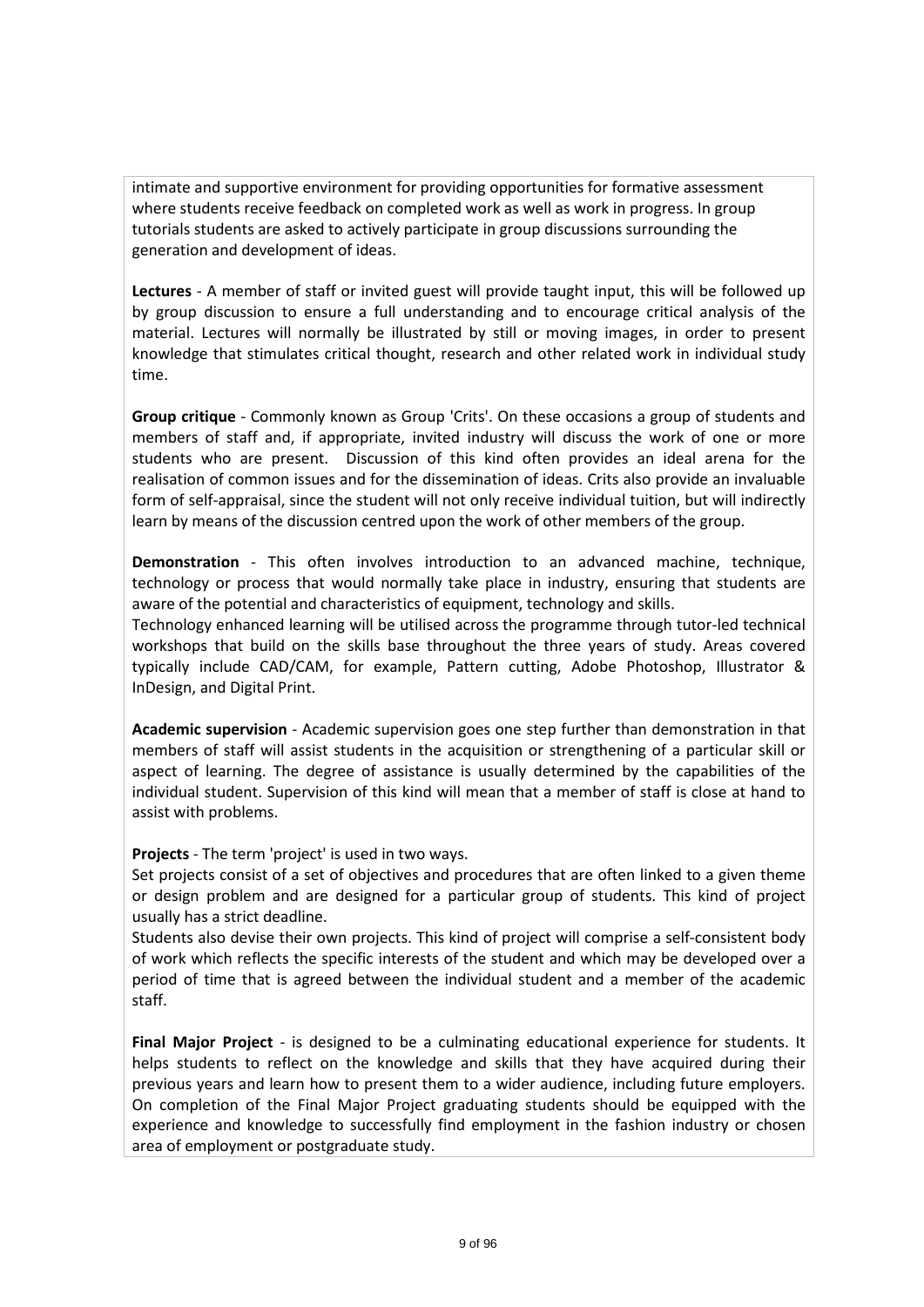intimate and supportive environment for providing opportunities for formative assessment where students receive feedback on completed work as well as work in progress. In group tutorials students are asked to actively participate in group discussions surrounding the generation and development of ideas.

**Lectures** - A member of staff or invited guest will provide taught input, this will be followed up by group discussion to ensure a full understanding and to encourage critical analysis of the material. Lectures will normally be illustrated by still or moving images, in order to present knowledge that stimulates critical thought, research and other related work in individual study time.

**Group critique** - Commonly known as Group 'Crits'. On these occasions a group of students and members of staff and, if appropriate, invited industry will discuss the work of one or more students who are present. Discussion of this kind often provides an ideal arena for the realisation of common issues and for the dissemination of ideas. Crits also provide an invaluable form of self-appraisal, since the student will not only receive individual tuition, but will indirectly learn by means of the discussion centred upon the work of other members of the group.

**Demonstration** - This often involves introduction to an advanced machine, technique, technology or process that would normally take place in industry, ensuring that students are aware of the potential and characteristics of equipment, technology and skills.
Technology enhanced learning will be utilised across the programme through tutor-led technical workshops that build on the skills base throughout the three years of study. Areas covered typically include CAD/CAM, for example, Pattern cutting, Adobe Photoshop, Illustrator & InDesign, and Digital Print.

**Academic supervision** - Academic supervision goes one step further than demonstration in that members of staff will assist students in the acquisition or strengthening of a particular skill or aspect of learning. The degree of assistance is usually determined by the capabilities of the individual student. Supervision of this kind will mean that a member of staff is close at hand to assist with problems.

**Projects** - The term 'project' is used in two ways.
Set projects consist of a set of objectives and procedures that are often linked to a given theme or design problem and are designed for a particular group of students. This kind of project usually has a strict deadline.
Students also devise their own projects. This kind of project will comprise a self-consistent body of work which reflects the specific interests of the student and which may be developed over a period of time that is agreed between the individual student and a member of the academic staff.

**Final Major Project** - is designed to be a culminating educational experience for students. It helps students to reflect on the knowledge and skills that they have acquired during their previous years and learn how to present them to a wider audience, including future employers. On completion of the Final Major Project graduating students should be equipped with the experience and knowledge to successfully find employment in the fashion industry or chosen area of employment or postgraduate study.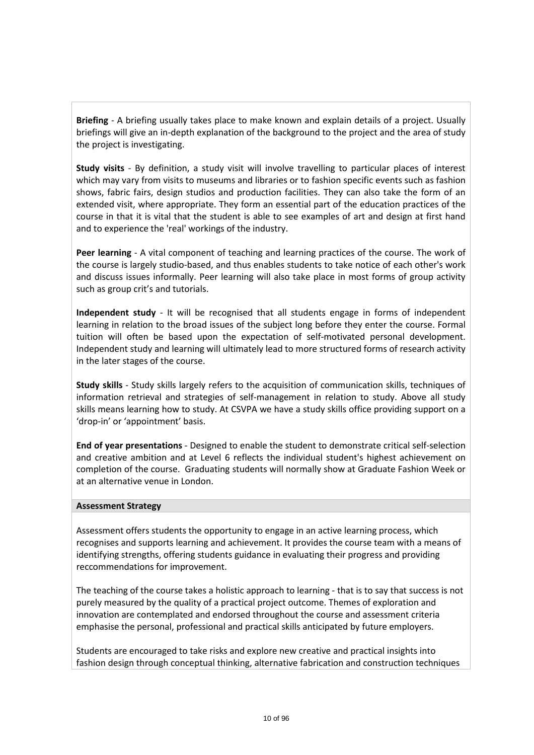**Briefing** - A briefing usually takes place to make known and explain details of a project. Usually briefings will give an in-depth explanation of the background to the project and the area of study the project is investigating.

**Study visits** - By definition, a study visit will involve travelling to particular places of interest which may vary from visits to museums and libraries or to fashion specific events such as fashion shows, fabric fairs, design studios and production facilities. They can also take the form of an extended visit, where appropriate. They form an essential part of the education practices of the course in that it is vital that the student is able to see examples of art and design at first hand and to experience the 'real' workings of the industry.

**Peer learning** - A vital component of teaching and learning practices of the course. The work of the course is largely studio-based, and thus enables students to take notice of each other's work and discuss issues informally. Peer learning will also take place in most forms of group activity such as group crit's and tutorials.

**Independent study** - It will be recognised that all students engage in forms of independent learning in relation to the broad issues of the subject long before they enter the course. Formal tuition will often be based upon the expectation of self-motivated personal development. Independent study and learning will ultimately lead to more structured forms of research activity in the later stages of the course.

**Study skills** - Study skills largely refers to the acquisition of communication skills, techniques of information retrieval and strategies of self-management in relation to study. Above all study skills means learning how to study. At CSVPA we have a study skills office providing support on a 'drop-in' or 'appointment' basis.

**End of year presentations** - Designed to enable the student to demonstrate critical self-selection and creative ambition and at Level 6 reflects the individual student's highest achievement on completion of the course. Graduating students will normally show at Graduate Fashion Week or at an alternative venue in London.

**Assessment Strategy**

Assessment offers students the opportunity to engage in an active learning process, which recognises and supports learning and achievement. It provides the course team with a means of identifying strengths, offering students guidance in evaluating their progress and providing reccommendations for improvement.

The teaching of the course takes a holistic approach to learning - that is to say that success is not purely measured by the quality of a practical project outcome. Themes of exploration and innovation are contemplated and endorsed throughout the course and assessment criteria emphasise the personal, professional and practical skills anticipated by future employers.

Students are encouraged to take risks and explore new creative and practical insights into fashion design through conceptual thinking, alternative fabrication and construction techniques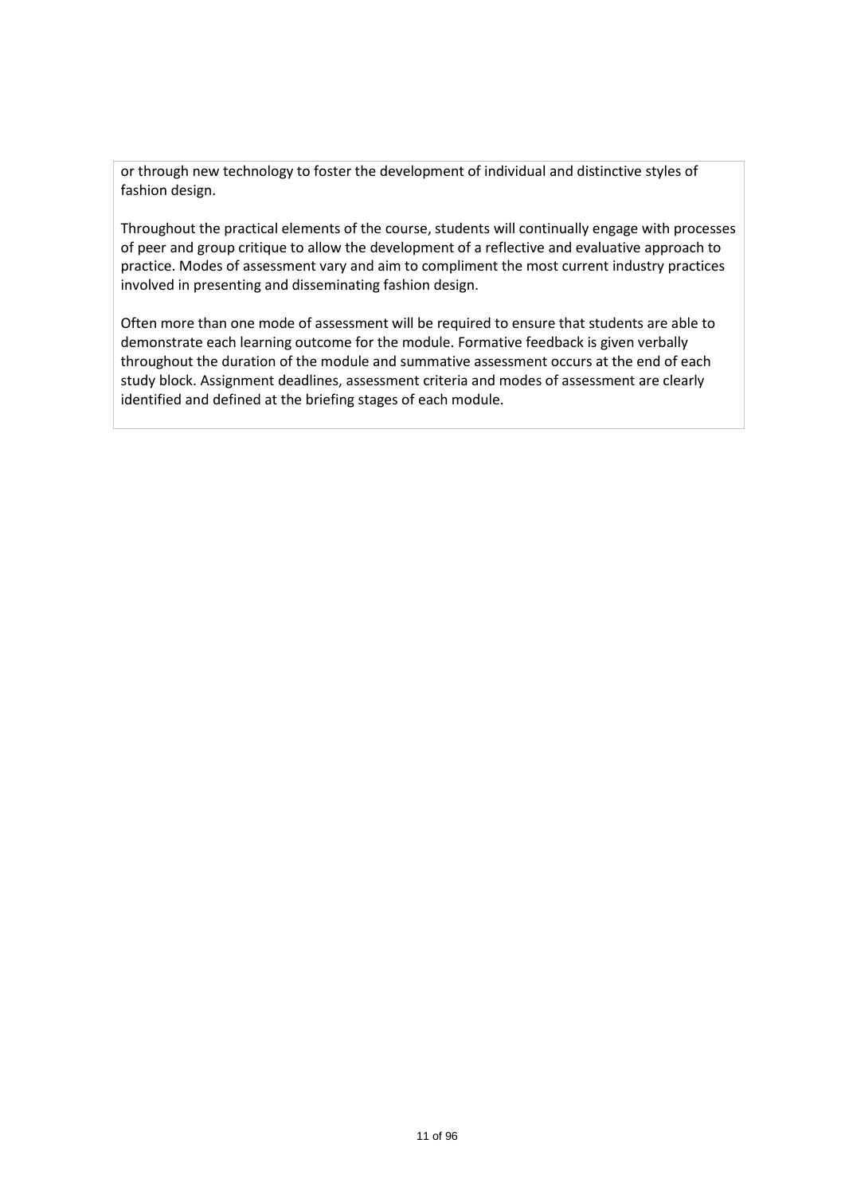or through new technology to foster the development of individual and distinctive styles of fashion design.

Throughout the practical elements of the course, students will continually engage with processes of peer and group critique to allow the development of a reflective and evaluative approach to practice. Modes of assessment vary and aim to compliment the most current industry practices involved in presenting and disseminating fashion design.

Often more than one mode of assessment will be required to ensure that students are able to demonstrate each learning outcome for the module. Formative feedback is given verbally throughout the duration of the module and summative assessment occurs at the end of each study block. Assignment deadlines, assessment criteria and modes of assessment are clearly identified and defined at the briefing stages of each module.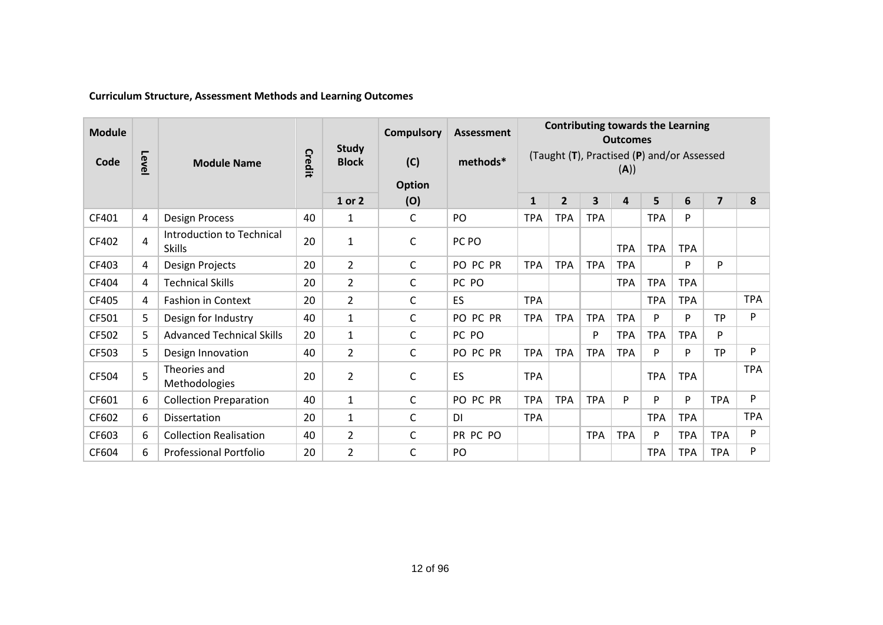**Curriculum Structure, Assessment Methods and Learning Outcomes**

| Module Code | Level | Module Name | Credit | Study Block | Compulsory (C) Option (O) | Assessment methods* | Contributing towards the Learning Outcomes (Taught (**T**), Practised (**P**) and/or Assessed (**A**)) | | | | | | | |
|---|---|---|---|---|---|---|---|---|---|---|---|---|---|---|
| | | | | 1 or 2 | | | 1 | 2 | 3 | 4 | 5 | 6 | 7 | 8 |
| CF401 | 4 | Design Process | 40 | 1 | C | PO | TPA | TPA | TPA | | TPA | P | | |
| CF402 | 4 | Introduction to Technical Skills | 20 | 1 | C | PC PO | | | | TPA | TPA | TPA | | |
| CF403 | 4 | Design Projects | 20 | 2 | C | PO PC PR | TPA | TPA | TPA | TPA | | P | P | |
| CF404 | 4 | Technical Skills | 20 | 2 | C | PC PO | | | | TPA | TPA | TPA | | |
| CF405 | 4 | Fashion in Context | 20 | 2 | C | ES | TPA | | | | TPA | TPA | | TPA |
| CF501 | 5 | Design for Industry | 40 | 1 | C | PO PC PR | TPA | TPA | TPA | TPA | P | P | TP | P |
| CF502 | 5 | Advanced Technical Skills | 20 | 1 | C | PC PO | | | P | TPA | TPA | TPA | P | |
| CF503 | 5 | Design Innovation | 40 | 2 | C | PO PC PR | TPA | TPA | TPA | TPA | P | P | TP | P |
| CF504 | 5 | Theories and Methodologies | 20 | 2 | C | ES | TPA | | | | TPA | TPA | | TPA |
| CF601 | 6 | Collection Preparation | 40 | 1 | C | PO PC PR | TPA | TPA | TPA | P | P | P | TPA | P |
| CF602 | 6 | Dissertation | 20 | 1 | C | DI | TPA | | | | TPA | TPA | | TPA |
| CF603 | 6 | Collection Realisation | 40 | 2 | C | PR PC PO | | | TPA | TPA | P | TPA | TPA | P |
| CF604 | 6 | Professional Portfolio | 20 | 2 | C | PO | | | | | TPA | TPA | TPA | P |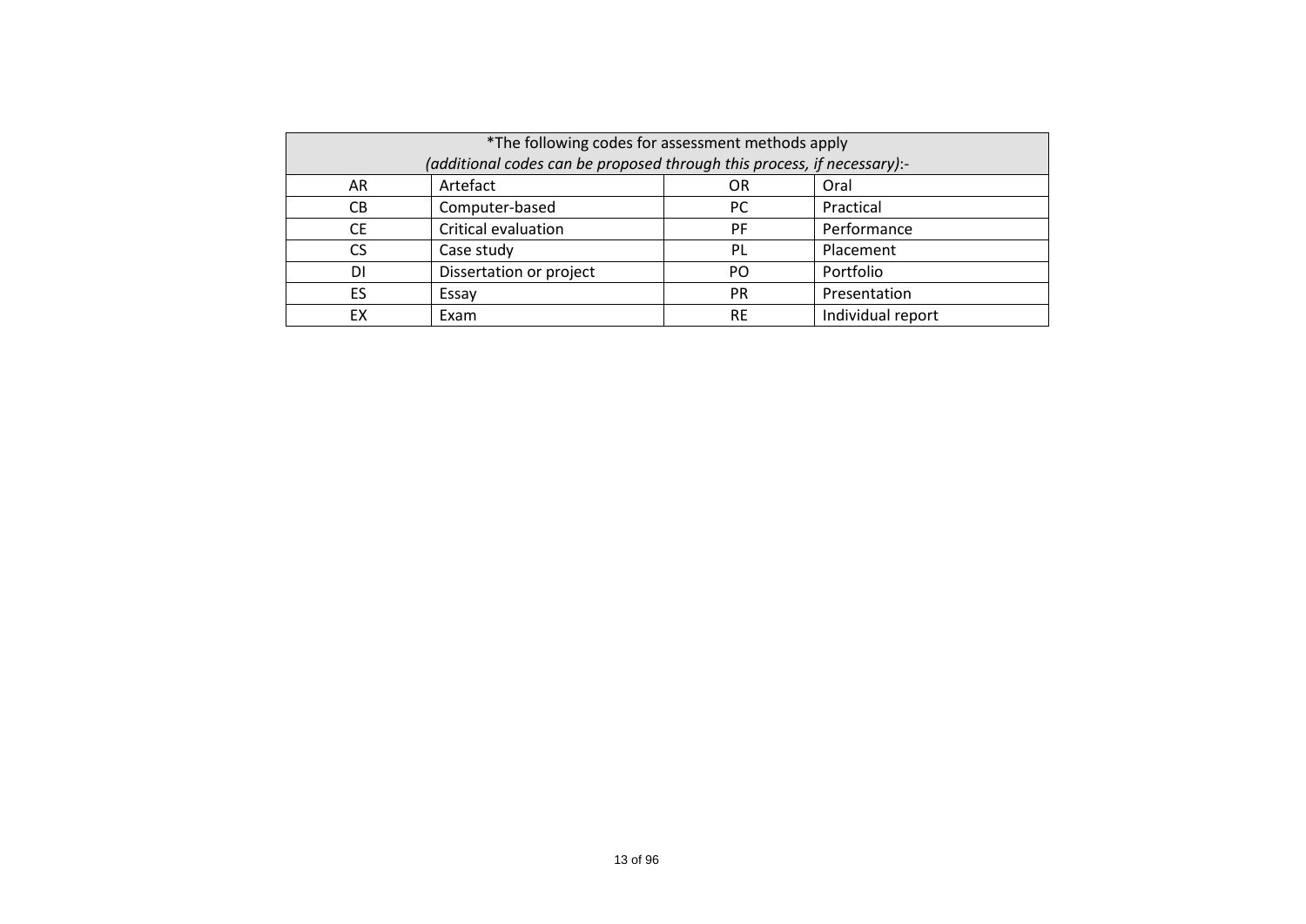| *The following codes for assessment methods apply *(additional codes can be proposed through this process, if necessary)*:- | | | |
|---|---|---|---|
| AR | Artefact | OR | Oral |
| CB | Computer-based | PC | Practical |
| CE | Critical evaluation | PF | Performance |
| CS | Case study | PL | Placement |
| DI | Dissertation or project | PO | Portfolio |
| ES | Essay | PR | Presentation |
| EX | Exam | RE | Individual report |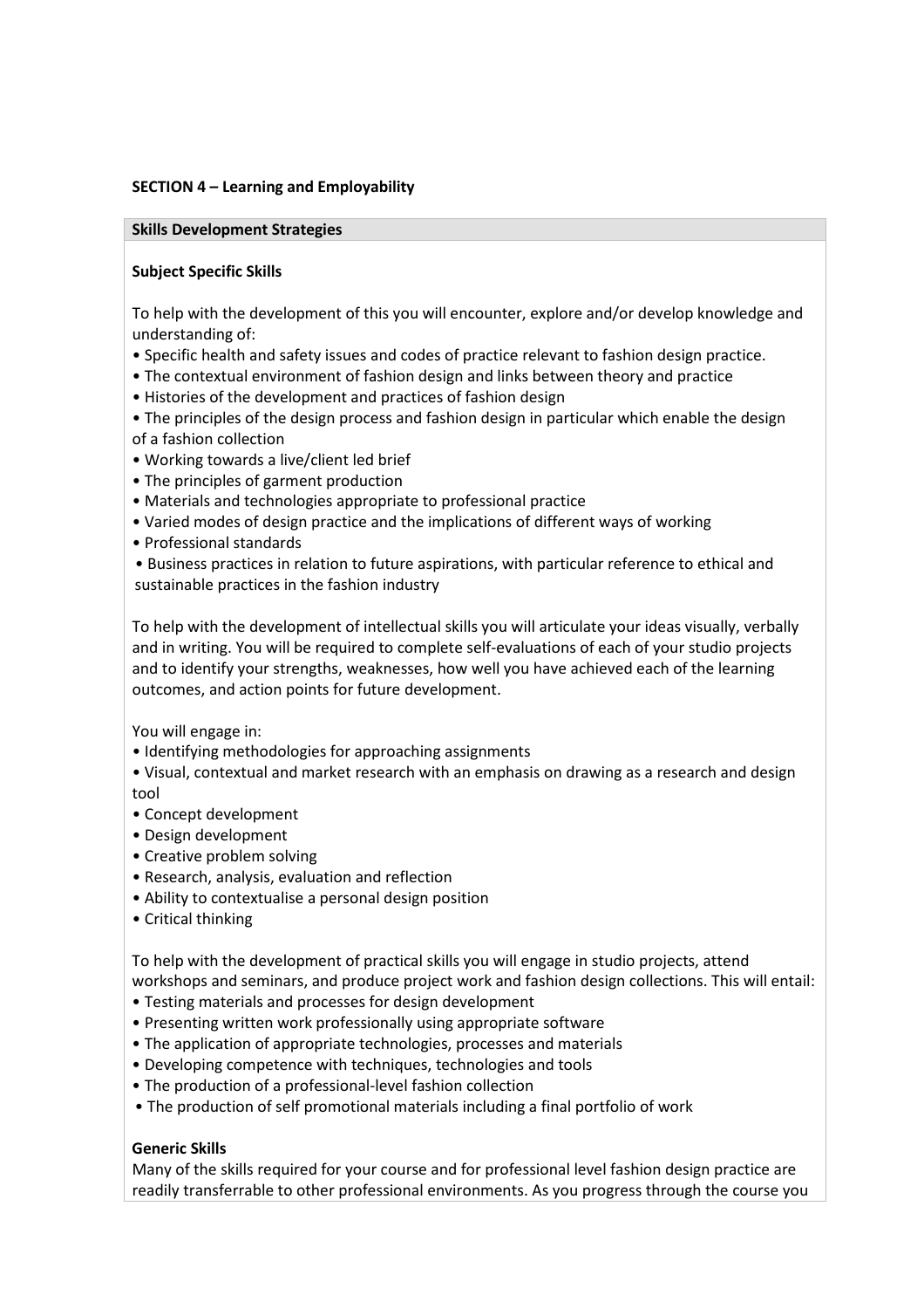**SECTION 4 – Learning and Employability**

**Skills Development Strategies**

**Subject Specific Skills**

To help with the development of this you will encounter, explore and/or develop knowledge and understanding of:

- Specific health and safety issues and codes of practice relevant to fashion design practice.
- The contextual environment of fashion design and links between theory and practice
- Histories of the development and practices of fashion design
- The principles of the design process and fashion design in particular which enable the design of a fashion collection
- Working towards a live/client led brief
- The principles of garment production
- Materials and technologies appropriate to professional practice
- Varied modes of design practice and the implications of different ways of working
- Professional standards
- Business practices in relation to future aspirations, with particular reference to ethical and sustainable practices in the fashion industry

To help with the development of intellectual skills you will articulate your ideas visually, verbally and in writing. You will be required to complete self-evaluations of each of your studio projects and to identify your strengths, weaknesses, how well you have achieved each of the learning outcomes, and action points for future development.

You will engage in:

- Identifying methodologies for approaching assignments
- Visual, contextual and market research with an emphasis on drawing as a research and design tool
- Concept development
- Design development
- Creative problem solving
- Research, analysis, evaluation and reflection
- Ability to contextualise a personal design position
- Critical thinking

To help with the development of practical skills you will engage in studio projects, attend workshops and seminars, and produce project work and fashion design collections. This will entail:

- Testing materials and processes for design development
- Presenting written work professionally using appropriate software
- The application of appropriate technologies, processes and materials
- Developing competence with techniques, technologies and tools
- The production of a professional-level fashion collection
- The production of self promotional materials including a final portfolio of work

**Generic Skills**

Many of the skills required for your course and for professional level fashion design practice are readily transferrable to other professional environments. As you progress through the course you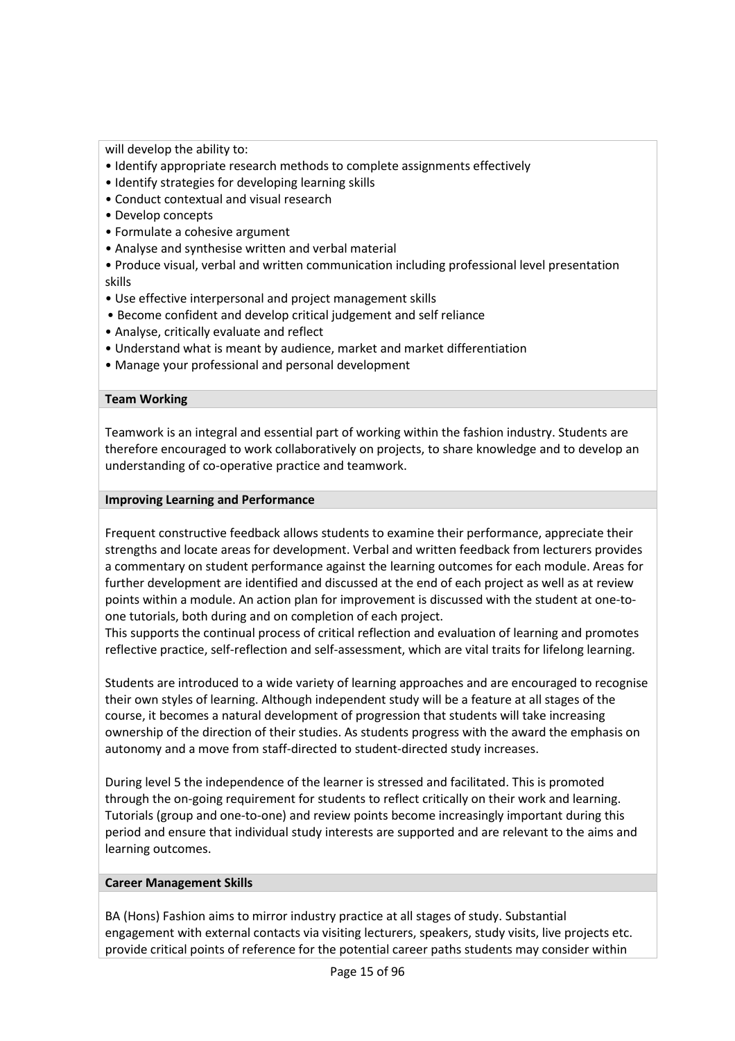will develop the ability to:

- Identify appropriate research methods to complete assignments effectively
- Identify strategies for developing learning skills
- Conduct contextual and visual research
- Develop concepts
- Formulate a cohesive argument
- Analyse and synthesise written and verbal material
- Produce visual, verbal and written communication including professional level presentation skills
- Use effective interpersonal and project management skills
- Become confident and develop critical judgement and self reliance
- Analyse, critically evaluate and reflect
- Understand what is meant by audience, market and market differentiation
- Manage your professional and personal development

**Team Working**

Teamwork is an integral and essential part of working within the fashion industry. Students are therefore encouraged to work collaboratively on projects, to share knowledge and to develop an understanding of co-operative practice and teamwork.

**Improving Learning and Performance**

Frequent constructive feedback allows students to examine their performance, appreciate their strengths and locate areas for development. Verbal and written feedback from lecturers provides a commentary on student performance against the learning outcomes for each module. Areas for further development are identified and discussed at the end of each project as well as at review points within a module. An action plan for improvement is discussed with the student at one-to-one tutorials, both during and on completion of each project.
This supports the continual process of critical reflection and evaluation of learning and promotes reflective practice, self-reflection and self-assessment, which are vital traits for lifelong learning.

Students are introduced to a wide variety of learning approaches and are encouraged to recognise their own styles of learning. Although independent study will be a feature at all stages of the course, it becomes a natural development of progression that students will take increasing ownership of the direction of their studies. As students progress with the award the emphasis on autonomy and a move from staff-directed to student-directed study increases.

During level 5 the independence of the learner is stressed and facilitated. This is promoted through the on-going requirement for students to reflect critically on their work and learning. Tutorials (group and one-to-one) and review points become increasingly important during this period and ensure that individual study interests are supported and are relevant to the aims and learning outcomes.

**Career Management Skills**

BA (Hons) Fashion aims to mirror industry practice at all stages of study. Substantial engagement with external contacts via visiting lecturers, speakers, study visits, live projects etc. provide critical points of reference for the potential career paths students may consider within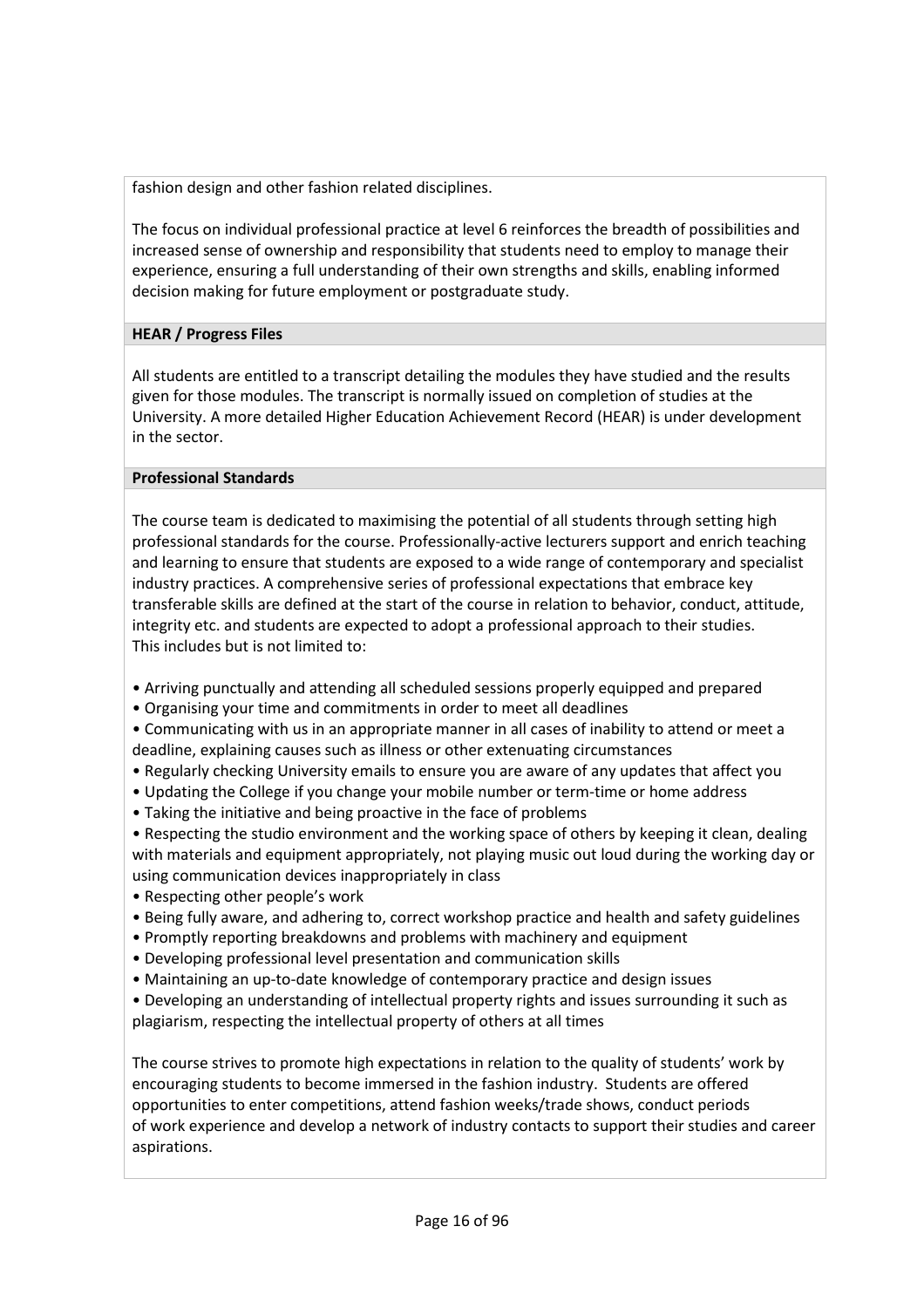fashion design and other fashion related disciplines.

The focus on individual professional practice at level 6 reinforces the breadth of possibilities and increased sense of ownership and responsibility that students need to employ to manage their experience, ensuring a full understanding of their own strengths and skills, enabling informed decision making for future employment or postgraduate study.

**HEAR / Progress Files**

All students are entitled to a transcript detailing the modules they have studied and the results given for those modules. The transcript is normally issued on completion of studies at the University. A more detailed Higher Education Achievement Record (HEAR) is under development in the sector.

**Professional Standards**

The course team is dedicated to maximising the potential of all students through setting high professional standards for the course. Professionally-active lecturers support and enrich teaching and learning to ensure that students are exposed to a wide range of contemporary and specialist industry practices. A comprehensive series of professional expectations that embrace key transferable skills are defined at the start of the course in relation to behavior, conduct, attitude, integrity etc. and students are expected to adopt a professional approach to their studies. This includes but is not limited to:

- Arriving punctually and attending all scheduled sessions properly equipped and prepared
- Organising your time and commitments in order to meet all deadlines
- Communicating with us in an appropriate manner in all cases of inability to attend or meet a deadline, explaining causes such as illness or other extenuating circumstances
- Regularly checking University emails to ensure you are aware of any updates that affect you
- Updating the College if you change your mobile number or term-time or home address
- Taking the initiative and being proactive in the face of problems
- Respecting the studio environment and the working space of others by keeping it clean, dealing with materials and equipment appropriately, not playing music out loud during the working day or using communication devices inappropriately in class
- Respecting other people's work
- Being fully aware, and adhering to, correct workshop practice and health and safety guidelines
- Promptly reporting breakdowns and problems with machinery and equipment
- Developing professional level presentation and communication skills
- Maintaining an up-to-date knowledge of contemporary practice and design issues
- Developing an understanding of intellectual property rights and issues surrounding it such as plagiarism, respecting the intellectual property of others at all times

The course strives to promote high expectations in relation to the quality of students' work by encouraging students to become immersed in the fashion industry. Students are offered opportunities to enter competitions, attend fashion weeks/trade shows, conduct periods of work experience and develop a network of industry contacts to support their studies and career aspirations.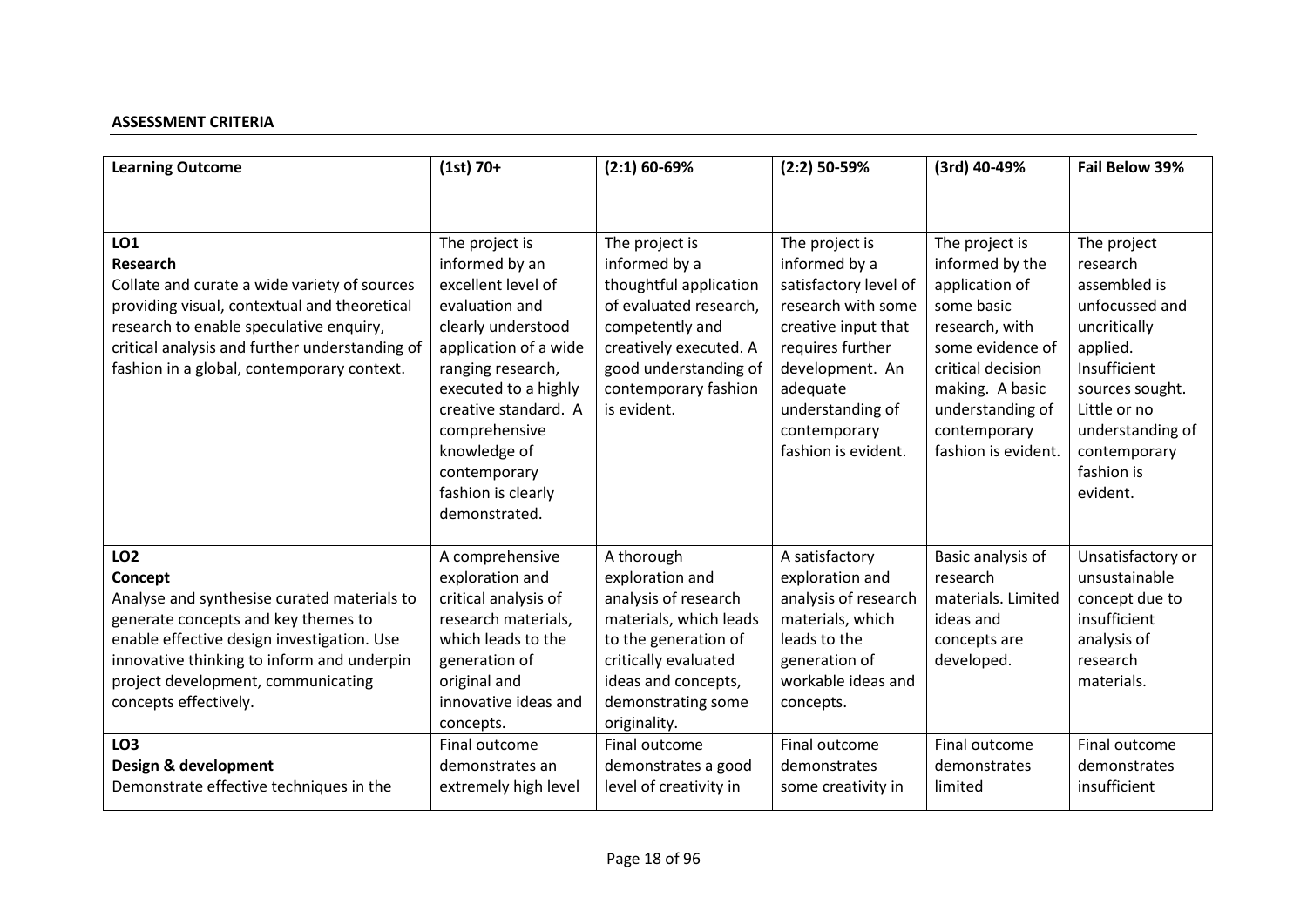**ASSESSMENT CRITERIA**

| Learning Outcome | (1st) 70+ | (2:1) 60-69% | (2:2) 50-59% | (3rd) 40-49% | Fail Below 39% |
|---|---|---|---|---|---|
| **LO1**<br>**Research**<br>Collate and curate a wide variety of sources providing visual, contextual and theoretical research to enable speculative enquiry, critical analysis and further understanding of fashion in a global, contemporary context. | The project is informed by an excellent level of evaluation and clearly understood application of a wide ranging research, executed to a highly creative standard. A comprehensive knowledge of contemporary fashion is clearly demonstrated. | The project is informed by a thoughtful application of evaluated research, competently and creatively executed. A good understanding of contemporary fashion is evident. | The project is informed by a satisfactory level of research with some creative input that requires further development. An adequate understanding of contemporary fashion is evident. | The project is informed by the application of some basic research, with some evidence of critical decision making. A basic understanding of contemporary fashion is evident. | The project research assembled is unfocussed and uncritically applied. Insufficient sources sought. Little or no understanding of contemporary fashion is evident. |
| **LO2**<br>**Concept**<br>Analyse and synthesise curated materials to generate concepts and key themes to enable effective design investigation. Use innovative thinking to inform and underpin project development, communicating concepts effectively. | A comprehensive exploration and critical analysis of research materials, which leads to the generation of original and innovative ideas and concepts. | A thorough exploration and analysis of research materials, which leads to the generation of critically evaluated ideas and concepts, demonstrating some originality. | A satisfactory exploration and analysis of research materials, which leads to the generation of workable ideas and concepts. | Basic analysis of research materials. Limited ideas and concepts are developed. | Unsatisfactory or unsustainable concept due to insufficient analysis of research materials. |
| **LO3**<br>**Design & development**<br>Demonstrate effective techniques in the | Final outcome demonstrates an extremely high level | Final outcome demonstrates a good level of creativity in | Final outcome demonstrates some creativity in | Final outcome demonstrates limited | Final outcome demonstrates insufficient |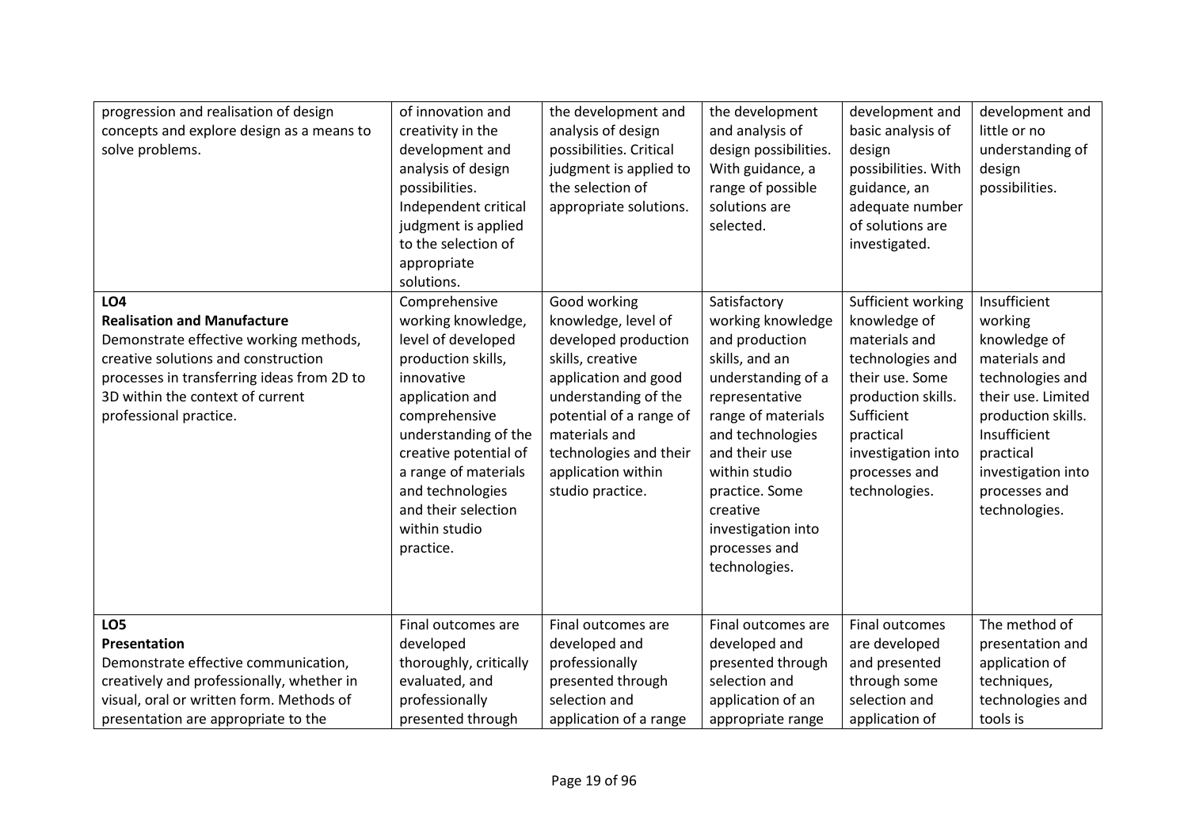| | | | | | |
|---|---|---|---|---|---|
| progression and realisation of design concepts and explore design as a means to solve problems. | of innovation and creativity in the development and analysis of design possibilities. Independent critical judgment is applied to the selection of appropriate solutions. | the development and analysis of design possibilities. Critical judgment is applied to the selection of appropriate solutions. | the development and analysis of design possibilities. With guidance, a range of possible solutions are selected. | development and basic analysis of design possibilities. With guidance, an adequate number of solutions are investigated. | development and little or no understanding of design possibilities. |
| **LO4**<br>**Realisation and Manufacture**<br>Demonstrate effective working methods, creative solutions and construction processes in transferring ideas from 2D to 3D within the context of current professional practice. | Comprehensive working knowledge, level of developed production skills, innovative application and comprehensive understanding of the creative potential of a range of materials and technologies and their selection within studio practice. | Good working knowledge, level of developed production skills, creative application and good understanding of the potential of a range of materials and technologies and their application within studio practice. | Satisfactory working knowledge and production skills, and an understanding of a representative range of materials and technologies and their use within studio practice. Some creative investigation into processes and technologies. | Sufficient working knowledge of materials and technologies and their use. Some production skills. Sufficient practical investigation into processes and technologies. | Insufficient working knowledge of materials and technologies and their use. Limited production skills. Insufficient practical investigation into processes and technologies. |
| **LO5**<br>**Presentation**<br>Demonstrate effective communication, creatively and professionally, whether in visual, oral or written form. Methods of presentation are appropriate to the | Final outcomes are developed thoroughly, critically evaluated, and professionally presented through | Final outcomes are developed and professionally presented through selection and application of a range | Final outcomes are developed and presented through selection and application of an appropriate range | Final outcomes are developed and presented through some selection and application of | The method of presentation and application of techniques, technologies and tools is |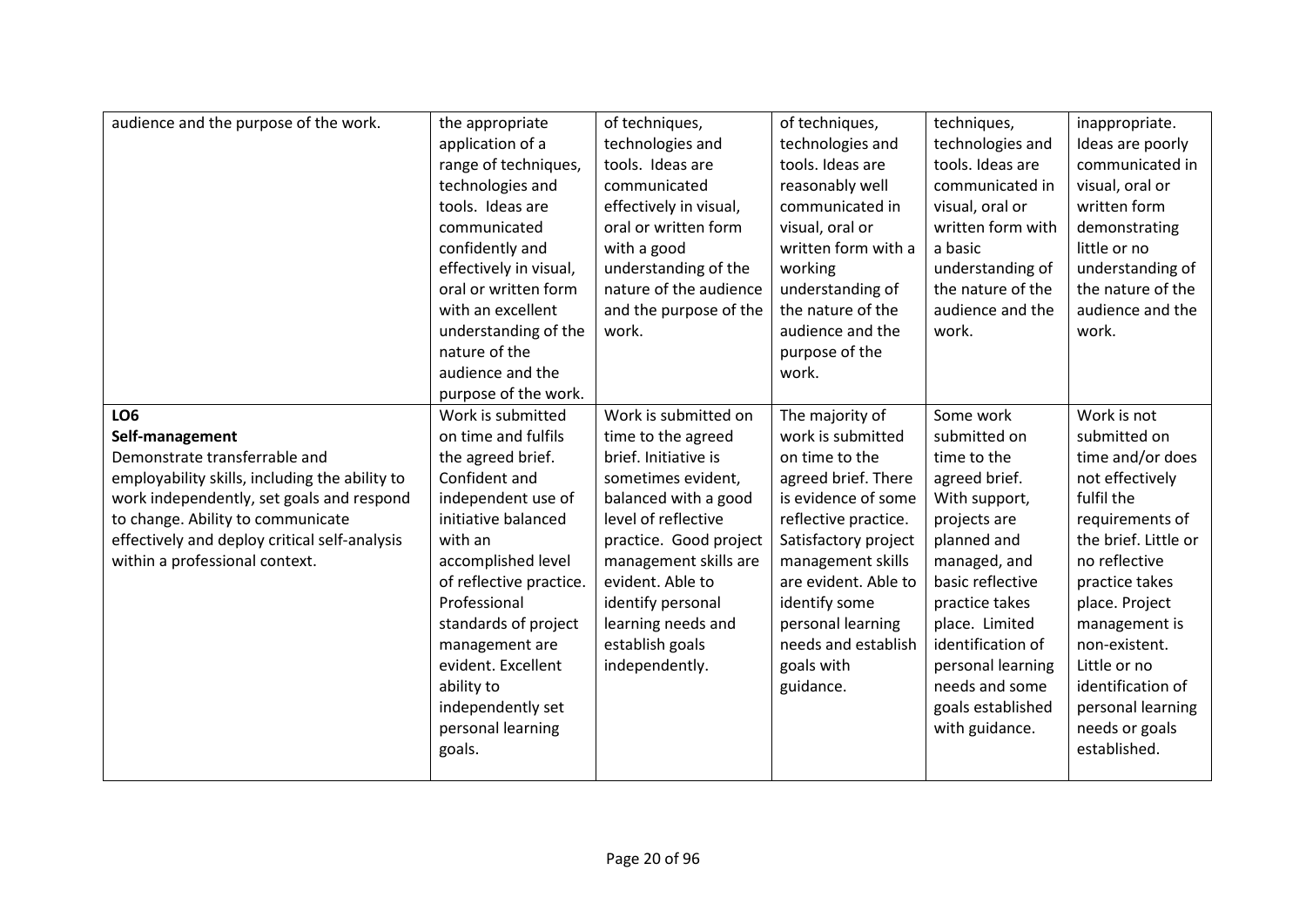| | | | | | |
|---|---|---|---|---|---|
| audience and the purpose of the work. | the appropriate application of a range of techniques, technologies and tools. Ideas are communicated confidently and effectively in visual, oral or written form with an excellent understanding of the nature of the audience and the purpose of the work. | of techniques, technologies and tools. Ideas are communicated effectively in visual, oral or written form with a good understanding of the nature of the audience and the purpose of the work. | of techniques, technologies and tools. Ideas are reasonably well communicated in visual, oral or written form with a working understanding of the nature of the audience and the purpose of the work. | techniques, technologies and tools. Ideas are communicated in visual, oral or written form with a basic understanding of the nature of the audience and the work. | inappropriate. Ideas are poorly communicated in visual, oral or written form demonstrating little or no understanding of the nature of the audience and the work. |
| **LO6** **Self-management** Demonstrate transferrable and employability skills, including the ability to work independently, set goals and respond to change. Ability to communicate effectively and deploy critical self-analysis within a professional context. | Work is submitted on time and fulfils the agreed brief. Confident and independent use of initiative balanced with an accomplished level of reflective practice. Professional standards of project management are evident. Excellent ability to independently set personal learning goals. | Work is submitted on time to the agreed brief. Initiative is sometimes evident, balanced with a good level of reflective practice. Good project management skills are evident. Able to identify personal learning needs and establish goals independently. | The majority of work is submitted on time to the agreed brief. There is evidence of some reflective practice. Satisfactory project management skills are evident. Able to identify some personal learning needs and establish goals with guidance. | Some work submitted on time to the agreed brief. With support, projects are planned and managed, and basic reflective practice takes place. Limited identification of personal learning needs and some goals established with guidance. | Work is not submitted on time and/or does not effectively fulfil the requirements of the brief. Little or no reflective practice takes place. Project management is non-existent. Little or no identification of personal learning needs or goals established. |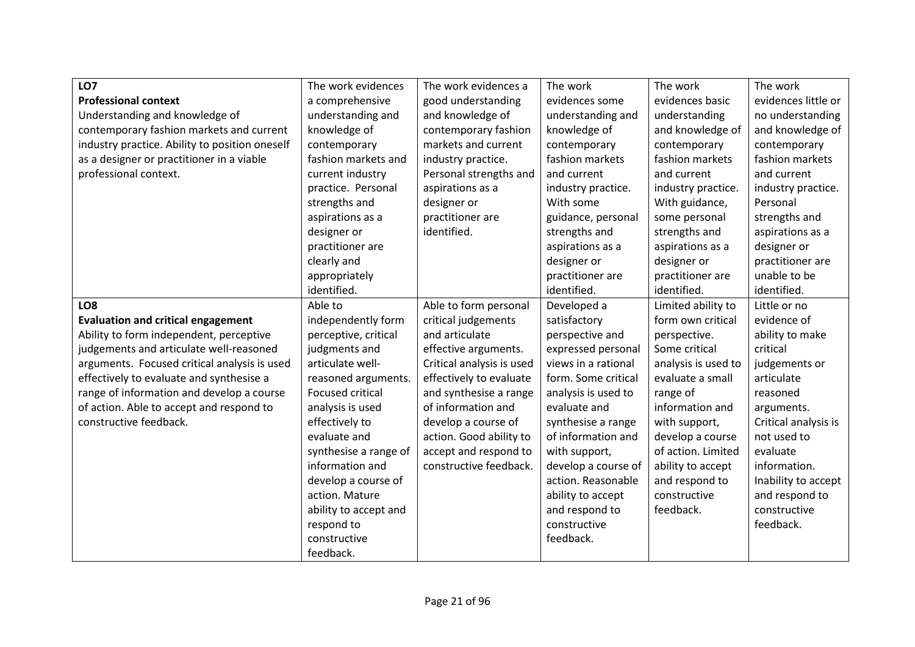| | | | | | |
|---|---|---|---|---|---|
| **LO7**<br>**Professional context**<br>Understanding and knowledge of contemporary fashion markets and current industry practice. Ability to position oneself as a designer or practitioner in a viable professional context. | The work evidences a comprehensive understanding and knowledge of contemporary fashion markets and current industry practice. Personal strengths and aspirations as a designer or practitioner are clearly and appropriately identified. | The work evidences a good understanding and knowledge of contemporary fashion markets and current industry practice. Personal strengths and aspirations as a designer or practitioner are identified. | The work evidences some understanding and knowledge of contemporary fashion markets and current industry practice. With some guidance, personal strengths and aspirations as a designer or practitioner are identified. | The work evidences basic understanding and knowledge of contemporary fashion markets and current industry practice. With guidance, some personal strengths and aspirations as a designer or practitioner are identified. | The work evidences little or no understanding and knowledge of contemporary fashion markets and current industry practice. Personal strengths and aspirations as a designer or practitioner are unable to be identified. |
| **LO8**<br>**Evaluation and critical engagement**<br>Ability to form independent, perceptive judgements and articulate well-reasoned arguments. Focused critical analysis is used effectively to evaluate and synthesise a range of information and develop a course of action. Able to accept and respond to constructive feedback. | Able to independently form perceptive, critical judgments and articulate well-reasoned arguments. Focused critical analysis is used effectively to evaluate and synthesise a range of information and develop a course of action. Mature ability to accept and respond to constructive feedback. | Able to form personal critical judgements and articulate effective arguments. Critical analysis is used effectively to evaluate and synthesise a range of information and develop a course of action. Good ability to accept and respond to constructive feedback. | Developed a satisfactory perspective and expressed personal views in a rational form. Some critical analysis is used to evaluate and synthesise a range of information and with support, develop a course of action. Reasonable ability to accept and respond to constructive feedback. | Limited ability to form own critical perspective. Some critical analysis is used to evaluate a small range of information and with support, develop a course of action. Limited ability to accept and respond to constructive feedback. | Little or no evidence of ability to make critical judgements or articulate reasoned arguments. Critical analysis is not used to evaluate information. Inability to accept and respond to constructive feedback. |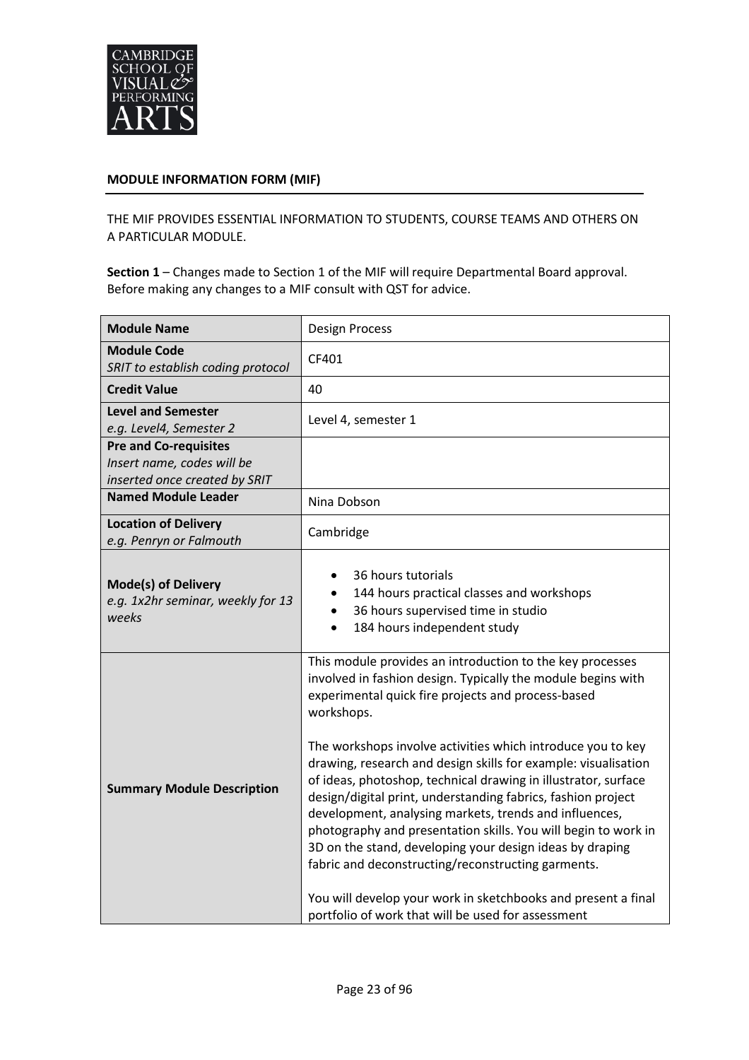**MODULE INFORMATION FORM (MIF)**

THE MIF PROVIDES ESSENTIAL INFORMATION TO STUDENTS, COURSE TEAMS AND OTHERS ON A PARTICULAR MODULE.

**Section 1** – Changes made to Section 1 of the MIF will require Departmental Board approval. Before making any changes to a MIF consult with QST for advice.

| | |
|---|---|
| **Module Name** | Design Process |
| **Module Code**<br>*SRIT to establish coding protocol* | CF401 |
| **Credit Value** | 40 |
| **Level and Semester**<br>*e.g. Level4, Semester 2* | Level 4, semester 1 |
| **Pre and Co-requisites**<br>*Insert name, codes will be inserted once created by SRIT* | |
| **Named Module Leader** | Nina Dobson |
| **Location of Delivery**<br>*e.g. Penryn or Falmouth* | Cambridge |
| **Mode(s) of Delivery**<br>*e.g. 1x2hr seminar, weekly for 13 weeks* | • 36 hours tutorials<br>• 144 hours practical classes and workshops<br>• 36 hours supervised time in studio<br>• 184 hours independent study |
| **Summary Module Description** | This module provides an introduction to the key processes involved in fashion design. Typically the module begins with experimental quick fire projects and process-based workshops.<br><br>The workshops involve activities which introduce you to key drawing, research and design skills for example: visualisation of ideas, photoshop, technical drawing in illustrator, surface design/digital print, understanding fabrics, fashion project development, analysing markets, trends and influences, photography and presentation skills. You will begin to work in 3D on the stand, developing your design ideas by draping fabric and deconstructing/reconstructing garments.<br><br>You will develop your work in sketchbooks and present a final portfolio of work that will be used for assessment |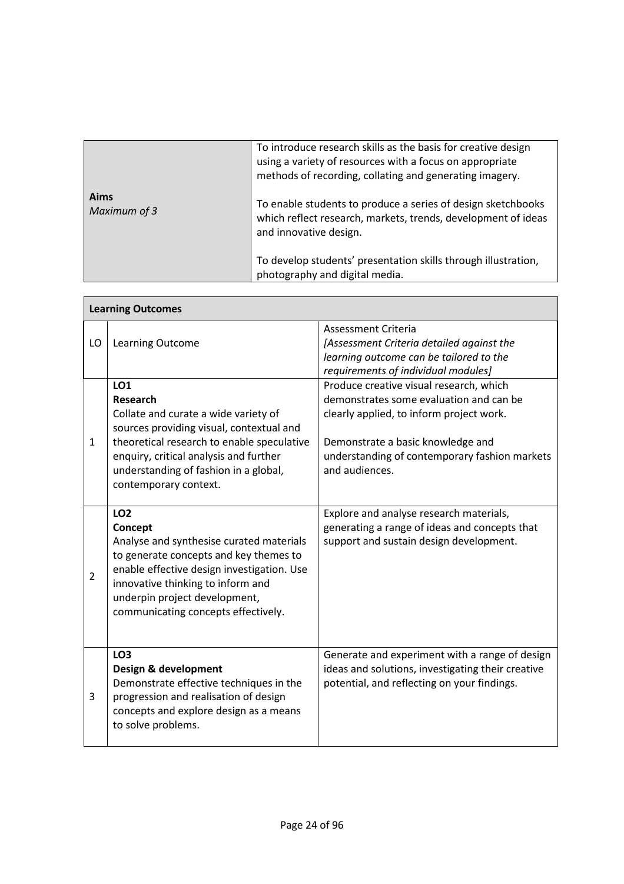| **Aims** *Maximum of 3* | To introduce research skills as the basis for creative design using a variety of resources with a focus on appropriate methods of recording, collating and generating imagery.<br><br>To enable students to produce a series of design sketchbooks which reflect research, markets, trends, development of ideas and innovative design.<br><br>To develop students' presentation skills through illustration, photography and digital media. |
|---|---|

| **Learning Outcomes** | | |
|---|---|---|
| LO | Learning Outcome | Assessment Criteria<br>*[Assessment Criteria detailed against the learning outcome can be tailored to the requirements of individual modules]* |
| 1 | **LO1**<br>**Research**<br>Collate and curate a wide variety of sources providing visual, contextual and theoretical research to enable speculative enquiry, critical analysis and further understanding of fashion in a global, contemporary context. | Produce creative visual research, which demonstrates some evaluation and can be clearly applied, to inform project work.<br><br>Demonstrate a basic knowledge and understanding of contemporary fashion markets and audiences. |
| 2 | **LO2**<br>**Concept**<br>Analyse and synthesise curated materials to generate concepts and key themes to enable effective design investigation. Use innovative thinking to inform and underpin project development, communicating concepts effectively. | Explore and analyse research materials, generating a range of ideas and concepts that support and sustain design development. |
| 3 | **LO3**<br>**Design & development**<br>Demonstrate effective techniques in the progression and realisation of design concepts and explore design as a means to solve problems. | Generate and experiment with a range of design ideas and solutions, investigating their creative potential, and reflecting on your findings. |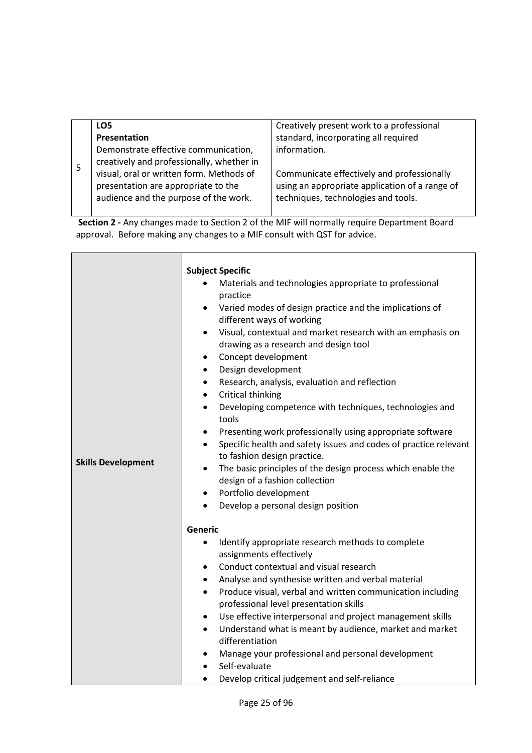| | | |
|---|---|---|
| 5 | **LO5**<br>**Presentation**<br>Demonstrate effective communication, creatively and professionally, whether in visual, oral or written form. Methods of presentation are appropriate to the audience and the purpose of the work. | Creatively present work to a professional standard, incorporating all required information.<br><br>Communicate effectively and professionally using an appropriate application of a range of techniques, technologies and tools. |

**Section 2 -** Any changes made to Section 2 of the MIF will normally require Department Board approval. Before making any changes to a MIF consult with QST for advice.

| | |
|---|---|
| **Skills Development** | **Subject Specific**<br>• Materials and technologies appropriate to professional practice<br>• Varied modes of design practice and the implications of different ways of working<br>• Visual, contextual and market research with an emphasis on drawing as a research and design tool<br>• Concept development<br>• Design development<br>• Research, analysis, evaluation and reflection<br>• Critical thinking<br>• Developing competence with techniques, technologies and tools<br>• Presenting work professionally using appropriate software<br>• Specific health and safety issues and codes of practice relevant to fashion design practice.<br>• The basic principles of the design process which enable the design of a fashion collection<br>• Portfolio development<br>• Develop a personal design position<br><br>**Generic**<br>• Identify appropriate research methods to complete assignments effectively<br>• Conduct contextual and visual research<br>• Analyse and synthesise written and verbal material<br>• Produce visual, verbal and written communication including professional level presentation skills<br>• Use effective interpersonal and project management skills<br>• Understand what is meant by audience, market and market differentiation<br>• Manage your professional and personal development<br>• Self-evaluate<br>• Develop critical judgement and self-reliance |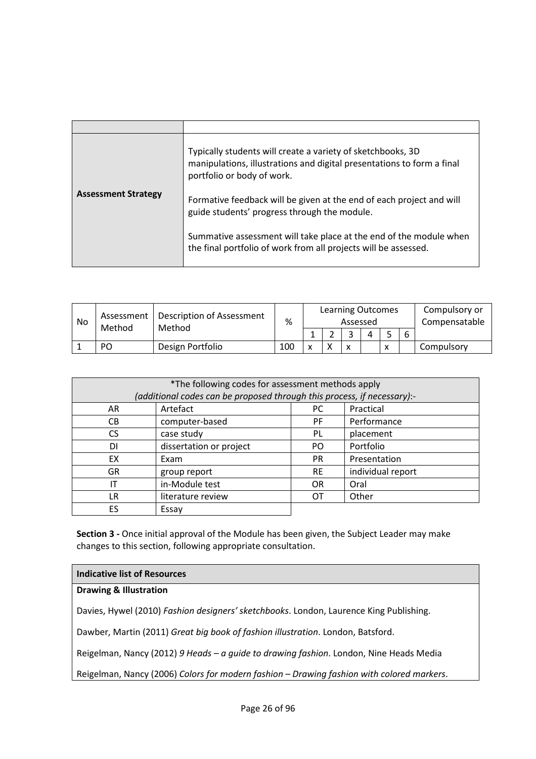| | |
|---|---|
| **Assessment Strategy** | Typically students will create a variety of sketchbooks, 3D manipulations, illustrations and digital presentations to form a final portfolio or body of work.<br><br>Formative feedback will be given at the end of each project and will guide students' progress through the module.<br><br>Summative assessment will take place at the end of the module when the final portfolio of work from all projects will be assessed. |

| No | Assessment Method | Description of Assessment Method | % | Learning Outcomes Assessed | | | | | | Compulsory or Compensatable |
|---|---|---|---|---|---|---|---|---|---|---|
| | | | | 1 | 2 | 3 | 4 | 5 | 6 | |
| 1 | PO | Design Portfolio | 100 | x | X | x | | x | | Compulsory |

| *The following codes for assessment methods apply *(additional codes can be proposed through this process, if necessary)*:- | | | |
|---|---|---|---|
| AR | Artefact | PC | Practical |
| CB | computer-based | PF | Performance |
| CS | case study | PL | placement |
| DI | dissertation or project | PO | Portfolio |
| EX | Exam | PR | Presentation |
| GR | group report | RE | individual report |
| IT | in-Module test | OR | Oral |
| LR | literature review | OT | Other |
| ES | Essay | | |

**Section 3 -** Once initial approval of the Module has been given, the Subject Leader may make changes to this section, following appropriate consultation.

**Indicative list of Resources**

**Drawing & Illustration**

Davies, Hywel (2010) *Fashion designers' sketchbooks*. London, Laurence King Publishing.

Dawber, Martin (2011) *Great big book of fashion illustration*. London, Batsford.

Reigelman, Nancy (2012) *9 Heads – a guide to drawing fashion*. London, Nine Heads Media

Reigelman, Nancy (2006) *Colors for modern fashion – Drawing fashion with colored markers*.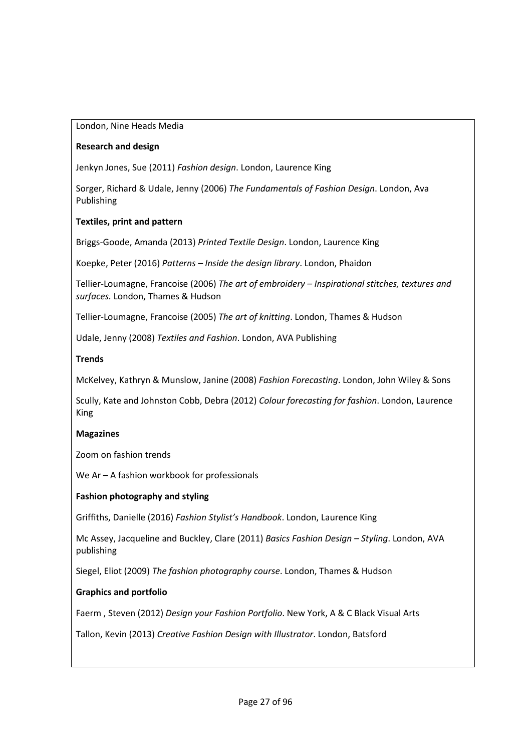London, Nine Heads Media

**Research and design**

Jenkyn Jones, Sue (2011) *Fashion design*. London, Laurence King

Sorger, Richard & Udale, Jenny (2006) *The Fundamentals of Fashion Design*. London, Ava Publishing

**Textiles, print and pattern**

Briggs-Goode, Amanda (2013) *Printed Textile Design*. London, Laurence King

Koepke, Peter (2016) *Patterns – Inside the design library*. London, Phaidon

Tellier-Loumagne, Francoise (2006) *The art of embroidery – Inspirational stitches, textures and surfaces.* London, Thames & Hudson

Tellier-Loumagne, Francoise (2005) *The art of knitting*. London, Thames & Hudson

Udale, Jenny (2008) *Textiles and Fashion*. London, AVA Publishing

**Trends**

McKelvey, Kathryn & Munslow, Janine (2008) *Fashion Forecasting*. London, John Wiley & Sons

Scully, Kate and Johnston Cobb, Debra (2012) *Colour forecasting for fashion*. London, Laurence King

**Magazines**

Zoom on fashion trends

We Ar – A fashion workbook for professionals

**Fashion photography and styling**

Griffiths, Danielle (2016) *Fashion Stylist's Handbook*. London, Laurence King

Mc Assey, Jacqueline and Buckley, Clare (2011) *Basics Fashion Design – Styling*. London, AVA publishing

Siegel, Eliot (2009) *The fashion photography course*. London, Thames & Hudson

**Graphics and portfolio**

Faerm , Steven (2012) *Design your Fashion Portfolio*. New York, A & C Black Visual Arts

Tallon, Kevin (2013) *Creative Fashion Design with Illustrator*. London, Batsford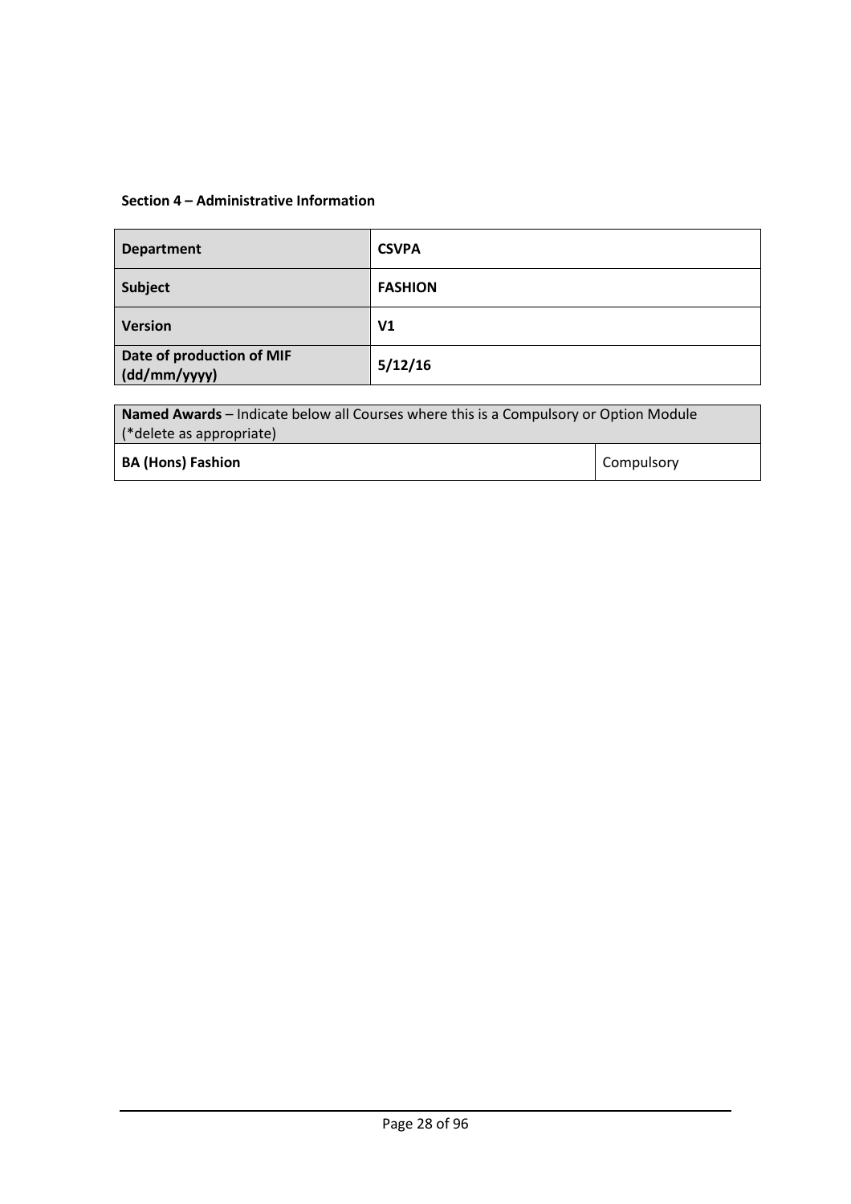**Section 4 – Administrative Information**

| **Department** | **CSVPA** |
|---|---|
| **Subject** | **FASHION** |
| **Version** | **V1** |
| **Date of production of MIF (dd/mm/yyyy)** | **5/12/16** |

| **Named Awards** – Indicate below all Courses where this is a Compulsory or Option Module (*delete as appropriate) | |
|---|---|
| **BA (Hons) Fashion** | Compulsory |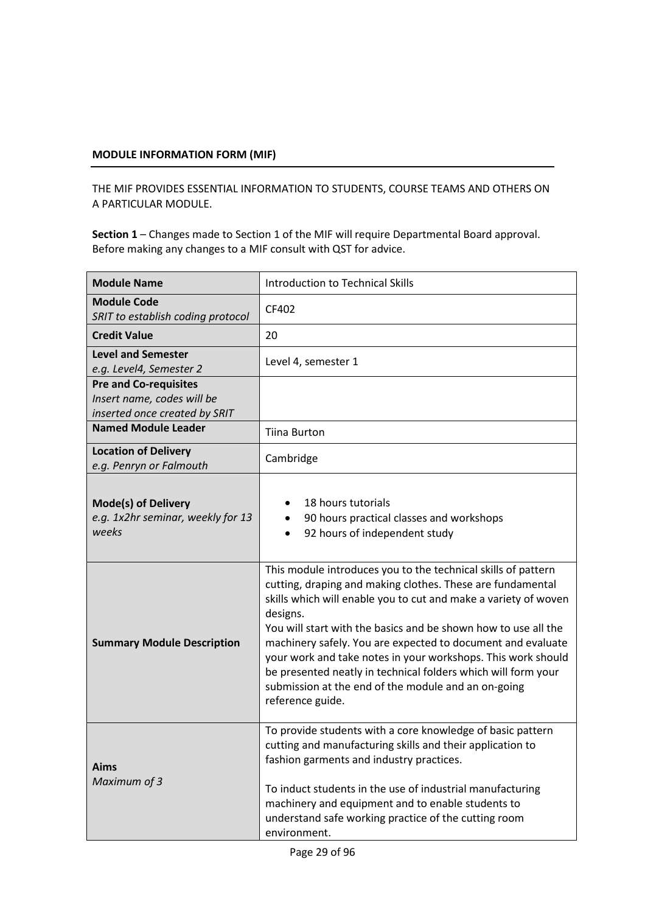**MODULE INFORMATION FORM (MIF)**

THE MIF PROVIDES ESSENTIAL INFORMATION TO STUDENTS, COURSE TEAMS AND OTHERS ON A PARTICULAR MODULE.

**Section 1** – Changes made to Section 1 of the MIF will require Departmental Board approval. Before making any changes to a MIF consult with QST for advice.

| | |
|---|---|
| **Module Name** | Introduction to Technical Skills |
| **Module Code**<br>*SRIT to establish coding protocol* | CF402 |
| **Credit Value** | 20 |
| **Level and Semester**<br>*e.g. Level4, Semester 2* | Level 4, semester 1 |
| **Pre and Co-requisites**<br>*Insert name, codes will be inserted once created by SRIT* | |
| **Named Module Leader** | Tiina Burton |
| **Location of Delivery**<br>*e.g. Penryn or Falmouth* | Cambridge |
| **Mode(s) of Delivery**<br>*e.g. 1x2hr seminar, weekly for 13 weeks* | • 18 hours tutorials<br>• 90 hours practical classes and workshops<br>• 92 hours of independent study |
| **Summary Module Description** | This module introduces you to the technical skills of pattern cutting, draping and making clothes. These are fundamental skills which will enable you to cut and make a variety of woven designs.<br>You will start with the basics and be shown how to use all the machinery safely. You are expected to document and evaluate your work and take notes in your workshops. This work should be presented neatly in technical folders which will form your submission at the end of the module and an on-going reference guide. |
| **Aims**<br>*Maximum of 3* | To provide students with a core knowledge of basic pattern cutting and manufacturing skills and their application to fashion garments and industry practices.<br><br>To induct students in the use of industrial manufacturing machinery and equipment and to enable students to understand safe working practice of the cutting room environment. |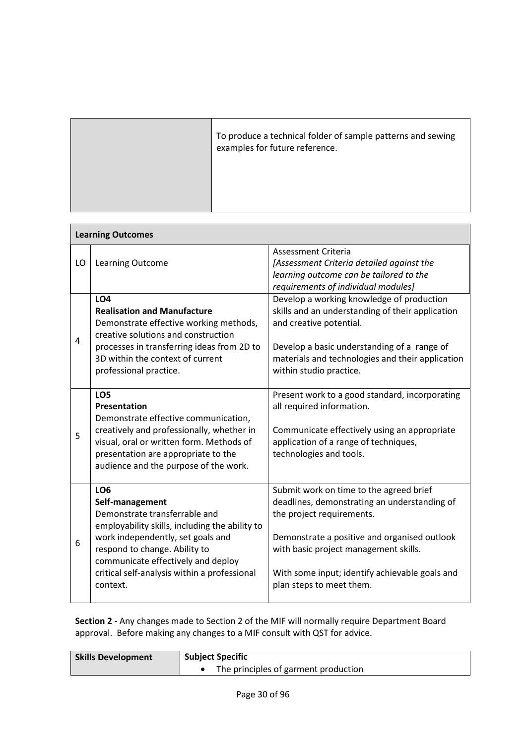| | |
|---|---|
| | To produce a technical folder of sample patterns and sewing examples for future reference. |

| **Learning Outcomes** | | |
|---|---|---|
| LO | Learning Outcome | Assessment Criteria<br>*[Assessment Criteria detailed against the learning outcome can be tailored to the requirements of individual modules]* |
| 4 | **LO4**<br>**Realisation and Manufacture**<br>Demonstrate effective working methods, creative solutions and construction processes in transferring ideas from 2D to 3D within the context of current professional practice. | Develop a working knowledge of production skills and an understanding of their application and creative potential.<br><br>Develop a basic understanding of a range of materials and technologies and their application within studio practice. |
| 5 | **LO5**<br>**Presentation**<br>Demonstrate effective communication, creatively and professionally, whether in visual, oral or written form. Methods of presentation are appropriate to the audience and the purpose of the work. | Present work to a good standard, incorporating all required information.<br><br>Communicate effectively using an appropriate application of a range of techniques, technologies and tools. |
| 6 | **LO6**<br>**Self-management**<br>Demonstrate transferrable and employability skills, including the ability to work independently, set goals and respond to change. Ability to communicate effectively and deploy critical self-analysis within a professional context. | Submit work on time to the agreed brief deadlines, demonstrating an understanding of the project requirements.<br><br>Demonstrate a positive and organised outlook with basic project management skills.<br><br>With some input; identify achievable goals and plan steps to meet them. |

**Section 2 -** Any changes made to Section 2 of the MIF will normally require Department Board approval. Before making any changes to a MIF consult with QST for advice.

| **Skills Development** | **Subject Specific** |
|---|---|
| | • The principles of garment production |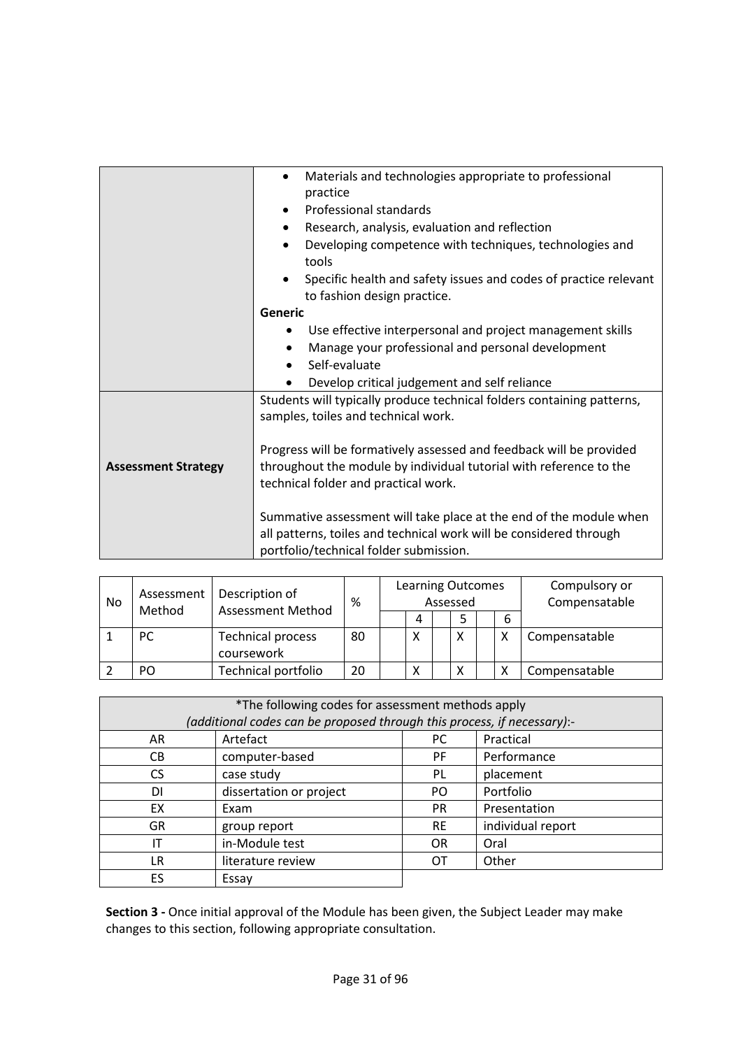| | |
|---|---|
| | • Materials and technologies appropriate to professional practice<br>• Professional standards<br>• Research, analysis, evaluation and reflection<br>• Developing competence with techniques, technologies and tools<br>• Specific health and safety issues and codes of practice relevant to fashion design practice.<br>**Generic**<br>• Use effective interpersonal and project management skills<br>• Manage your professional and personal development<br>• Self-evaluate<br>• Develop critical judgement and self reliance |
| **Assessment Strategy** | Students will typically produce technical folders containing patterns, samples, toiles and technical work.<br><br>Progress will be formatively assessed and feedback will be provided throughout the module by individual tutorial with reference to the technical folder and practical work.<br><br>Summative assessment will take place at the end of the module when all patterns, toiles and technical work will be considered through portfolio/technical folder submission. |

| No | Assessment Method | Description of Assessment Method | % | Learning Outcomes Assessed | | | | | | Compulsory or Compensatable |
|---|---|---|---|---|---|---|---|---|---|---|
| | | | | | 4 | | 5 | | 6 | |
| 1 | PC | Technical process coursework | 80 | | X | | X | | X | Compensatable |
| 2 | PO | Technical portfolio | 20 | | X | | X | | X | Compensatable |

| *The following codes for assessment methods apply *(additional codes can be proposed through this process, if necessary)*:- | | | |
|---|---|---|---|
| AR | Artefact | PC | Practical |
| CB | computer-based | PF | Performance |
| CS | case study | PL | placement |
| DI | dissertation or project | PO | Portfolio |
| EX | Exam | PR | Presentation |
| GR | group report | RE | individual report |
| IT | in-Module test | OR | Oral |
| LR | literature review | OT | Other |
| ES | Essay | | |

**Section 3 -** Once initial approval of the Module has been given, the Subject Leader may make changes to this section, following appropriate consultation.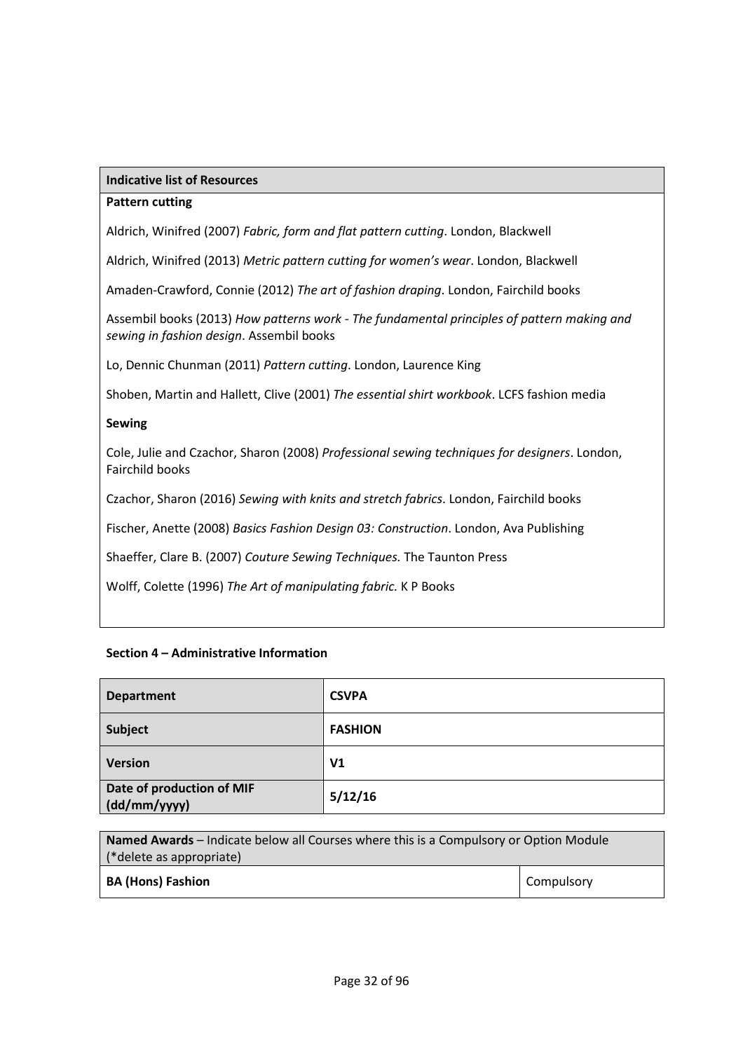| Indicative list of Resources |
|---|
| **Pattern cutting**<br><br>Aldrich, Winifred (2007) *Fabric, form and flat pattern cutting*. London, Blackwell<br><br>Aldrich, Winifred (2013) *Metric pattern cutting for women's wear*. London, Blackwell<br><br>Amaden-Crawford, Connie (2012) *The art of fashion draping*. London, Fairchild books<br><br>Assembil books (2013) *How patterns work - The fundamental principles of pattern making and sewing in fashion design*. Assembil books<br><br>Lo, Dennic Chunman (2011) *Pattern cutting*. London, Laurence King<br><br>Shoben, Martin and Hallett, Clive (2001) *The essential shirt workbook*. LCFS fashion media<br><br>**Sewing**<br><br>Cole, Julie and Czachor, Sharon (2008) *Professional sewing techniques for designers*. London, Fairchild books<br><br>Czachor, Sharon (2016) *Sewing with knits and stretch fabrics*. London, Fairchild books<br><br>Fischer, Anette (2008) *Basics Fashion Design 03: Construction*. London, Ava Publishing<br><br>Shaeffer, Clare B. (2007) *Couture Sewing Techniques.* The Taunton Press<br><br>Wolff, Colette (1996) *The Art of manipulating fabric.* K P Books |

**Section 4 – Administrative Information**

| **Department** | **CSVPA** |
|---|---|
| **Subject** | **FASHION** |
| **Version** | **V1** |
| **Date of production of MIF (dd/mm/yyyy)** | **5/12/16** |

| **Named Awards** – Indicate below all Courses where this is a Compulsory or Option Module (*delete as appropriate) | |
|---|---|
| **BA (Hons) Fashion** | Compulsory |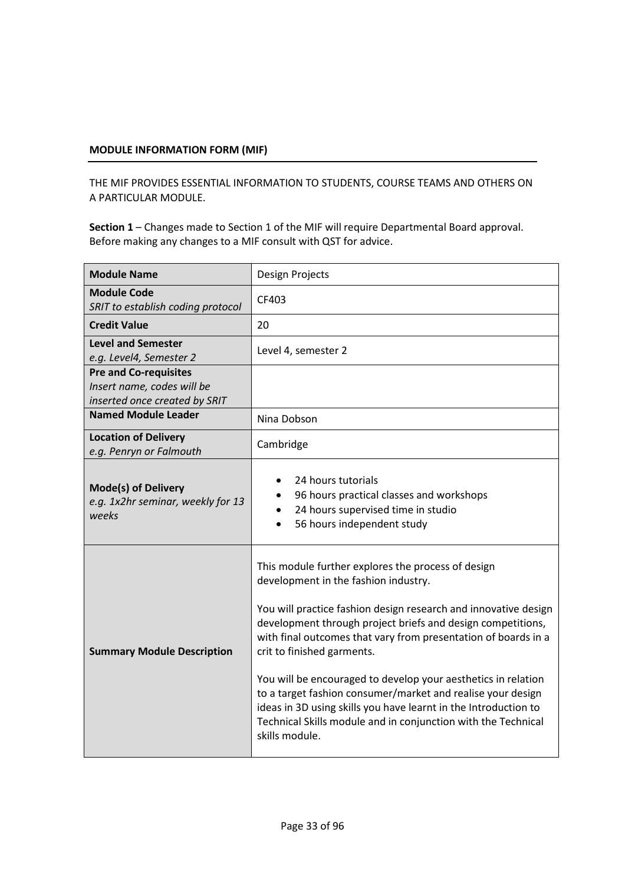**MODULE INFORMATION FORM (MIF)**

THE MIF PROVIDES ESSENTIAL INFORMATION TO STUDENTS, COURSE TEAMS AND OTHERS ON A PARTICULAR MODULE.

**Section 1** – Changes made to Section 1 of the MIF will require Departmental Board approval. Before making any changes to a MIF consult with QST for advice.

| | |
|---|---|
| **Module Name** | Design Projects |
| **Module Code**<br>*SRIT to establish coding protocol* | CF403 |
| **Credit Value** | 20 |
| **Level and Semester**<br>*e.g. Level4, Semester 2* | Level 4, semester 2 |
| **Pre and Co-requisites**<br>*Insert name, codes will be inserted once created by SRIT* | |
| **Named Module Leader** | Nina Dobson |
| **Location of Delivery**<br>*e.g. Penryn or Falmouth* | Cambridge |
| **Mode(s) of Delivery**<br>*e.g. 1x2hr seminar, weekly for 13 weeks* | • 24 hours tutorials<br>• 96 hours practical classes and workshops<br>• 24 hours supervised time in studio<br>• 56 hours independent study |
| **Summary Module Description** | This module further explores the process of design development in the fashion industry.<br><br>You will practice fashion design research and innovative design development through project briefs and design competitions, with final outcomes that vary from presentation of boards in a crit to finished garments.<br><br>You will be encouraged to develop your aesthetics in relation to a target fashion consumer/market and realise your design ideas in 3D using skills you have learnt in the Introduction to Technical Skills module and in conjunction with the Technical skills module. |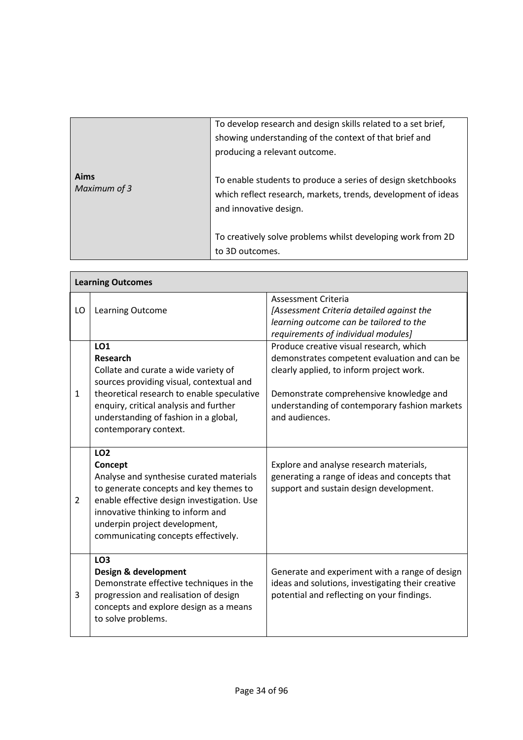| **Aims** *Maximum of 3* | To develop research and design skills related to a set brief, showing understanding of the context of that brief and producing a relevant outcome.<br><br>To enable students to produce a series of design sketchbooks which reflect research, markets, trends, development of ideas and innovative design.<br><br>To creatively solve problems whilst developing work from 2D to 3D outcomes. |
|---|---|

| **Learning Outcomes** | | |
|---|---|---|
| LO | Learning Outcome | Assessment Criteria<br>*[Assessment Criteria detailed against the learning outcome can be tailored to the requirements of individual modules]* |
| 1 | **LO1**<br>**Research**<br>Collate and curate a wide variety of sources providing visual, contextual and theoretical research to enable speculative enquiry, critical analysis and further understanding of fashion in a global, contemporary context. | Produce creative visual research, which demonstrates competent evaluation and can be clearly applied, to inform project work.<br><br>Demonstrate comprehensive knowledge and understanding of contemporary fashion markets and audiences. |
| 2 | **LO2**<br>**Concept**<br>Analyse and synthesise curated materials to generate concepts and key themes to enable effective design investigation. Use innovative thinking to inform and underpin project development, communicating concepts effectively. | Explore and analyse research materials, generating a range of ideas and concepts that support and sustain design development. |
| 3 | **LO3**<br>**Design & development**<br>Demonstrate effective techniques in the progression and realisation of design concepts and explore design as a means to solve problems. | Generate and experiment with a range of design ideas and solutions, investigating their creative potential and reflecting on your findings. |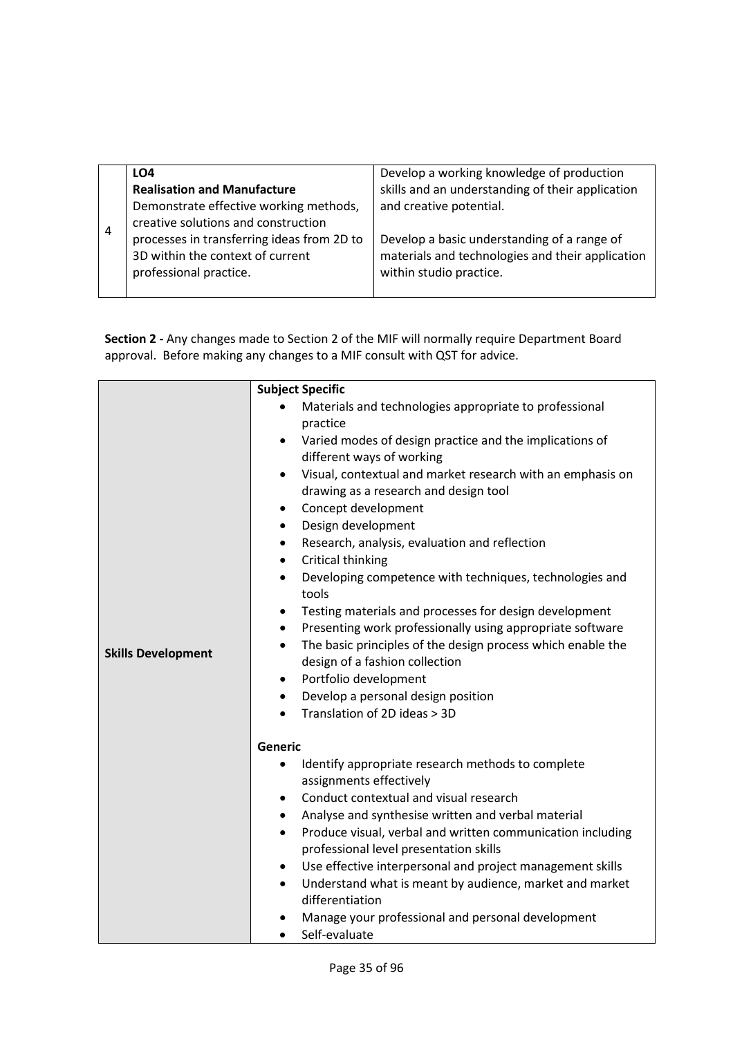| 4 | **LO4**<br>**Realisation and Manufacture**<br>Demonstrate effective working methods, creative solutions and construction processes in transferring ideas from 2D to 3D within the context of current professional practice. | Develop a working knowledge of production skills and an understanding of their application and creative potential.<br><br>Develop a basic understanding of a range of materials and technologies and their application within studio practice. |
|---|---|---|

**Section 2 -** Any changes made to Section 2 of the MIF will normally require Department Board approval. Before making any changes to a MIF consult with QST for advice.

| **Skills Development** | **Subject Specific**<br>• Materials and technologies appropriate to professional practice<br>• Varied modes of design practice and the implications of different ways of working<br>• Visual, contextual and market research with an emphasis on drawing as a research and design tool<br>• Concept development<br>• Design development<br>• Research, analysis, evaluation and reflection<br>• Critical thinking<br>• Developing competence with techniques, technologies and tools<br>• Testing materials and processes for design development<br>• Presenting work professionally using appropriate software<br>• The basic principles of the design process which enable the design of a fashion collection<br>• Portfolio development<br>• Develop a personal design position<br>• Translation of 2D ideas > 3D<br><br>**Generic**<br>• Identify appropriate research methods to complete assignments effectively<br>• Conduct contextual and visual research<br>• Analyse and synthesise written and verbal material<br>• Produce visual, verbal and written communication including professional level presentation skills<br>• Use effective interpersonal and project management skills<br>• Understand what is meant by audience, market and market differentiation<br>• Manage your professional and personal development<br>• Self-evaluate |
|---|---|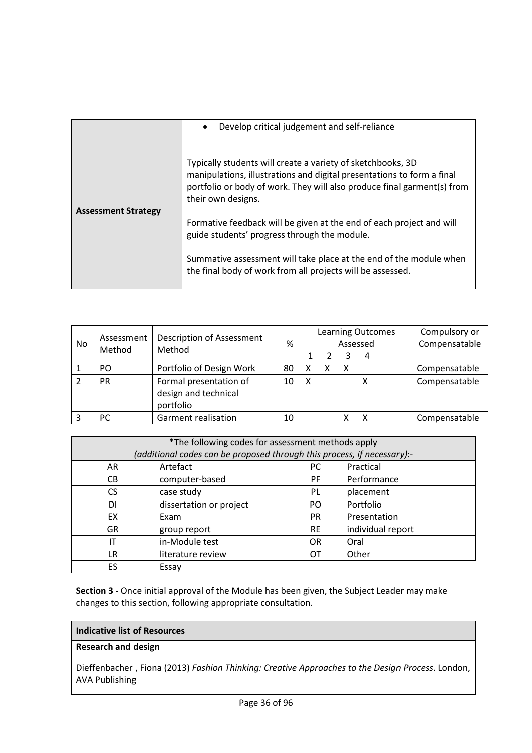| | |
|---|---|
| | • Develop critical judgement and self-reliance |
| **Assessment Strategy** | Typically students will create a variety of sketchbooks, 3D manipulations, illustrations and digital presentations to form a final portfolio or body of work. They will also produce final garment(s) from their own designs.<br><br>Formative feedback will be given at the end of each project and will guide students' progress through the module.<br><br>Summative assessment will take place at the end of the module when the final body of work from all projects will be assessed. |

| No | Assessment Method | Description of Assessment Method | % | Learning Outcomes Assessed | | | | | | Compulsory or Compensatable |
|---|---|---|---|---|---|---|---|---|---|---|
| | | | | 1 | 2 | 3 | 4 | | | |
| 1 | PO | Portfolio of Design Work | 80 | X | X | X | | | | Compensatable |
| 2 | PR | Formal presentation of design and technical portfolio | 10 | X | | | X | | | Compensatable |
| 3 | PC | Garment realisation | 10 | | | X | X | | | Compensatable |

| *The following codes for assessment methods apply *(additional codes can be proposed through this process, if necessary)*:- | | | |
|---|---|---|---|
| AR | Artefact | PC | Practical |
| CB | computer-based | PF | Performance |
| CS | case study | PL | placement |
| DI | dissertation or project | PO | Portfolio |
| EX | Exam | PR | Presentation |
| GR | group report | RE | individual report |
| IT | in-Module test | OR | Oral |
| LR | literature review | OT | Other |
| ES | Essay | | |

**Section 3 -** Once initial approval of the Module has been given, the Subject Leader may make changes to this section, following appropriate consultation.

| **Indicative list of Resources** |
|---|
| **Research and design** |
| Dieffenbacher , Fiona (2013) *Fashion Thinking: Creative Approaches to the Design Process*. London, AVA Publishing |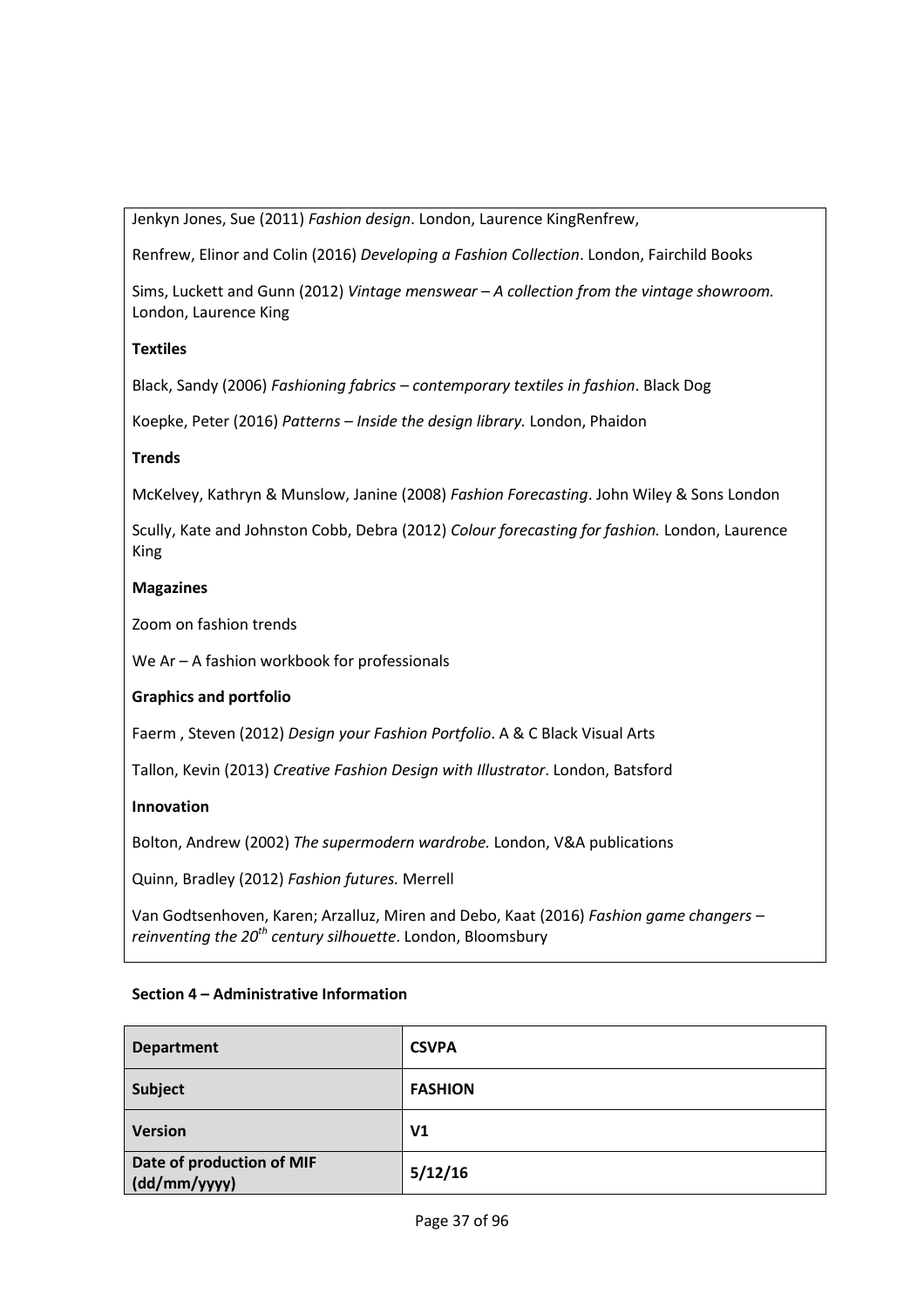Jenkyn Jones, Sue (2011) *Fashion design*. London, Laurence KingRenfrew,

Renfrew, Elinor and Colin (2016) *Developing a Fashion Collection*. London, Fairchild Books

Sims, Luckett and Gunn (2012) *Vintage menswear – A collection from the vintage showroom.* London, Laurence King

**Textiles**

Black, Sandy (2006) *Fashioning fabrics – contemporary textiles in fashion*. Black Dog

Koepke, Peter (2016) *Patterns – Inside the design library.* London, Phaidon

**Trends**

McKelvey, Kathryn & Munslow, Janine (2008) *Fashion Forecasting*. John Wiley & Sons London

Scully, Kate and Johnston Cobb, Debra (2012) *Colour forecasting for fashion.* London, Laurence King

**Magazines**

Zoom on fashion trends

We Ar – A fashion workbook for professionals

**Graphics and portfolio**

Faerm , Steven (2012) *Design your Fashion Portfolio*. A & C Black Visual Arts

Tallon, Kevin (2013) *Creative Fashion Design with Illustrator*. London, Batsford

**Innovation**

Bolton, Andrew (2002) *The supermodern wardrobe.* London, V&A publications

Quinn, Bradley (2012) *Fashion futures.* Merrell

Van Godtsenhoven, Karen; Arzalluz, Miren and Debo, Kaat (2016) *Fashion game changers – reinventing the 20th century silhouette*. London, Bloomsbury

**Section 4 – Administrative Information**

| | |
|---|---|
| **Department** | **CSVPA** |
| **Subject** | **FASHION** |
| **Version** | **V1** |
| **Date of production of MIF (dd/mm/yyyy)** | **5/12/16** |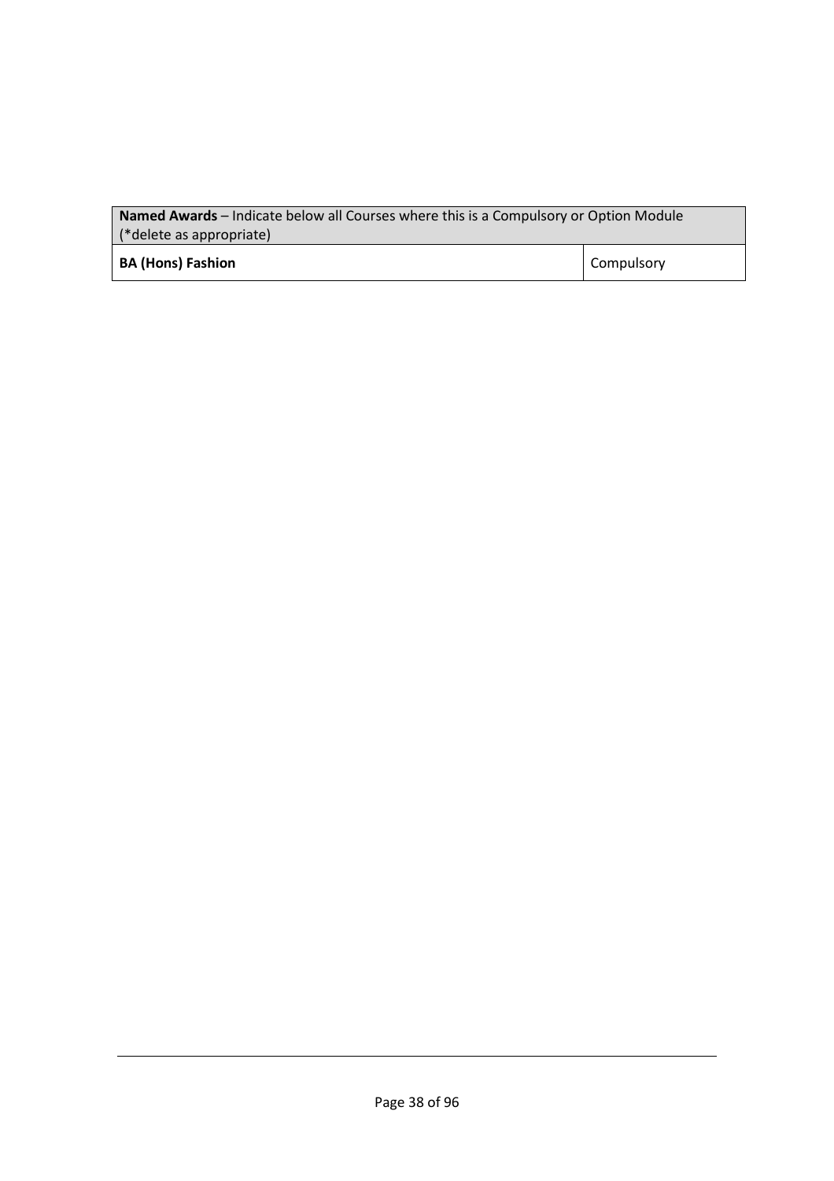| **Named Awards** – Indicate below all Courses where this is a Compulsory or Option Module (*delete as appropriate) | |
|---|---|
| **BA (Hons) Fashion** | Compulsory |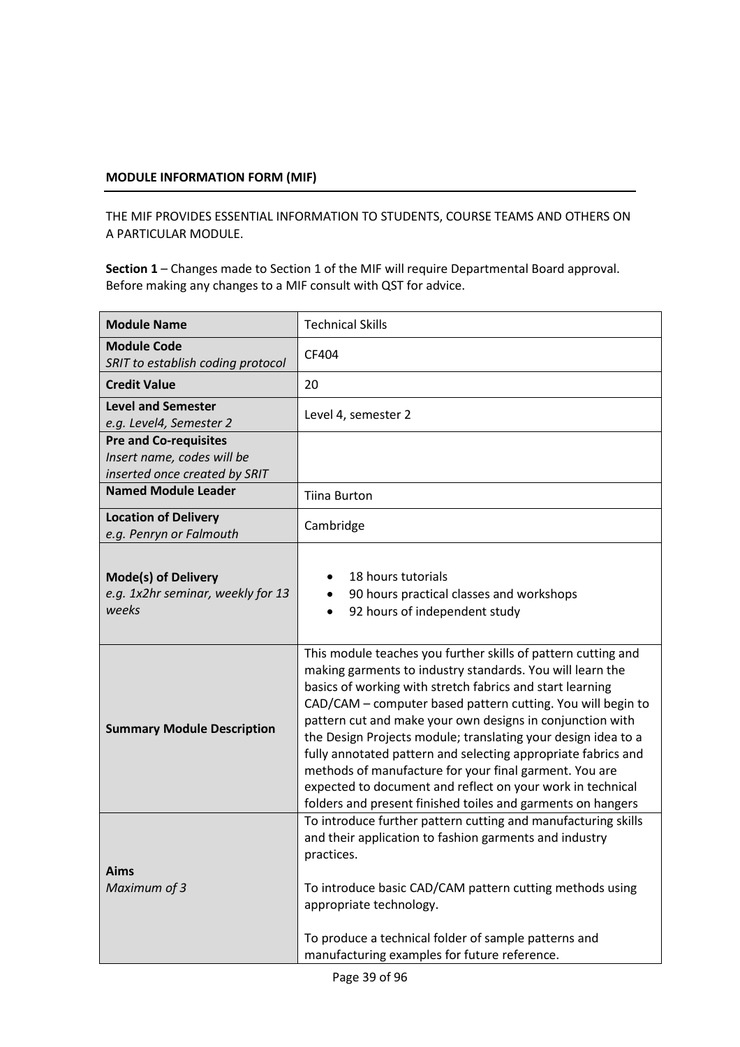**MODULE INFORMATION FORM (MIF)**

THE MIF PROVIDES ESSENTIAL INFORMATION TO STUDENTS, COURSE TEAMS AND OTHERS ON A PARTICULAR MODULE.

**Section 1** – Changes made to Section 1 of the MIF will require Departmental Board approval. Before making any changes to a MIF consult with QST for advice.

| **Module Name** | Technical Skills |
|---|---|
| **Module Code**<br>*SRIT to establish coding protocol* | CF404 |
| **Credit Value** | 20 |
| **Level and Semester**<br>*e.g. Level4, Semester 2* | Level 4, semester 2 |
| **Pre and Co-requisites**<br>*Insert name, codes will be inserted once created by SRIT* | |
| **Named Module Leader** | Tiina Burton |
| **Location of Delivery**<br>*e.g. Penryn or Falmouth* | Cambridge |
| **Mode(s) of Delivery**<br>*e.g. 1x2hr seminar, weekly for 13 weeks* | • 18 hours tutorials<br>• 90 hours practical classes and workshops<br>• 92 hours of independent study |
| **Summary Module Description** | This module teaches you further skills of pattern cutting and making garments to industry standards. You will learn the basics of working with stretch fabrics and start learning CAD/CAM – computer based pattern cutting. You will begin to pattern cut and make your own designs in conjunction with the Design Projects module; translating your design idea to a fully annotated pattern and selecting appropriate fabrics and methods of manufacture for your final garment. You are expected to document and reflect on your work in technical folders and present finished toiles and garments on hangers |
| **Aims**<br>*Maximum of 3* | To introduce further pattern cutting and manufacturing skills and their application to fashion garments and industry practices.<br><br>To introduce basic CAD/CAM pattern cutting methods using appropriate technology.<br><br>To produce a technical folder of sample patterns and manufacturing examples for future reference. |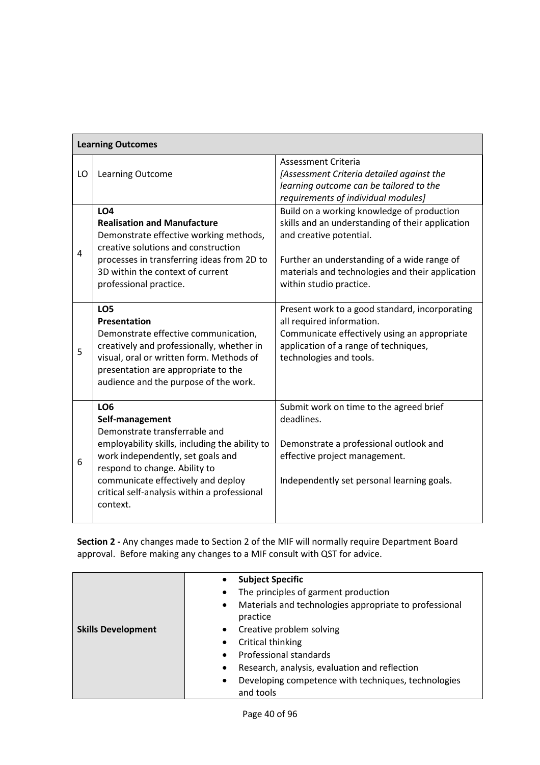| Learning Outcomes | | |
|---|---|---|
| LO | Learning Outcome | Assessment Criteria *[Assessment Criteria detailed against the learning outcome can be tailored to the requirements of individual modules]* |
| 4 | **LO4** **Realisation and Manufacture** Demonstrate effective working methods, creative solutions and construction processes in transferring ideas from 2D to 3D within the context of current professional practice. | Build on a working knowledge of production skills and an understanding of their application and creative potential. Further an understanding of a wide range of materials and technologies and their application within studio practice. |
| 5 | **LO5** **Presentation** Demonstrate effective communication, creatively and professionally, whether in visual, oral or written form. Methods of presentation are appropriate to the audience and the purpose of the work. | Present work to a good standard, incorporating all required information. Communicate effectively using an appropriate application of a range of techniques, technologies and tools. |
| 6 | **LO6** **Self-management** Demonstrate transferrable and employability skills, including the ability to work independently, set goals and respond to change. Ability to communicate effectively and deploy critical self-analysis within a professional context. | Submit work on time to the agreed brief deadlines. Demonstrate a professional outlook and effective project management. Independently set personal learning goals. |

**Section 2 -** Any changes made to Section 2 of the MIF will normally require Department Board approval. Before making any changes to a MIF consult with QST for advice.

| | |
|---|---|
| **Skills Development** | • **Subject Specific** <br> • The principles of garment production <br> • Materials and technologies appropriate to professional practice <br> • Creative problem solving <br> • Critical thinking <br> • Professional standards <br> • Research, analysis, evaluation and reflection <br> • Developing competence with techniques, technologies and tools |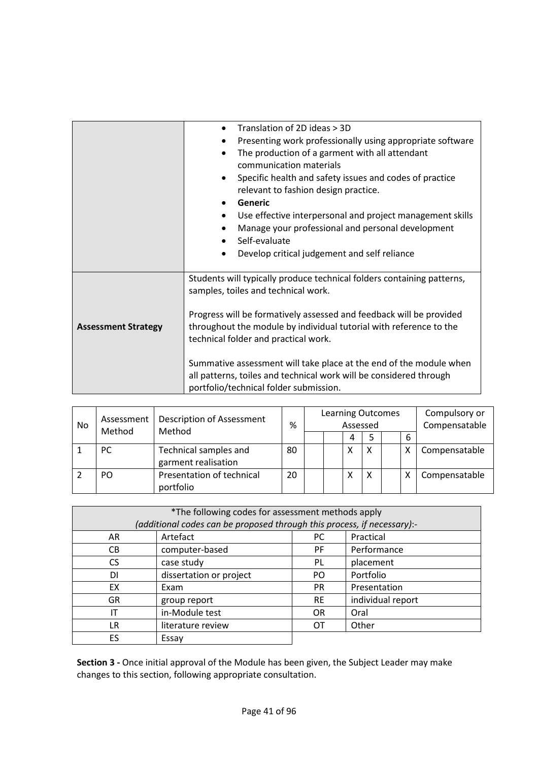| | |
|---|---|
| | • Translation of 2D ideas > 3D<br>• Presenting work professionally using appropriate software<br>• The production of a garment with all attendant communication materials<br>• Specific health and safety issues and codes of practice relevant to fashion design practice.<br>• **Generic**<br>• Use effective interpersonal and project management skills<br>• Manage your professional and personal development<br>• Self-evaluate<br>• Develop critical judgement and self reliance |
| **Assessment Strategy** | Students will typically produce technical folders containing patterns, samples, toiles and technical work.<br><br>Progress will be formatively assessed and feedback will be provided throughout the module by individual tutorial with reference to the technical folder and practical work.<br><br>Summative assessment will take place at the end of the module when all patterns, toiles and technical work will be considered through portfolio/technical folder submission. |

| No | Assessment Method | Description of Assessment Method | % | Learning Outcomes Assessed | | | | | | Compulsory or Compensatable |
|---|---|---|---|---|---|---|---|---|---|---|
| | | | | | | 4 | 5 | | 6 | |
| 1 | PC | Technical samples and garment realisation | 80 | | | X | X | | X | Compensatable |
| 2 | PO | Presentation of technical portfolio | 20 | | | X | X | | X | Compensatable |

| *The following codes for assessment methods apply *(additional codes can be proposed through this process, if necessary)*:- | | | |
|---|---|---|---|
| AR | Artefact | PC | Practical |
| CB | computer-based | PF | Performance |
| CS | case study | PL | placement |
| DI | dissertation or project | PO | Portfolio |
| EX | Exam | PR | Presentation |
| GR | group report | RE | individual report |
| IT | in-Module test | OR | Oral |
| LR | literature review | OT | Other |
| ES | Essay | | |

**Section 3 -** Once initial approval of the Module has been given, the Subject Leader may make changes to this section, following appropriate consultation.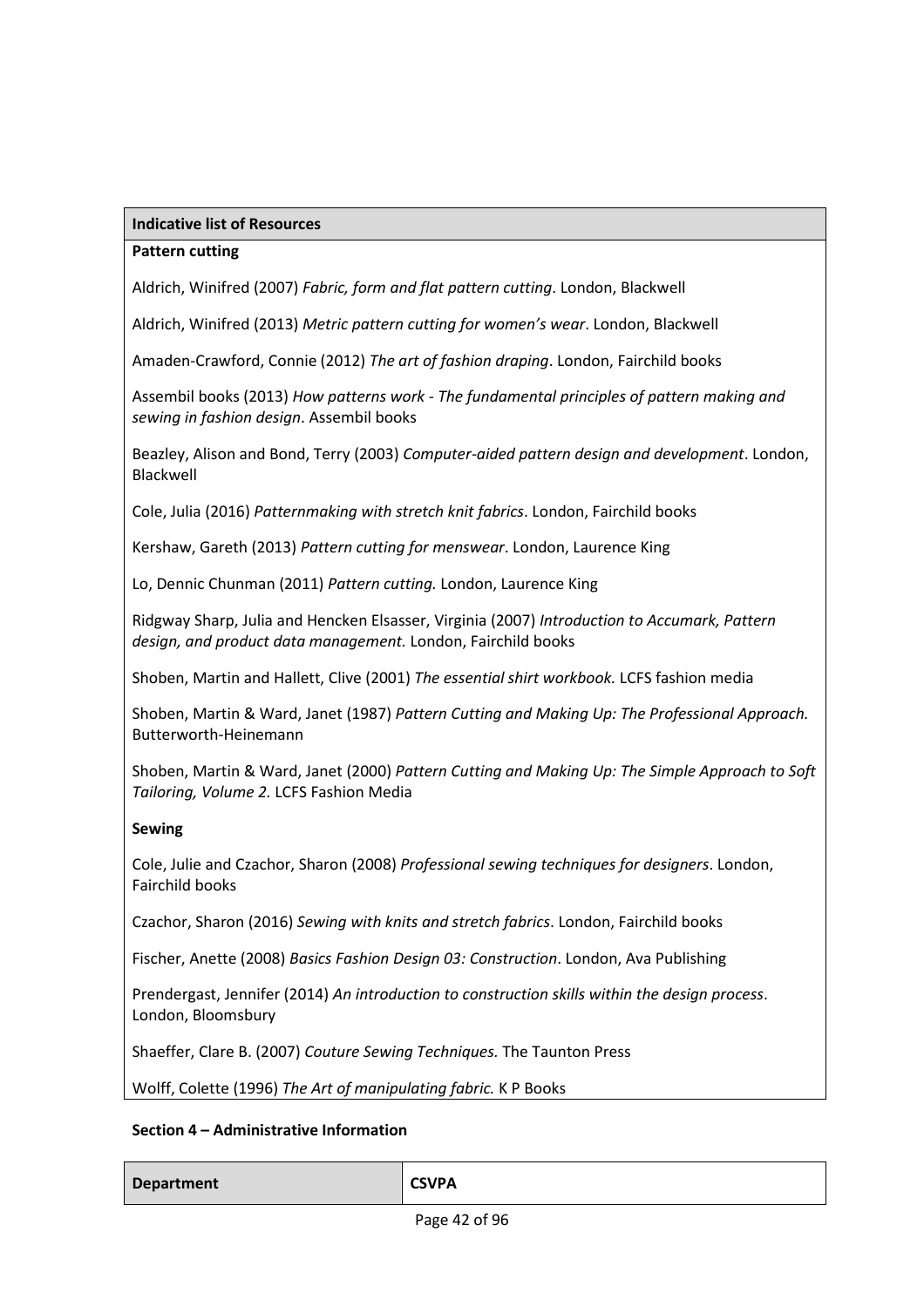| Indicative list of Resources |
|---|
| **Pattern cutting**<br><br>Aldrich, Winifred (2007) *Fabric, form and flat pattern cutting*. London, Blackwell<br><br>Aldrich, Winifred (2013) *Metric pattern cutting for women's wear*. London, Blackwell<br><br>Amaden-Crawford, Connie (2012) *The art of fashion draping*. London, Fairchild books<br><br>Assembil books (2013) *How patterns work - The fundamental principles of pattern making and sewing in fashion design*. Assembil books<br><br>Beazley, Alison and Bond, Terry (2003) *Computer-aided pattern design and development*. London, Blackwell<br><br>Cole, Julia (2016) *Patternmaking with stretch knit fabrics*. London, Fairchild books<br><br>Kershaw, Gareth (2013) *Pattern cutting for menswear*. London, Laurence King<br><br>Lo, Dennic Chunman (2011) *Pattern cutting.* London, Laurence King<br><br>Ridgway Sharp, Julia and Hencken Elsasser, Virginia (2007) *Introduction to Accumark, Pattern design, and product data management.* London, Fairchild books<br><br>Shoben, Martin and Hallett, Clive (2001) *The essential shirt workbook.* LCFS fashion media<br><br>Shoben, Martin & Ward, Janet (1987) *Pattern Cutting and Making Up: The Professional Approach.* Butterworth-Heinemann<br><br>Shoben, Martin & Ward, Janet (2000) *Pattern Cutting and Making Up: The Simple Approach to Soft Tailoring, Volume 2.* LCFS Fashion Media<br><br>**Sewing**<br><br>Cole, Julie and Czachor, Sharon (2008) *Professional sewing techniques for designers*. London, Fairchild books<br><br>Czachor, Sharon (2016) *Sewing with knits and stretch fabrics*. London, Fairchild books<br><br>Fischer, Anette (2008) *Basics Fashion Design 03: Construction*. London, Ava Publishing<br><br>Prendergast, Jennifer (2014) *An introduction to construction skills within the design process*. London, Bloomsbury<br><br>Shaeffer, Clare B. (2007) *Couture Sewing Techniques.* The Taunton Press<br><br>Wolff, Colette (1996) *The Art of manipulating fabric.* K P Books |

**Section 4 – Administrative Information**

| **Department** | **CSVPA** |
|---|---|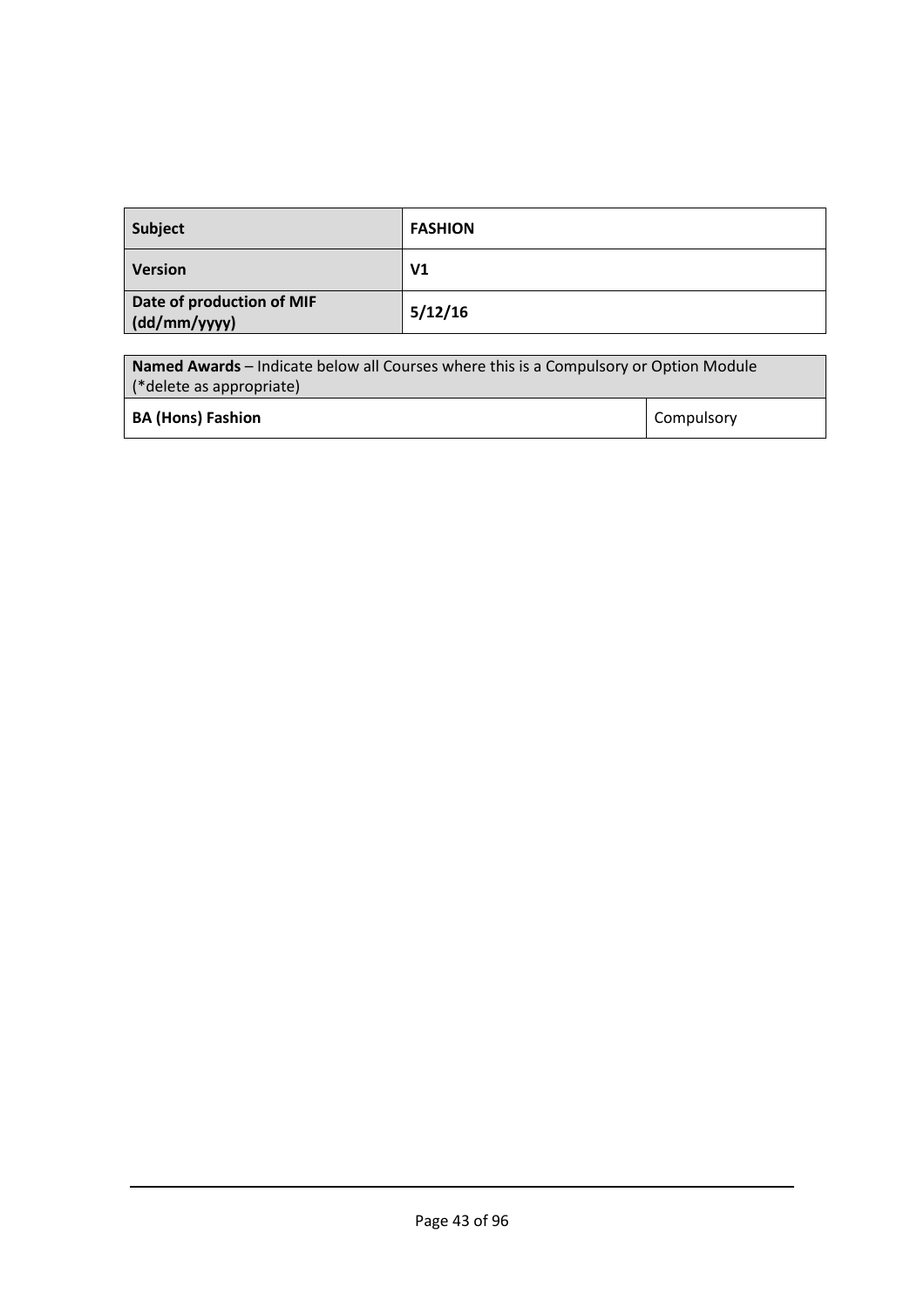| **Subject** | **FASHION** |
|---|---|
| **Version** | **V1** |
| **Date of production of MIF (dd/mm/yyyy)** | **5/12/16** |

| **Named Awards** – Indicate below all Courses where this is a Compulsory or Option Module (*delete as appropriate) | |
|---|---|
| **BA (Hons) Fashion** | Compulsory |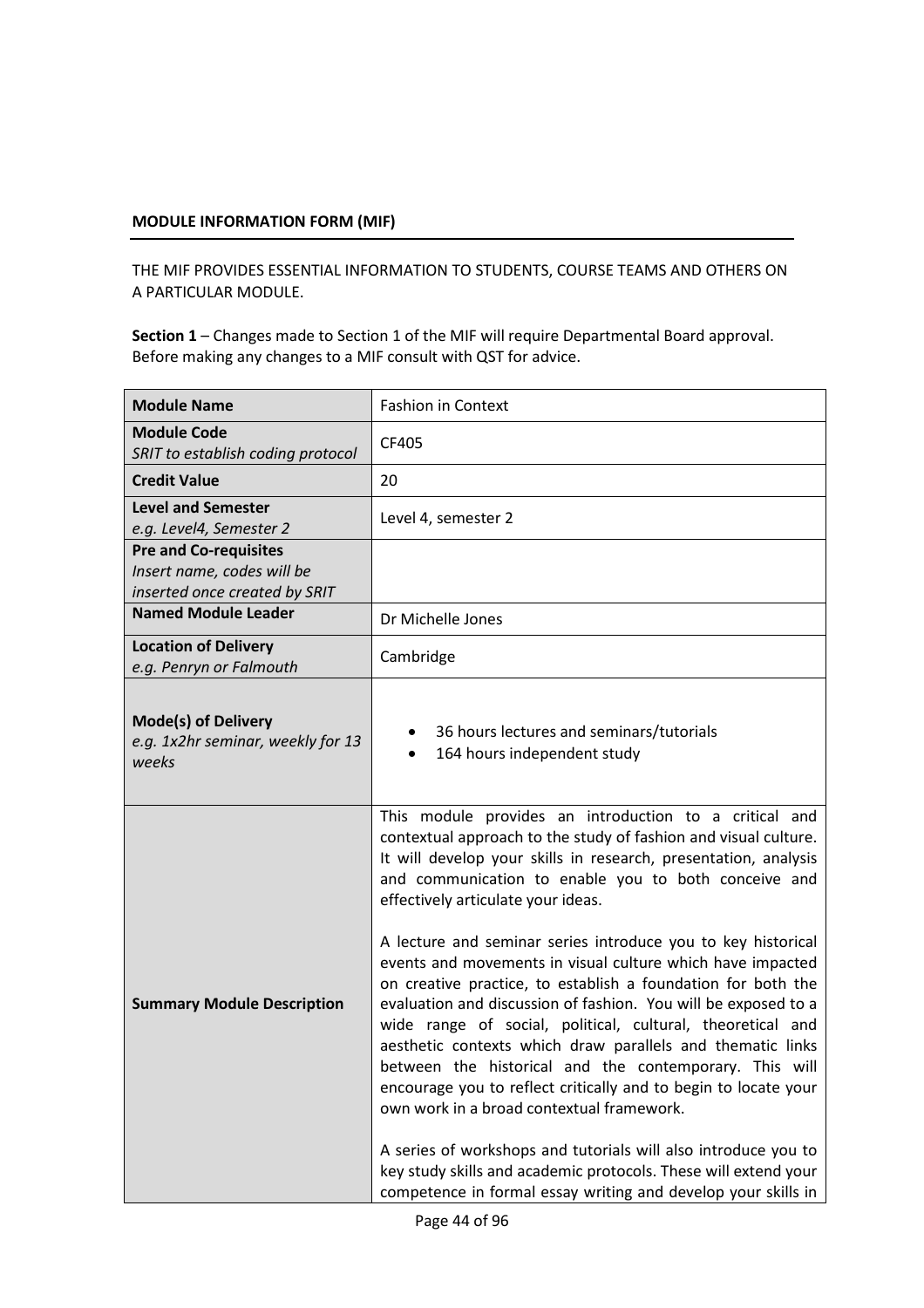**MODULE INFORMATION FORM (MIF)**

THE MIF PROVIDES ESSENTIAL INFORMATION TO STUDENTS, COURSE TEAMS AND OTHERS ON A PARTICULAR MODULE.

**Section 1** – Changes made to Section 1 of the MIF will require Departmental Board approval. Before making any changes to a MIF consult with QST for advice.

| | |
|---|---|
| **Module Name** | Fashion in Context |
| **Module Code**<br>*SRIT to establish coding protocol* | CF405 |
| **Credit Value** | 20 |
| **Level and Semester**<br>*e.g. Level4, Semester 2* | Level 4, semester 2 |
| **Pre and Co-requisites**<br>*Insert name, codes will be inserted once created by SRIT* | |
| **Named Module Leader** | Dr Michelle Jones |
| **Location of Delivery**<br>*e.g. Penryn or Falmouth* | Cambridge |
| **Mode(s) of Delivery**<br>*e.g. 1x2hr seminar, weekly for 13 weeks* | • 36 hours lectures and seminars/tutorials<br>• 164 hours independent study |
| **Summary Module Description** | This module provides an introduction to a critical and contextual approach to the study of fashion and visual culture. It will develop your skills in research, presentation, analysis and communication to enable you to both conceive and effectively articulate your ideas.<br><br>A lecture and seminar series introduce you to key historical events and movements in visual culture which have impacted on creative practice, to establish a foundation for both the evaluation and discussion of fashion. You will be exposed to a wide range of social, political, cultural, theoretical and aesthetic contexts which draw parallels and thematic links between the historical and the contemporary. This will encourage you to reflect critically and to begin to locate your own work in a broad contextual framework.<br><br>A series of workshops and tutorials will also introduce you to key study skills and academic protocols. These will extend your competence in formal essay writing and develop your skills in |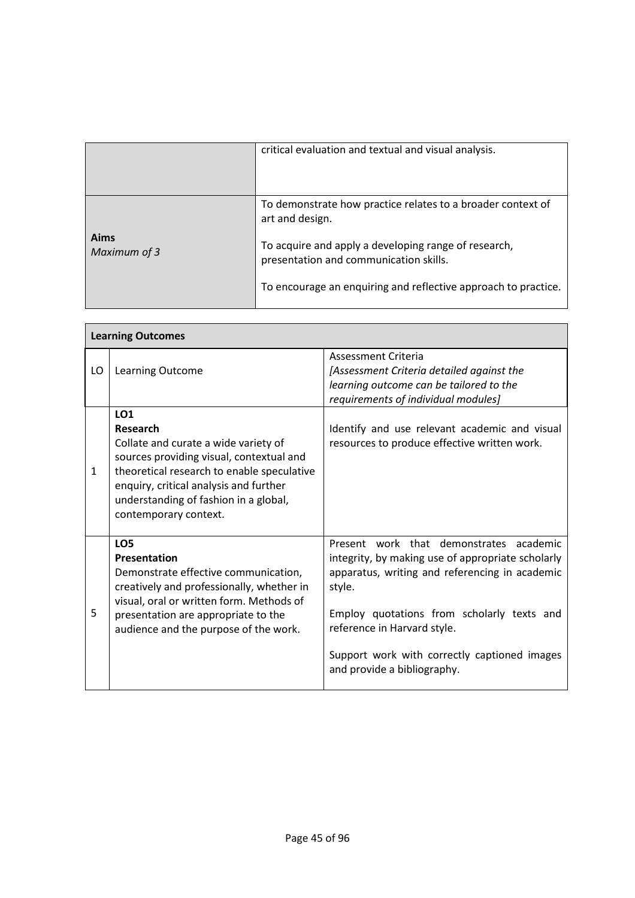| | |
|---|---|
| | critical evaluation and textual and visual analysis. |
| **Aims** *Maximum of 3* | To demonstrate how practice relates to a broader context of art and design.<br><br>To acquire and apply a developing range of research, presentation and communication skills.<br><br>To encourage an enquiring and reflective approach to practice. |

**Learning Outcomes**

| LO | Learning Outcome | Assessment Criteria *[Assessment Criteria detailed against the learning outcome can be tailored to the requirements of individual modules]* |
|---|---|---|
| 1 | **LO1**<br>**Research**<br>Collate and curate a wide variety of sources providing visual, contextual and theoretical research to enable speculative enquiry, critical analysis and further understanding of fashion in a global, contemporary context. | Identify and use relevant academic and visual resources to produce effective written work. |
| 5 | **LO5**<br>**Presentation**<br>Demonstrate effective communication, creatively and professionally, whether in visual, oral or written form. Methods of presentation are appropriate to the audience and the purpose of the work. | Present work that demonstrates academic integrity, by making use of appropriate scholarly apparatus, writing and referencing in academic style.<br><br>Employ quotations from scholarly texts and reference in Harvard style.<br><br>Support work with correctly captioned images and provide a bibliography. |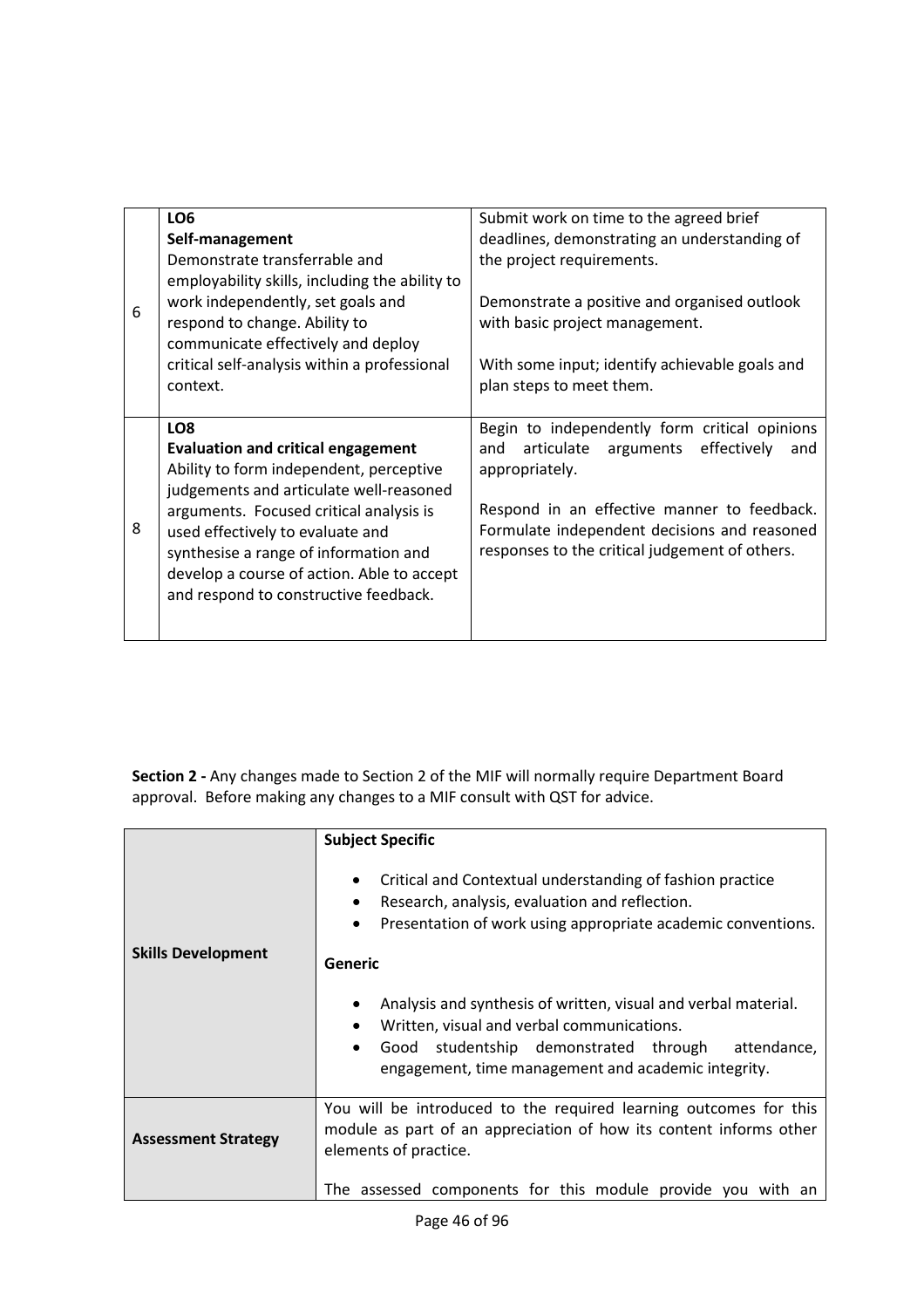| | | |
|---|---|---|
| 6 | **LO6**<br>**Self-management**<br>Demonstrate transferrable and employability skills, including the ability to work independently, set goals and respond to change. Ability to communicate effectively and deploy critical self-analysis within a professional context. | Submit work on time to the agreed brief deadlines, demonstrating an understanding of the project requirements.<br><br>Demonstrate a positive and organised outlook with basic project management.<br><br>With some input; identify achievable goals and plan steps to meet them. |
| 8 | **LO8**<br>**Evaluation and critical engagement**<br>Ability to form independent, perceptive judgements and articulate well-reasoned arguments. Focused critical analysis is used effectively to evaluate and synthesise a range of information and develop a course of action. Able to accept and respond to constructive feedback. | Begin to independently form critical opinions and articulate arguments effectively and appropriately.<br><br>Respond in an effective manner to feedback. Formulate independent decisions and reasoned responses to the critical judgement of others. |

**Section 2 -** Any changes made to Section 2 of the MIF will normally require Department Board approval. Before making any changes to a MIF consult with QST for advice.

| | |
|---|---|
| **Skills Development** | **Subject Specific**<br><br>• Critical and Contextual understanding of fashion practice<br>• Research, analysis, evaluation and reflection.<br>• Presentation of work using appropriate academic conventions.<br><br>**Generic**<br><br>• Analysis and synthesis of written, visual and verbal material.<br>• Written, visual and verbal communications.<br>• Good studentship demonstrated through attendance, engagement, time management and academic integrity. |
| **Assessment Strategy** | You will be introduced to the required learning outcomes for this module as part of an appreciation of how its content informs other elements of practice.<br><br>The assessed components for this module provide you with an |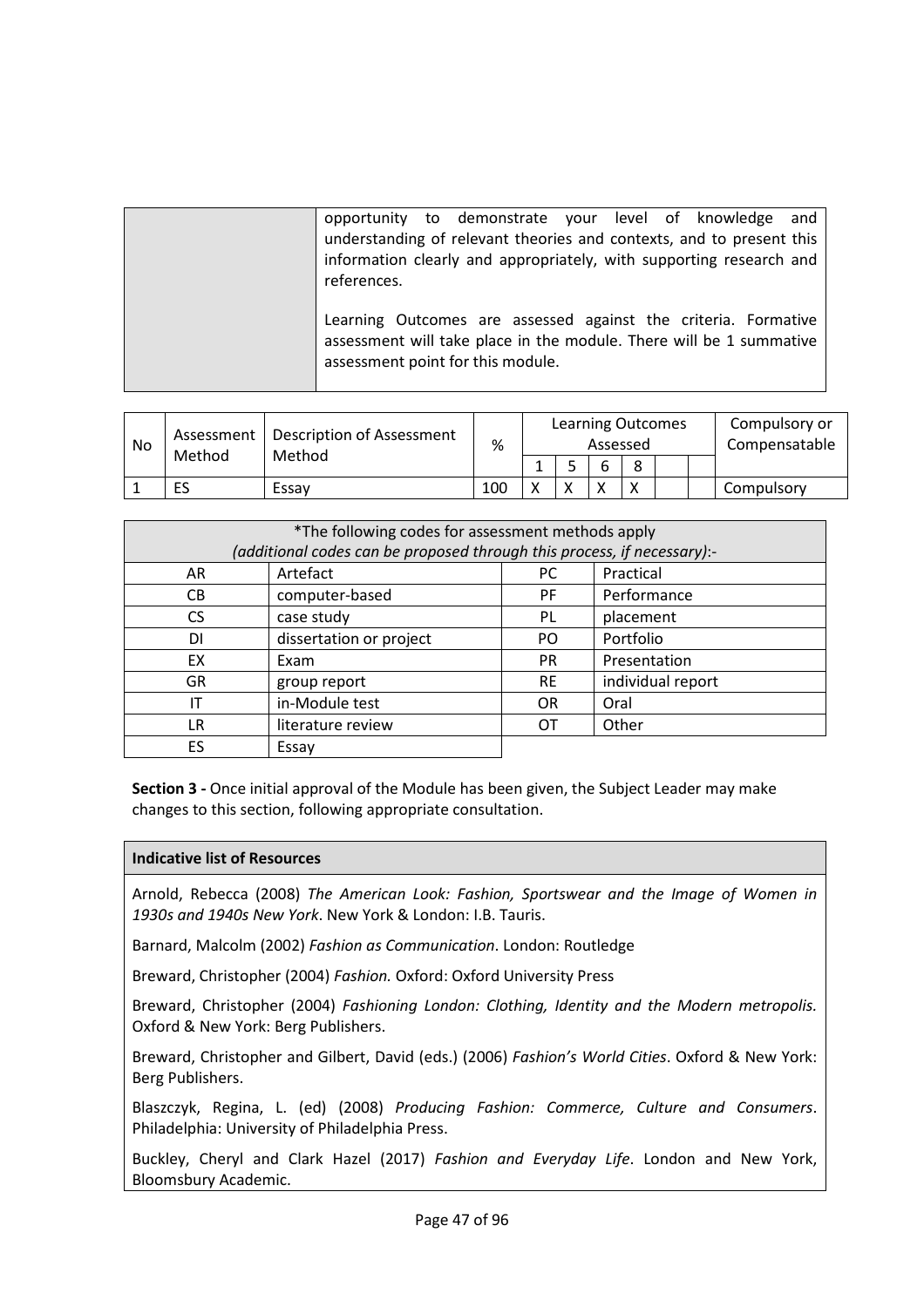| | |
|---|---|
| | opportunity to demonstrate your level of knowledge and understanding of relevant theories and contexts, and to present this information clearly and appropriately, with supporting research and references.<br><br>Learning Outcomes are assessed against the criteria. Formative assessment will take place in the module. There will be 1 summative assessment point for this module. |

| No | Assessment Method | Description of Assessment Method | % | Learning Outcomes Assessed | | | | | | Compulsory or Compensatable |
|---|---|---|---|---|---|---|---|---|---|---|
| | | | | 1 | 5 | 6 | 8 | | | |
| 1 | ES | Essay | 100 | X | X | X | X | | | Compulsory |

| *The following codes for assessment methods apply *(additional codes can be proposed through this process, if necessary)*:- | | | |
|---|---|---|---|
| AR | Artefact | PC | Practical |
| CB | computer-based | PF | Performance |
| CS | case study | PL | placement |
| DI | dissertation or project | PO | Portfolio |
| EX | Exam | PR | Presentation |
| GR | group report | RE | individual report |
| IT | in-Module test | OR | Oral |
| LR | literature review | OT | Other |
| ES | Essay | | |

**Section 3 -** Once initial approval of the Module has been given, the Subject Leader may make changes to this section, following appropriate consultation.

**Indicative list of Resources**

Arnold, Rebecca (2008) *The American Look: Fashion, Sportswear and the Image of Women in 1930s and 1940s New York*. New York & London: I.B. Tauris.

Barnard, Malcolm (2002) *Fashion as Communication*. London: Routledge

Breward, Christopher (2004) *Fashion.* Oxford: Oxford University Press

Breward, Christopher (2004) *Fashioning London: Clothing, Identity and the Modern metropolis.* Oxford & New York: Berg Publishers.

Breward, Christopher and Gilbert, David (eds.) (2006) *Fashion's World Cities*. Oxford & New York: Berg Publishers.

Blaszczyk, Regina, L. (ed) (2008) *Producing Fashion: Commerce, Culture and Consumers*. Philadelphia: University of Philadelphia Press.

Buckley, Cheryl and Clark Hazel (2017) *Fashion and Everyday Life*. London and New York, Bloomsbury Academic.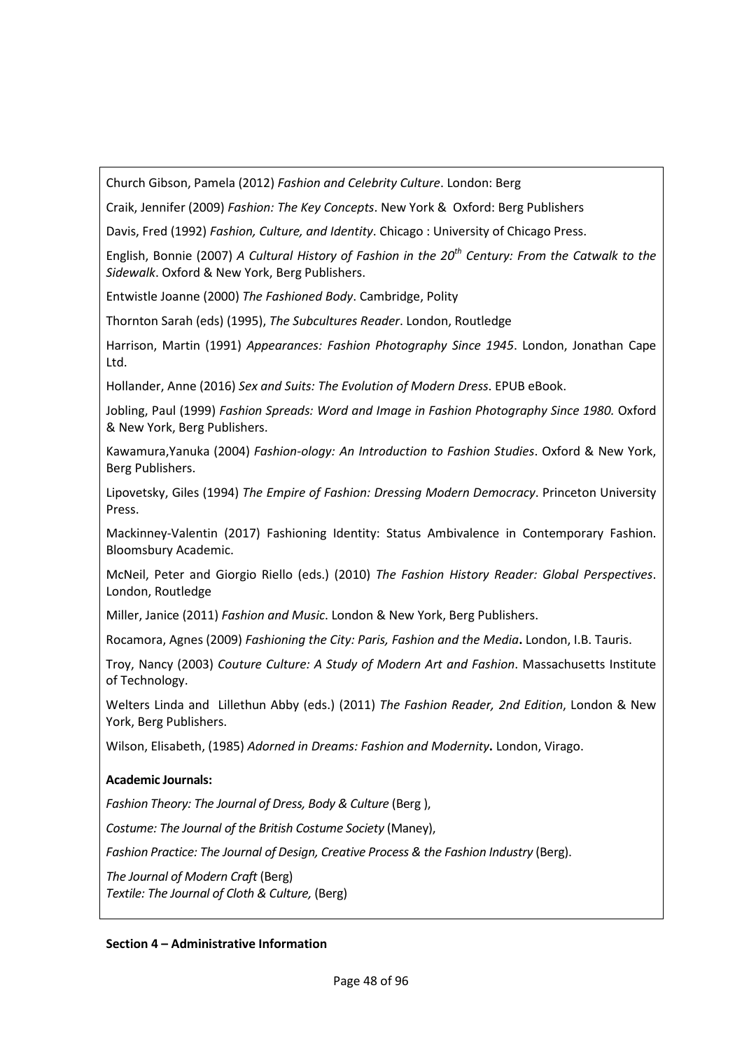Church Gibson, Pamela (2012) *Fashion and Celebrity Culture*. London: Berg

Craik, Jennifer (2009) *Fashion: The Key Concepts*. New York & Oxford: Berg Publishers

Davis, Fred (1992) *Fashion, Culture, and Identity*. Chicago : University of Chicago Press.

English, Bonnie (2007) *A Cultural History of Fashion in the 20th Century: From the Catwalk to the Sidewalk*. Oxford & New York, Berg Publishers.

Entwistle Joanne (2000) *The Fashioned Body*. Cambridge, Polity

Thornton Sarah (eds) (1995), *The Subcultures Reader*. London, Routledge

Harrison, Martin (1991) *Appearances: Fashion Photography Since 1945*. London, Jonathan Cape Ltd.

Hollander, Anne (2016) *Sex and Suits: The Evolution of Modern Dress*. EPUB eBook.

Jobling, Paul (1999) *Fashion Spreads: Word and Image in Fashion Photography Since 1980.* Oxford & New York, Berg Publishers.

Kawamura,Yanuka (2004) *Fashion-ology: An Introduction to Fashion Studies*. Oxford & New York, Berg Publishers.

Lipovetsky, Giles (1994) *The Empire of Fashion: Dressing Modern Democracy*. Princeton University Press.

Mackinney-Valentin (2017) Fashioning Identity: Status Ambivalence in Contemporary Fashion. Bloomsbury Academic.

McNeil, Peter and Giorgio Riello (eds.) (2010) *The Fashion History Reader: Global Perspectives*. London, Routledge

Miller, Janice (2011) *Fashion and Music*. London & New York, Berg Publishers.

Rocamora, Agnes (2009) *Fashioning the City: Paris, Fashion and the Media***.** London, I.B. Tauris.

Troy, Nancy (2003) *Couture Culture: A Study of Modern Art and Fashion*. Massachusetts Institute of Technology.

Welters Linda and Lillethun Abby (eds.) (2011) *The Fashion Reader, 2nd Edition*, London & New York, Berg Publishers.

Wilson, Elisabeth, (1985) *Adorned in Dreams: Fashion and Modernity***.** London, Virago.

**Academic Journals:**

*Fashion Theory: The Journal of Dress, Body & Culture* (Berg ),

*Costume: The Journal of the British Costume Society* (Maney),

*Fashion Practice: The Journal of Design, Creative Process & the Fashion Industry* (Berg).

*The Journal of Modern Craft* (Berg)
*Textile: The Journal of Cloth & Culture,* (Berg)

**Section 4 – Administrative Information**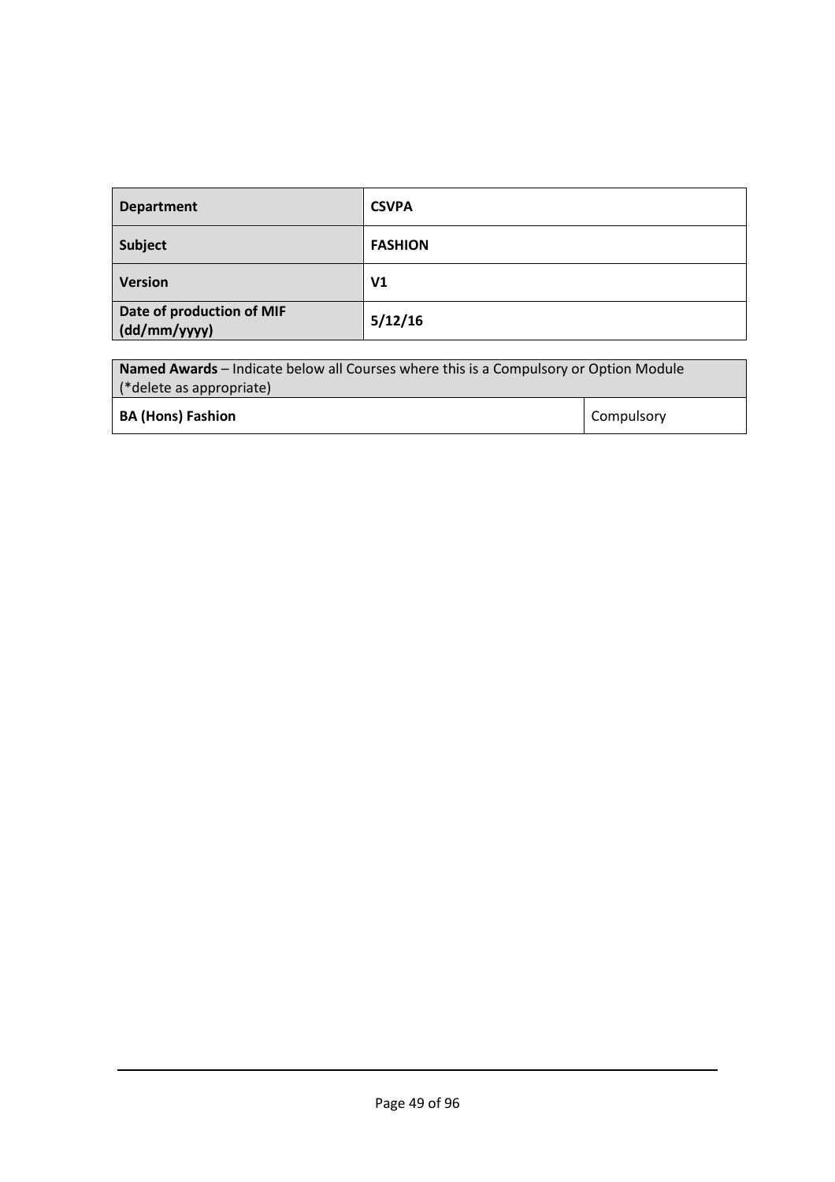| **Department** | **CSVPA** |
|---|---|
| **Subject** | **FASHION** |
| **Version** | **V1** |
| **Date of production of MIF (dd/mm/yyyy)** | **5/12/16** |

| **Named Awards** – Indicate below all Courses where this is a Compulsory or Option Module (*delete as appropriate) | |
|---|---|
| **BA (Hons) Fashion** | Compulsory |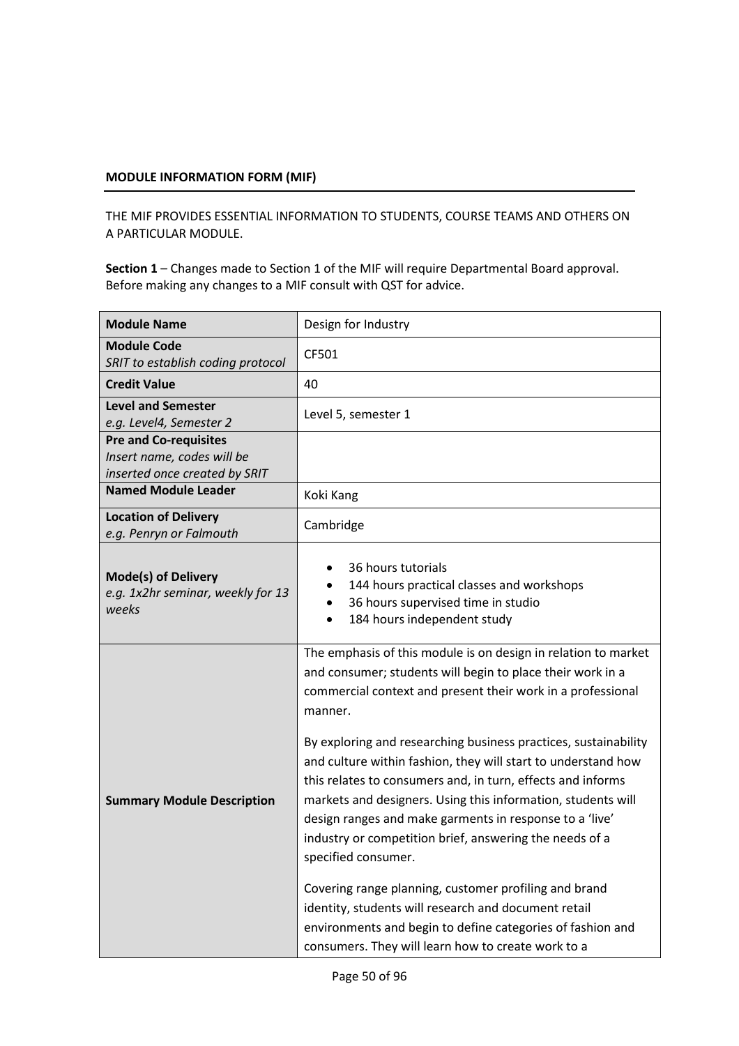**MODULE INFORMATION FORM (MIF)**

THE MIF PROVIDES ESSENTIAL INFORMATION TO STUDENTS, COURSE TEAMS AND OTHERS ON A PARTICULAR MODULE.

**Section 1** – Changes made to Section 1 of the MIF will require Departmental Board approval. Before making any changes to a MIF consult with QST for advice.

| **Module Name** | Design for Industry |
|---|---|
| **Module Code**<br>*SRIT to establish coding protocol* | CF501 |
| **Credit Value** | 40 |
| **Level and Semester**<br>*e.g. Level4, Semester 2* | Level 5, semester 1 |
| **Pre and Co-requisites**<br>*Insert name, codes will be inserted once created by SRIT* | |
| **Named Module Leader** | Koki Kang |
| **Location of Delivery**<br>*e.g. Penryn or Falmouth* | Cambridge |
| **Mode(s) of Delivery**<br>*e.g. 1x2hr seminar, weekly for 13 weeks* | • 36 hours tutorials<br>• 144 hours practical classes and workshops<br>• 36 hours supervised time in studio<br>• 184 hours independent study |
| **Summary Module Description** | The emphasis of this module is on design in relation to market and consumer; students will begin to place their work in a commercial context and present their work in a professional manner.<br><br>By exploring and researching business practices, sustainability and culture within fashion, they will start to understand how this relates to consumers and, in turn, effects and informs markets and designers. Using this information, students will design ranges and make garments in response to a 'live' industry or competition brief, answering the needs of a specified consumer.<br><br>Covering range planning, customer profiling and brand identity, students will research and document retail environments and begin to define categories of fashion and consumers. They will learn how to create work to a |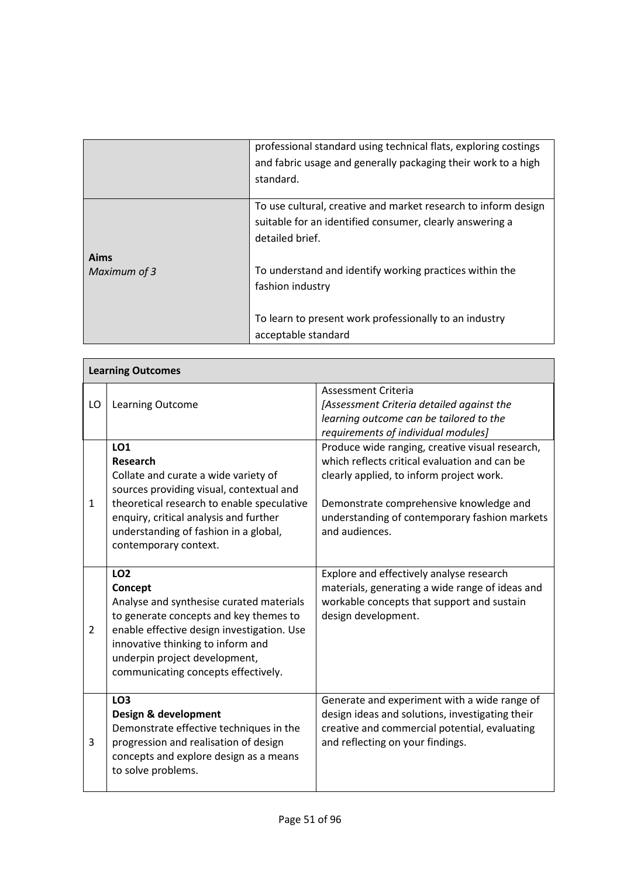| | |
|---|---|
| | professional standard using technical flats, exploring costings and fabric usage and generally packaging their work to a high standard. |
| **Aims**<br>*Maximum of 3* | To use cultural, creative and market research to inform design suitable for an identified consumer, clearly answering a detailed brief.<br><br>To understand and identify working practices within the fashion industry<br><br>To learn to present work professionally to an industry acceptable standard |

| **Learning Outcomes** | | |
|---|---|---|
| LO | Learning Outcome | Assessment Criteria<br>*[Assessment Criteria detailed against the learning outcome can be tailored to the requirements of individual modules]* |
| 1 | **LO1**<br>**Research**<br>Collate and curate a wide variety of sources providing visual, contextual and theoretical research to enable speculative enquiry, critical analysis and further understanding of fashion in a global, contemporary context. | Produce wide ranging, creative visual research, which reflects critical evaluation and can be clearly applied, to inform project work.<br><br>Demonstrate comprehensive knowledge and understanding of contemporary fashion markets and audiences. |
| 2 | **LO2**<br>**Concept**<br>Analyse and synthesise curated materials to generate concepts and key themes to enable effective design investigation. Use innovative thinking to inform and underpin project development, communicating concepts effectively. | Explore and effectively analyse research materials, generating a wide range of ideas and workable concepts that support and sustain design development. |
| 3 | **LO3**<br>**Design & development**<br>Demonstrate effective techniques in the progression and realisation of design concepts and explore design as a means to solve problems. | Generate and experiment with a wide range of design ideas and solutions, investigating their creative and commercial potential, evaluating and reflecting on your findings. |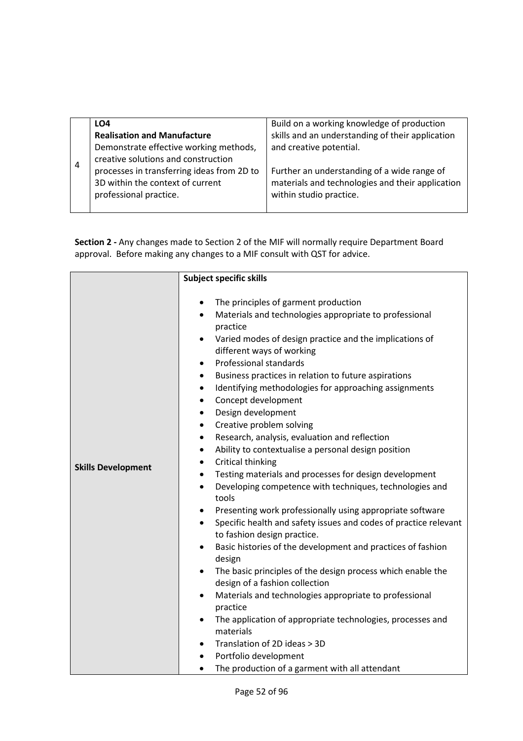| 4 | **LO4**<br>**Realisation and Manufacture**<br>Demonstrate effective working methods, creative solutions and construction processes in transferring ideas from 2D to 3D within the context of current professional practice. | Build on a working knowledge of production skills and an understanding of their application and creative potential.<br><br>Further an understanding of a wide range of materials and technologies and their application within studio practice. |
|---|---|---|

**Section 2 -** Any changes made to Section 2 of the MIF will normally require Department Board approval. Before making any changes to a MIF consult with QST for advice.

| **Skills Development** | **Subject specific skills**<br><br>• The principles of garment production<br>• Materials and technologies appropriate to professional practice<br>• Varied modes of design practice and the implications of different ways of working<br>• Professional standards<br>• Business practices in relation to future aspirations<br>• Identifying methodologies for approaching assignments<br>• Concept development<br>• Design development<br>• Creative problem solving<br>• Research, analysis, evaluation and reflection<br>• Ability to contextualise a personal design position<br>• Critical thinking<br>• Testing materials and processes for design development<br>• Developing competence with techniques, technologies and tools<br>• Presenting work professionally using appropriate software<br>• Specific health and safety issues and codes of practice relevant to fashion design practice.<br>• Basic histories of the development and practices of fashion design<br>• The basic principles of the design process which enable the design of a fashion collection<br>• Materials and technologies appropriate to professional practice<br>• The application of appropriate technologies, processes and materials<br>• Translation of 2D ideas > 3D<br>• Portfolio development<br>• The production of a garment with all attendant |
|---|---|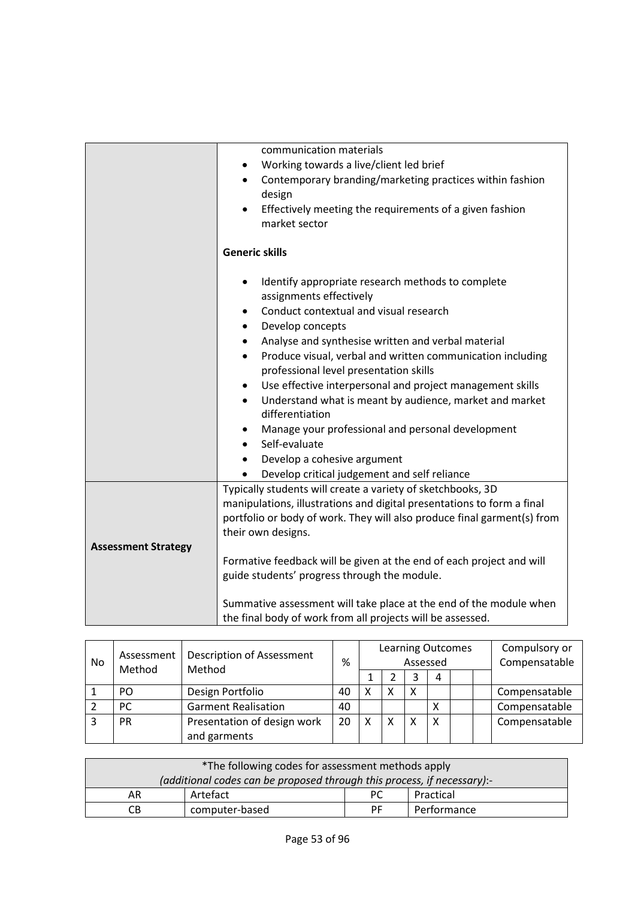| | |
|---|---|
| | communication materials<br>• Working towards a live/client led brief<br>• Contemporary branding/marketing practices within fashion design<br>• Effectively meeting the requirements of a given fashion market sector<br><br>**Generic skills**<br><br>• Identify appropriate research methods to complete assignments effectively<br>• Conduct contextual and visual research<br>• Develop concepts<br>• Analyse and synthesise written and verbal material<br>• Produce visual, verbal and written communication including professional level presentation skills<br>• Use effective interpersonal and project management skills<br>• Understand what is meant by audience, market and market differentiation<br>• Manage your professional and personal development<br>• Self-evaluate<br>• Develop a cohesive argument<br>• Develop critical judgement and self reliance |
| **Assessment Strategy** | Typically students will create a variety of sketchbooks, 3D manipulations, illustrations and digital presentations to form a final portfolio or body of work. They will also produce final garment(s) from their own designs.<br><br>Formative feedback will be given at the end of each project and will guide students' progress through the module.<br><br>Summative assessment will take place at the end of the module when the final body of work from all projects will be assessed. |

| No | Assessment Method | Description of Assessment Method | % | Learning Outcomes Assessed | | | | | | Compulsory or Compensatable |
|---|---|---|---|---|---|---|---|---|---|---|
| | | | | 1 | 2 | 3 | 4 | | | |
| 1 | PO | Design Portfolio | 40 | X | X | X | | | | Compensatable |
| 2 | PC | Garment Realisation | 40 | | | | X | | | Compensatable |
| 3 | PR | Presentation of design work and garments | 20 | X | X | X | X | | | Compensatable |

| *The following codes for assessment methods apply *(additional codes can be proposed through this process, if necessary)*:- | | | |
|---|---|---|---|
| AR | Artefact | PC | Practical |
| CB | computer-based | PF | Performance |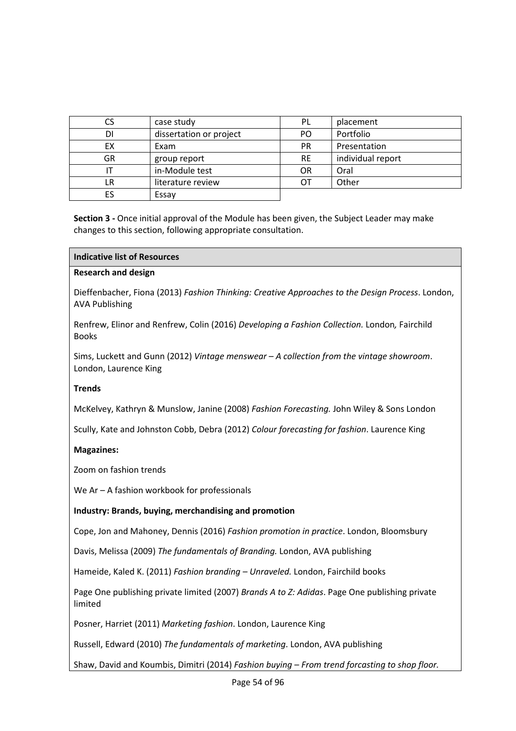| CS | case study | PL | placement |
|---|---|---|---|
| DI | dissertation or project | PO | Portfolio |
| EX | Exam | PR | Presentation |
| GR | group report | RE | individual report |
| IT | in-Module test | OR | Oral |
| LR | literature review | OT | Other |
| ES | Essay | | |

**Section 3 -** Once initial approval of the Module has been given, the Subject Leader may make changes to this section, following appropriate consultation.

**Indicative list of Resources**

**Research and design**

Dieffenbacher, Fiona (2013) *Fashion Thinking: Creative Approaches to the Design Process*. London, AVA Publishing

Renfrew, Elinor and Renfrew, Colin (2016) *Developing a Fashion Collection.* London*,* Fairchild Books

Sims, Luckett and Gunn (2012) *Vintage menswear – A collection from the vintage showroom*. London, Laurence King

**Trends**

McKelvey, Kathryn & Munslow, Janine (2008) *Fashion Forecasting.* John Wiley & Sons London

Scully, Kate and Johnston Cobb, Debra (2012) *Colour forecasting for fashion*. Laurence King

**Magazines:**

Zoom on fashion trends

We Ar – A fashion workbook for professionals

**Industry: Brands, buying, merchandising and promotion**

Cope, Jon and Mahoney, Dennis (2016) *Fashion promotion in practice*. London, Bloomsbury

Davis, Melissa (2009) *The fundamentals of Branding.* London, AVA publishing

Hameide, Kaled K. (2011) *Fashion branding – Unraveled.* London, Fairchild books

Page One publishing private limited (2007) *Brands A to Z: Adidas*. Page One publishing private limited

Posner, Harriet (2011) *Marketing fashion*. London, Laurence King

Russell, Edward (2010) *The fundamentals of marketing*. London, AVA publishing

Shaw, David and Koumbis, Dimitri (2014) *Fashion buying – From trend forcasting to shop floor.*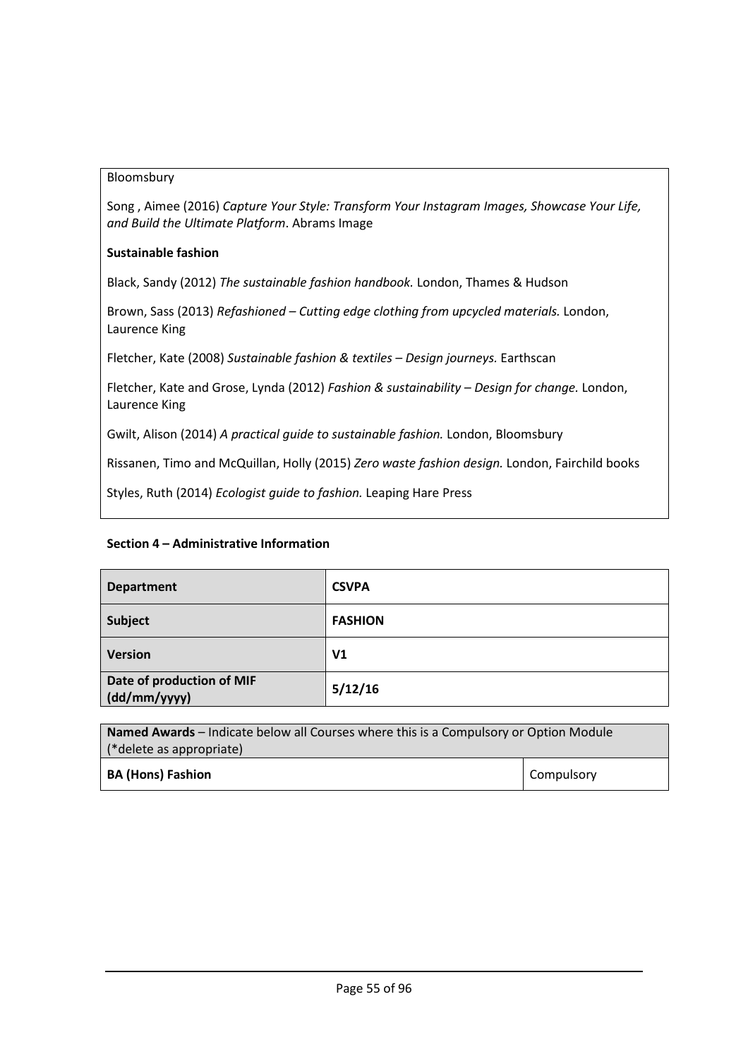Bloomsbury

Song , Aimee (2016) *Capture Your Style: Transform Your Instagram Images, Showcase Your Life, and Build the Ultimate Platform*. Abrams Image

**Sustainable fashion**

Black, Sandy (2012) *The sustainable fashion handbook.* London, Thames & Hudson

Brown, Sass (2013) *Refashioned – Cutting edge clothing from upcycled materials.* London, Laurence King

Fletcher, Kate (2008) *Sustainable fashion & textiles – Design journeys.* Earthscan

Fletcher, Kate and Grose, Lynda (2012) *Fashion & sustainability – Design for change.* London, Laurence King

Gwilt, Alison (2014) *A practical guide to sustainable fashion.* London, Bloomsbury

Rissanen, Timo and McQuillan, Holly (2015) *Zero waste fashion design.* London, Fairchild books

Styles, Ruth (2014) *Ecologist guide to fashion.* Leaping Hare Press

**Section 4 – Administrative Information**

| **Department** | **CSVPA** |
|---|---|
| **Subject** | **FASHION** |
| **Version** | **V1** |
| **Date of production of MIF (dd/mm/yyyy)** | **5/12/16** |

| **Named Awards** – Indicate below all Courses where this is a Compulsory or Option Module (*delete as appropriate) | |
|---|---|
| **BA (Hons) Fashion** | Compulsory |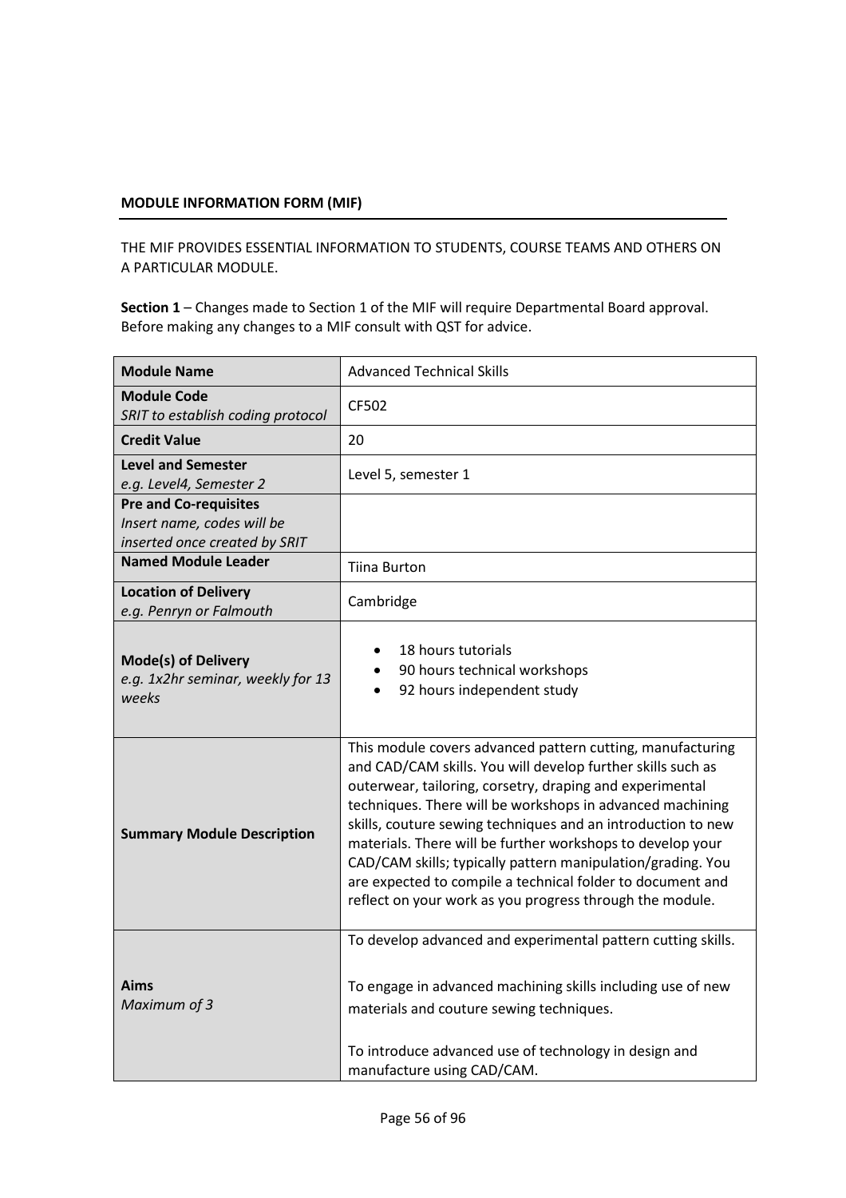**MODULE INFORMATION FORM (MIF)**

THE MIF PROVIDES ESSENTIAL INFORMATION TO STUDENTS, COURSE TEAMS AND OTHERS ON A PARTICULAR MODULE.

**Section 1** – Changes made to Section 1 of the MIF will require Departmental Board approval. Before making any changes to a MIF consult with QST for advice.

| | |
|---|---|
| **Module Name** | Advanced Technical Skills |
| **Module Code**<br>*SRIT to establish coding protocol* | CF502 |
| **Credit Value** | 20 |
| **Level and Semester**<br>*e.g. Level4, Semester 2* | Level 5, semester 1 |
| **Pre and Co-requisites**<br>*Insert name, codes will be inserted once created by SRIT* | |
| **Named Module Leader** | Tiina Burton |
| **Location of Delivery**<br>*e.g. Penryn or Falmouth* | Cambridge |
| **Mode(s) of Delivery**<br>*e.g. 1x2hr seminar, weekly for 13 weeks* | • 18 hours tutorials<br>• 90 hours technical workshops<br>• 92 hours independent study |
| **Summary Module Description** | This module covers advanced pattern cutting, manufacturing and CAD/CAM skills. You will develop further skills such as outerwear, tailoring, corsetry, draping and experimental techniques. There will be workshops in advanced machining skills, couture sewing techniques and an introduction to new materials. There will be further workshops to develop your CAD/CAM skills; typically pattern manipulation/grading. You are expected to compile a technical folder to document and reflect on your work as you progress through the module. |
| **Aims**<br>*Maximum of 3* | To develop advanced and experimental pattern cutting skills.<br><br>To engage in advanced machining skills including use of new materials and couture sewing techniques.<br><br>To introduce advanced use of technology in design and manufacture using CAD/CAM. |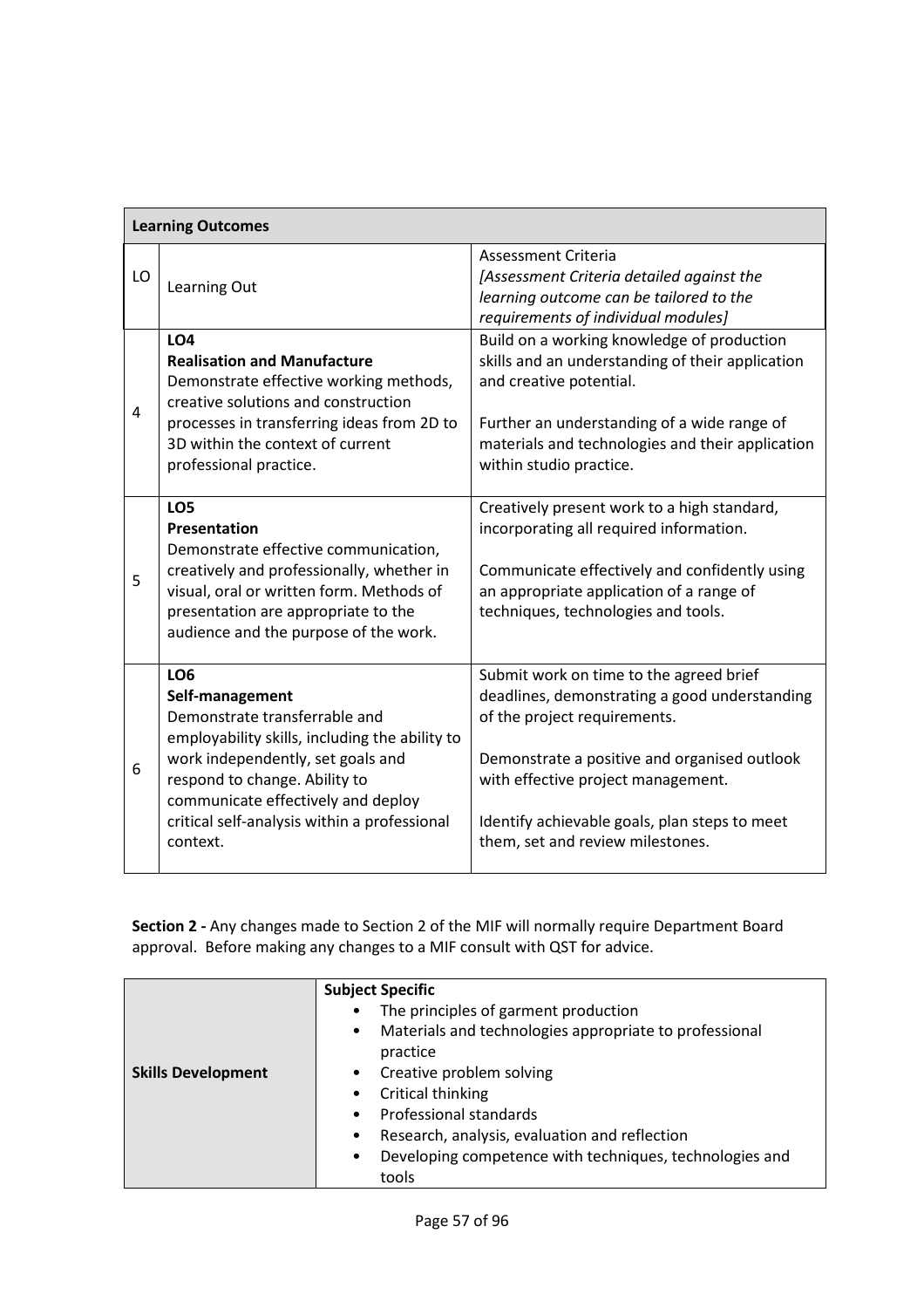| **Learning Outcomes** | | |
|---|---|---|
| LO | Learning Out | Assessment Criteria<br>*[Assessment Criteria detailed against the learning outcome can be tailored to the requirements of individual modules]* |
| 4 | **LO4**<br>**Realisation and Manufacture**<br>Demonstrate effective working methods, creative solutions and construction processes in transferring ideas from 2D to 3D within the context of current professional practice. | Build on a working knowledge of production skills and an understanding of their application and creative potential.<br><br>Further an understanding of a wide range of materials and technologies and their application within studio practice. |
| 5 | **LO5**<br>**Presentation**<br>Demonstrate effective communication, creatively and professionally, whether in visual, oral or written form. Methods of presentation are appropriate to the audience and the purpose of the work. | Creatively present work to a high standard, incorporating all required information.<br><br>Communicate effectively and confidently using an appropriate application of a range of techniques, technologies and tools. |
| 6 | **LO6**<br>**Self-management**<br>Demonstrate transferrable and employability skills, including the ability to work independently, set goals and respond to change. Ability to communicate effectively and deploy critical self-analysis within a professional context. | Submit work on time to the agreed brief deadlines, demonstrating a good understanding of the project requirements.<br><br>Demonstrate a positive and organised outlook with effective project management.<br><br>Identify achievable goals, plan steps to meet them, set and review milestones. |

**Section 2 -** Any changes made to Section 2 of the MIF will normally require Department Board approval. Before making any changes to a MIF consult with QST for advice.

| | |
|---|---|
| **Skills Development** | **Subject Specific**<br>• The principles of garment production<br>• Materials and technologies appropriate to professional practice<br>• Creative problem solving<br>• Critical thinking<br>• Professional standards<br>• Research, analysis, evaluation and reflection<br>• Developing competence with techniques, technologies and tools |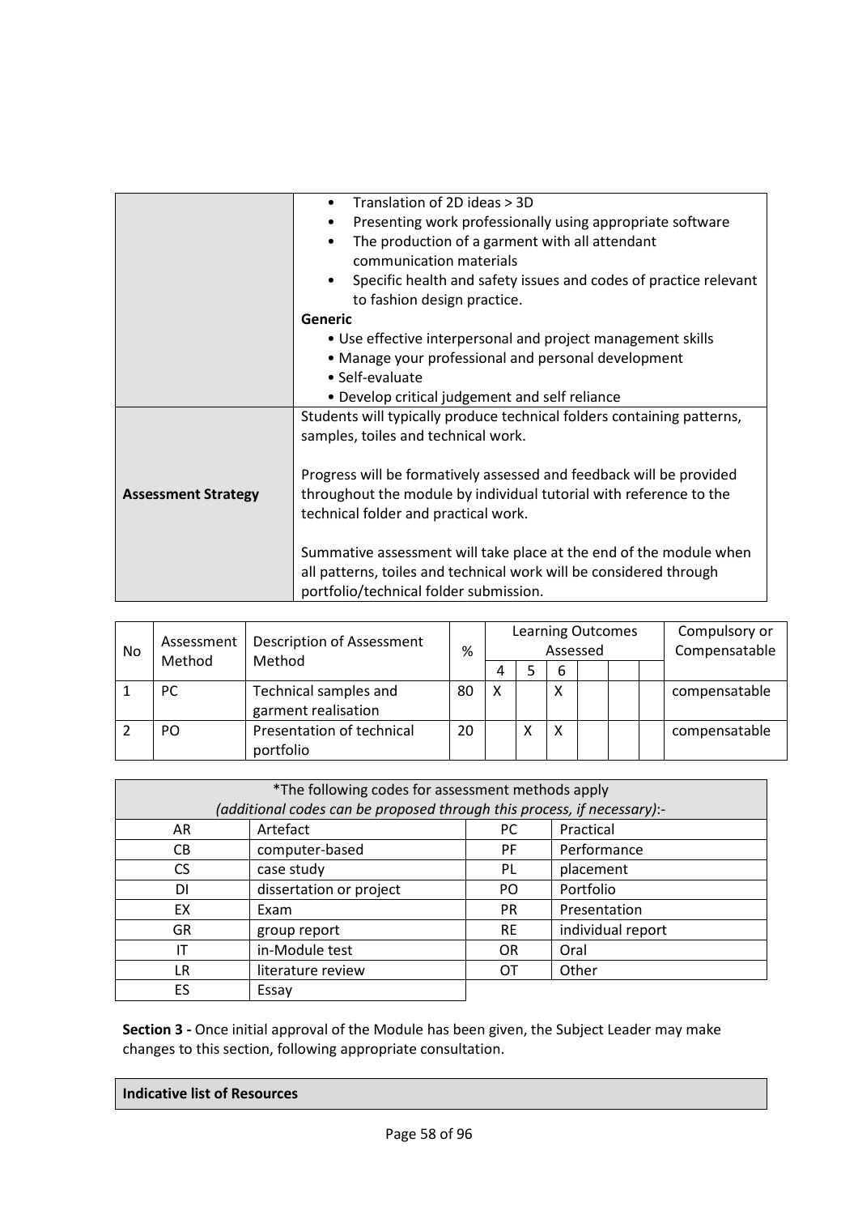| | |
|---|---|
| | • Translation of 2D ideas > 3D<br>• Presenting work professionally using appropriate software<br>• The production of a garment with all attendant communication materials<br>• Specific health and safety issues and codes of practice relevant to fashion design practice.<br>**Generic**<br>• Use effective interpersonal and project management skills<br>• Manage your professional and personal development<br>• Self-evaluate<br>• Develop critical judgement and self reliance |
| **Assessment Strategy** | Students will typically produce technical folders containing patterns, samples, toiles and technical work.<br><br>Progress will be formatively assessed and feedback will be provided throughout the module by individual tutorial with reference to the technical folder and practical work.<br><br>Summative assessment will take place at the end of the module when all patterns, toiles and technical work will be considered through portfolio/technical folder submission. |

| No | Assessment Method | Description of Assessment Method | % | Learning Outcomes Assessed | | | | | | Compulsory or Compensatable |
|---|---|---|---|---|---|---|---|---|---|---|
| | | | | 4 | 5 | 6 | | | | |
| 1 | PC | Technical samples and garment realisation | 80 | X | | X | | | | compensatable |
| 2 | PO | Presentation of technical portfolio | 20 | | X | X | | | | compensatable |

| *The following codes for assessment methods apply *(additional codes can be proposed through this process, if necessary)*:- | | | |
|---|---|---|---|
| AR | Artefact | PC | Practical |
| CB | computer-based | PF | Performance |
| CS | case study | PL | placement |
| DI | dissertation or project | PO | Portfolio |
| EX | Exam | PR | Presentation |
| GR | group report | RE | individual report |
| IT | in-Module test | OR | Oral |
| LR | literature review | OT | Other |
| ES | Essay | | |

**Section 3 -** Once initial approval of the Module has been given, the Subject Leader may make changes to this section, following appropriate consultation.

**Indicative list of Resources**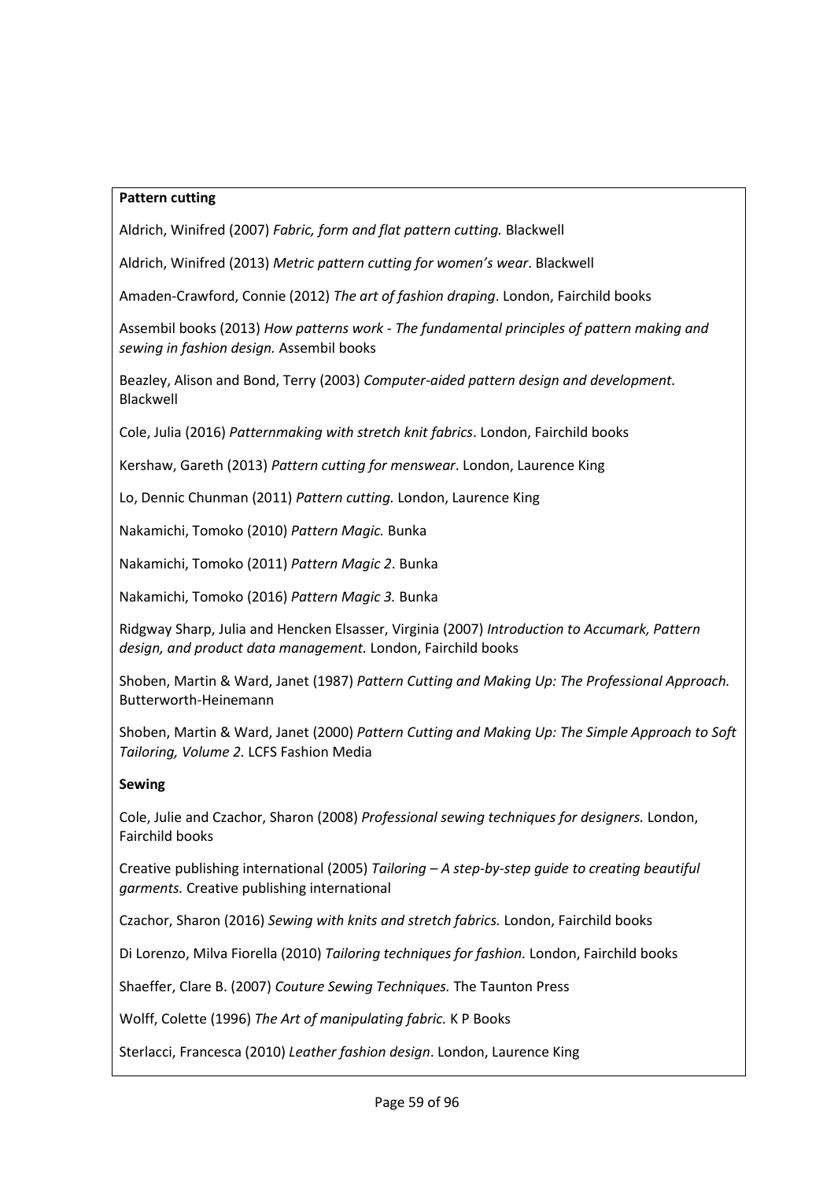**Pattern cutting**

Aldrich, Winifred (2007) *Fabric, form and flat pattern cutting.* Blackwell

Aldrich, Winifred (2013) *Metric pattern cutting for women's wear*. Blackwell

Amaden-Crawford, Connie (2012) *The art of fashion draping*. London, Fairchild books

Assembil books (2013) *How patterns work - The fundamental principles of pattern making and sewing in fashion design.* Assembil books

Beazley, Alison and Bond, Terry (2003) *Computer-aided pattern design and development.* Blackwell

Cole, Julia (2016) *Patternmaking with stretch knit fabrics*. London, Fairchild books

Kershaw, Gareth (2013) *Pattern cutting for menswear*. London, Laurence King

Lo, Dennic Chunman (2011) *Pattern cutting.* London, Laurence King

Nakamichi, Tomoko (2010) *Pattern Magic.* Bunka

Nakamichi, Tomoko (2011) *Pattern Magic 2*. Bunka

Nakamichi, Tomoko (2016) *Pattern Magic 3.* Bunka

Ridgway Sharp, Julia and Hencken Elsasser, Virginia (2007) *Introduction to Accumark, Pattern design, and product data management.* London, Fairchild books

Shoben, Martin & Ward, Janet (1987) *Pattern Cutting and Making Up: The Professional Approach.* Butterworth-Heinemann

Shoben, Martin & Ward, Janet (2000) *Pattern Cutting and Making Up: The Simple Approach to Soft Tailoring, Volume 2.* LCFS Fashion Media

**Sewing**

Cole, Julie and Czachor, Sharon (2008) *Professional sewing techniques for designers.* London, Fairchild books

Creative publishing international (2005) *Tailoring – A step-by-step guide to creating beautiful garments.* Creative publishing international

Czachor, Sharon (2016) *Sewing with knits and stretch fabrics.* London, Fairchild books

Di Lorenzo, Milva Fiorella (2010) *Tailoring techniques for fashion.* London, Fairchild books

Shaeffer, Clare B. (2007) *Couture Sewing Techniques.* The Taunton Press

Wolff, Colette (1996) *The Art of manipulating fabric.* K P Books

Sterlacci, Francesca (2010) *Leather fashion design*. London, Laurence King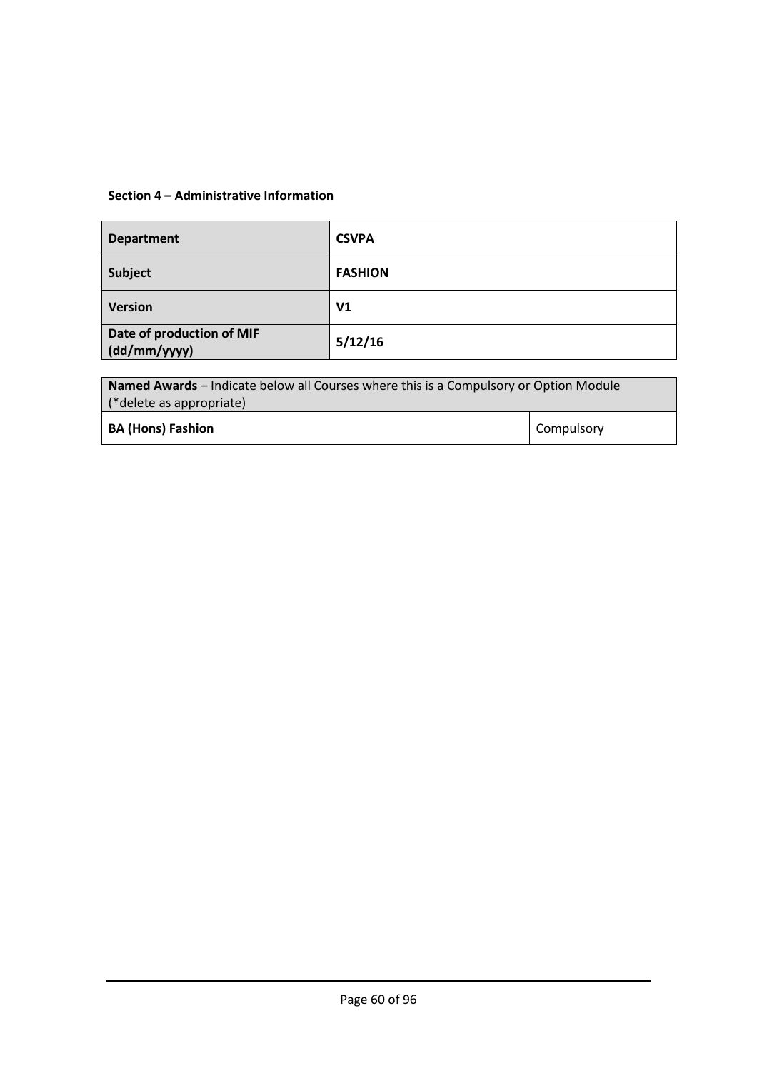**Section 4 – Administrative Information**

| **Department** | **CSVPA** |
|---|---|
| **Subject** | **FASHION** |
| **Version** | **V1** |
| **Date of production of MIF (dd/mm/yyyy)** | **5/12/16** |

| **Named Awards** – Indicate below all Courses where this is a Compulsory or Option Module (*delete as appropriate) | |
|---|---|
| **BA (Hons) Fashion** | Compulsory |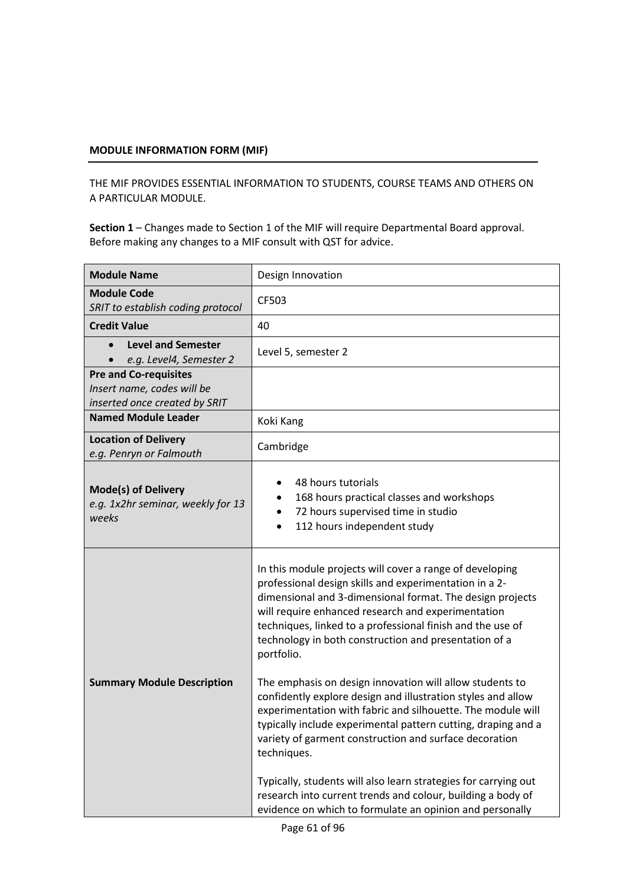**MODULE INFORMATION FORM (MIF)**

THE MIF PROVIDES ESSENTIAL INFORMATION TO STUDENTS, COURSE TEAMS AND OTHERS ON A PARTICULAR MODULE.

**Section 1** – Changes made to Section 1 of the MIF will require Departmental Board approval. Before making any changes to a MIF consult with QST for advice.

| | |
|---|---|
| **Module Name** | Design Innovation |
| **Module Code**<br>*SRIT to establish coding protocol* | CF503 |
| **Credit Value** | 40 |
| • **Level and Semester**<br>• *e.g. Level4, Semester 2* | Level 5, semester 2 |
| **Pre and Co-requisites**<br>*Insert name, codes will be inserted once created by SRIT* | |
| **Named Module Leader** | Koki Kang |
| **Location of Delivery**<br>*e.g. Penryn or Falmouth* | Cambridge |
| **Mode(s) of Delivery**<br>*e.g. 1x2hr seminar, weekly for 13 weeks* | • 48 hours tutorials<br>• 168 hours practical classes and workshops<br>• 72 hours supervised time in studio<br>• 112 hours independent study |
| **Summary Module Description** | In this module projects will cover a range of developing professional design skills and experimentation in a 2-dimensional and 3-dimensional format. The design projects will require enhanced research and experimentation techniques, linked to a professional finish and the use of technology in both construction and presentation of a portfolio.<br><br>The emphasis on design innovation will allow students to confidently explore design and illustration styles and allow experimentation with fabric and silhouette. The module will typically include experimental pattern cutting, draping and a variety of garment construction and surface decoration techniques.<br><br>Typically, students will also learn strategies for carrying out research into current trends and colour, building a body of evidence on which to formulate an opinion and personally |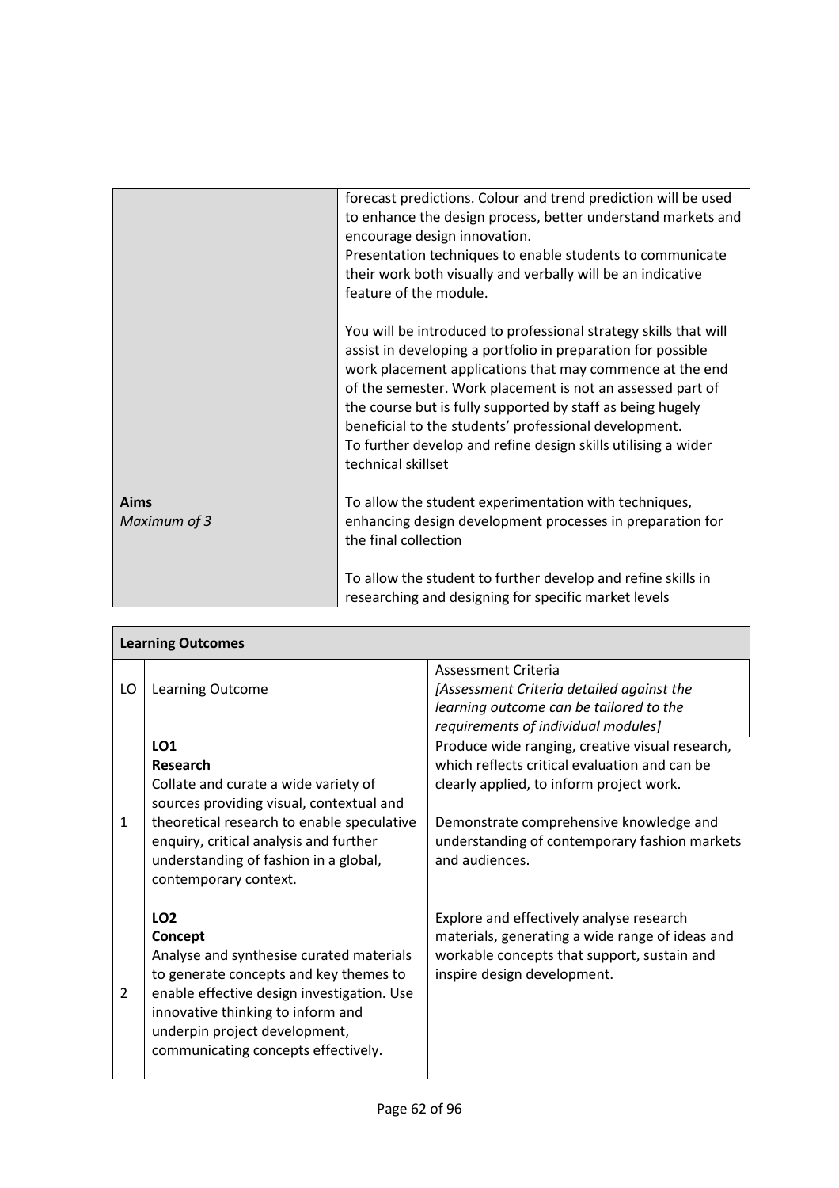| | |
|---|---|
| | forecast predictions. Colour and trend prediction will be used to enhance the design process, better understand markets and encourage design innovation.<br>Presentation techniques to enable students to communicate their work both visually and verbally will be an indicative feature of the module.<br><br>You will be introduced to professional strategy skills that will assist in developing a portfolio in preparation for possible work placement applications that may commence at the end of the semester. Work placement is not an assessed part of the course but is fully supported by staff as being hugely beneficial to the students' professional development. |
| **Aims**<br>*Maximum of 3* | To further develop and refine design skills utilising a wider technical skillset<br><br>To allow the student experimentation with techniques, enhancing design development processes in preparation for the final collection<br><br>To allow the student to further develop and refine skills in researching and designing for specific market levels |

**Learning Outcomes**

| LO | Learning Outcome | Assessment Criteria *[Assessment Criteria detailed against the learning outcome can be tailored to the requirements of individual modules]* |
|---|---|---|
| 1 | **LO1**<br>**Research**<br>Collate and curate a wide variety of sources providing visual, contextual and theoretical research to enable speculative enquiry, critical analysis and further understanding of fashion in a global, contemporary context. | Produce wide ranging, creative visual research, which reflects critical evaluation and can be clearly applied, to inform project work.<br><br>Demonstrate comprehensive knowledge and understanding of contemporary fashion markets and audiences. |
| 2 | **LO2**<br>**Concept**<br>Analyse and synthesise curated materials to generate concepts and key themes to enable effective design investigation. Use innovative thinking to inform and underpin project development, communicating concepts effectively. | Explore and effectively analyse research materials, generating a wide range of ideas and workable concepts that support, sustain and inspire design development. |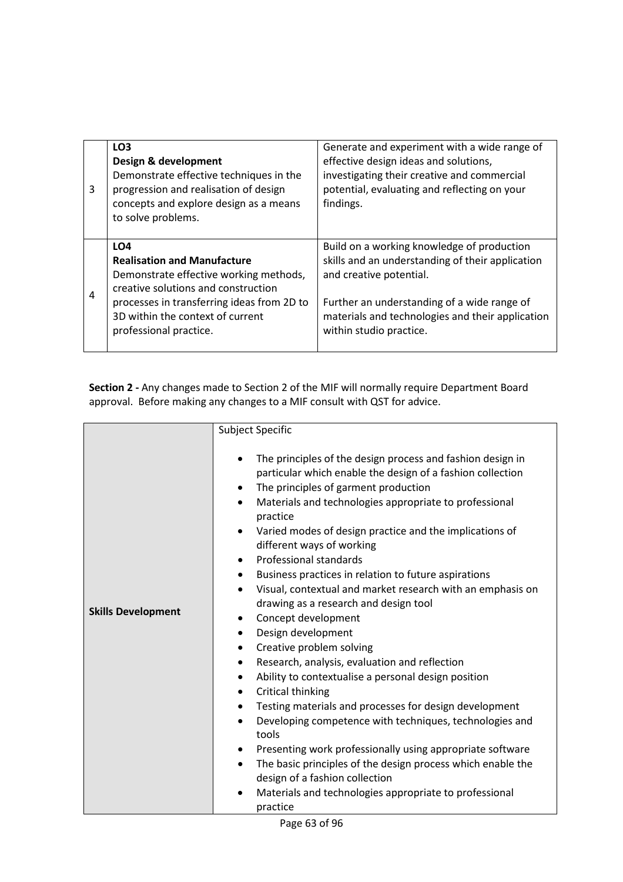| | | |
|---|---|---|
| 3 | **LO3**<br>**Design & development**<br>Demonstrate effective techniques in the progression and realisation of design concepts and explore design as a means to solve problems. | Generate and experiment with a wide range of effective design ideas and solutions, investigating their creative and commercial potential, evaluating and reflecting on your findings. |
| 4 | **LO4**<br>**Realisation and Manufacture**<br>Demonstrate effective working methods, creative solutions and construction processes in transferring ideas from 2D to 3D within the context of current professional practice. | Build on a working knowledge of production skills and an understanding of their application and creative potential.<br><br>Further an understanding of a wide range of materials and technologies and their application within studio practice. |

**Section 2 -** Any changes made to Section 2 of the MIF will normally require Department Board approval. Before making any changes to a MIF consult with QST for advice.

| | |
|---|---|
| **Skills Development** | Subject Specific<br><br>• The principles of the design process and fashion design in particular which enable the design of a fashion collection<br>• The principles of garment production<br>• Materials and technologies appropriate to professional practice<br>• Varied modes of design practice and the implications of different ways of working<br>• Professional standards<br>• Business practices in relation to future aspirations<br>• Visual, contextual and market research with an emphasis on drawing as a research and design tool<br>• Concept development<br>• Design development<br>• Creative problem solving<br>• Research, analysis, evaluation and reflection<br>• Ability to contextualise a personal design position<br>• Critical thinking<br>• Testing materials and processes for design development<br>• Developing competence with techniques, technologies and tools<br>• Presenting work professionally using appropriate software<br>• The basic principles of the design process which enable the design of a fashion collection<br>• Materials and technologies appropriate to professional practice |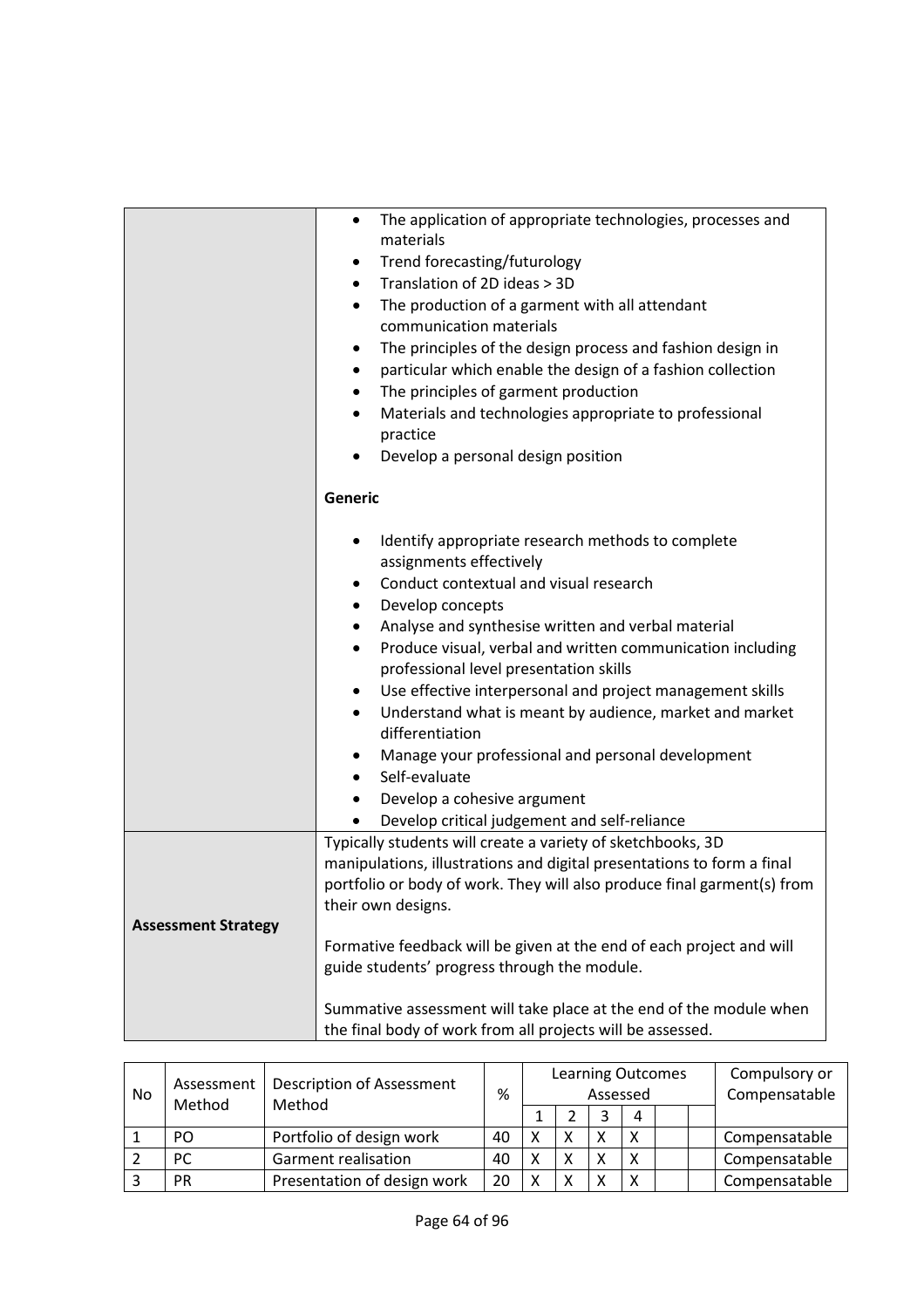| | |
|---|---|
| | • The application of appropriate technologies, processes and materials<br>• Trend forecasting/futurology<br>• Translation of 2D ideas > 3D<br>• The production of a garment with all attendant communication materials<br>• The principles of the design process and fashion design in<br>• particular which enable the design of a fashion collection<br>• The principles of garment production<br>• Materials and technologies appropriate to professional practice<br>• Develop a personal design position<br><br>**Generic**<br><br>• Identify appropriate research methods to complete assignments effectively<br>• Conduct contextual and visual research<br>• Develop concepts<br>• Analyse and synthesise written and verbal material<br>• Produce visual, verbal and written communication including professional level presentation skills<br>• Use effective interpersonal and project management skills<br>• Understand what is meant by audience, market and market differentiation<br>• Manage your professional and personal development<br>• Self-evaluate<br>• Develop a cohesive argument<br>• Develop critical judgement and self-reliance |
| **Assessment Strategy** | Typically students will create a variety of sketchbooks, 3D manipulations, illustrations and digital presentations to form a final portfolio or body of work. They will also produce final garment(s) from their own designs.<br><br>Formative feedback will be given at the end of each project and will guide students' progress through the module.<br><br>Summative assessment will take place at the end of the module when the final body of work from all projects will be assessed. |

| No | Assessment Method | Description of Assessment Method | % | Learning Outcomes Assessed | | | | | | Compulsory or Compensatable |
|---|---|---|---|---|---|---|---|---|---|---|
| | | | | 1 | 2 | 3 | 4 | | | |
| 1 | PO | Portfolio of design work | 40 | X | X | X | X | | | Compensatable |
| 2 | PC | Garment realisation | 40 | X | X | X | X | | | Compensatable |
| 3 | PR | Presentation of design work | 20 | X | X | X | X | | | Compensatable |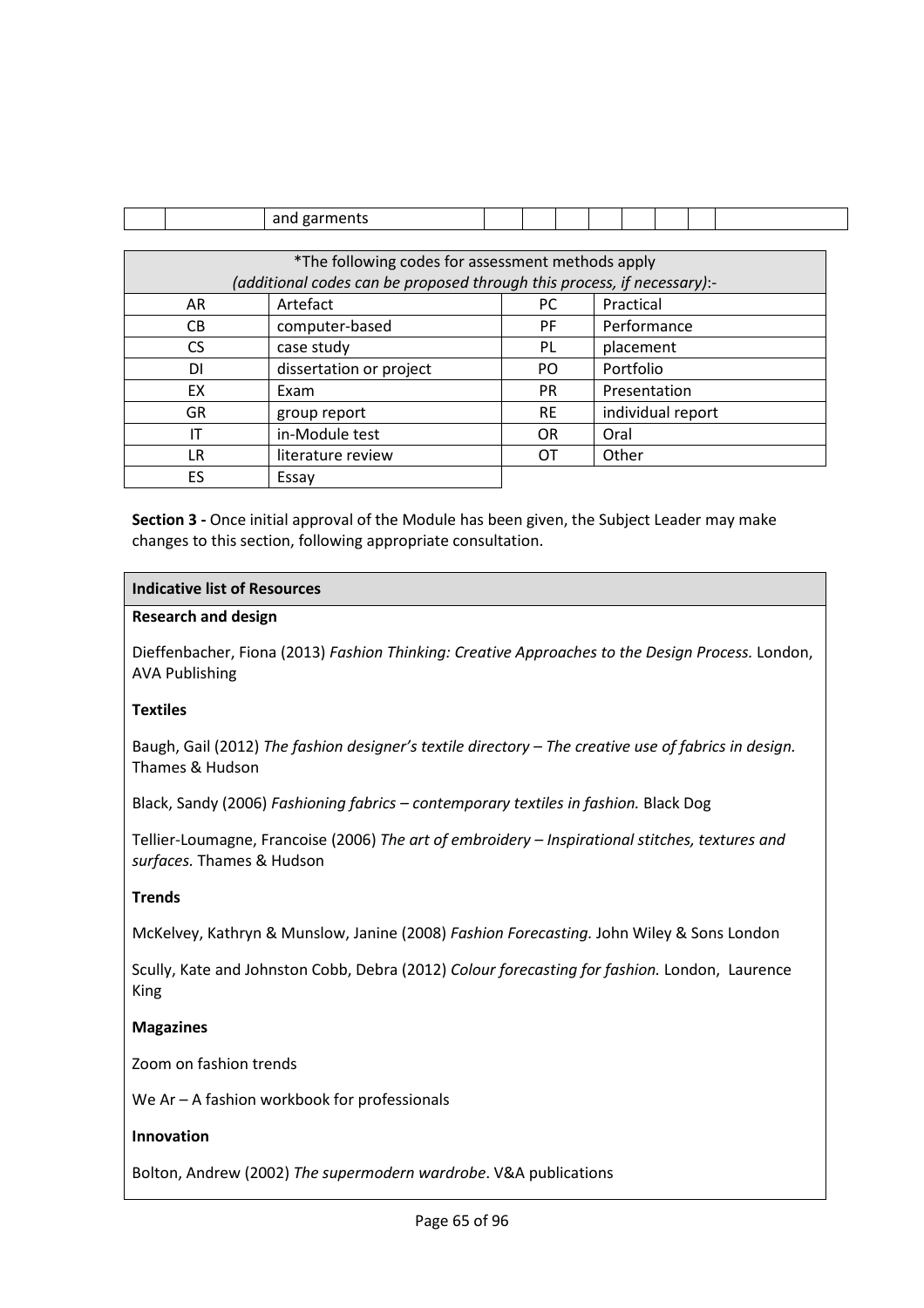| | | and garments | | | | | | | | |
|---|---|---|---|---|---|---|---|---|---|---|

| *The following codes for assessment methods apply *(additional codes can be proposed through this process, if necessary)*:- | | | |
|---|---|---|---|
| AR | Artefact | PC | Practical |
| CB | computer-based | PF | Performance |
| CS | case study | PL | placement |
| DI | dissertation or project | PO | Portfolio |
| EX | Exam | PR | Presentation |
| GR | group report | RE | individual report |
| IT | in-Module test | OR | Oral |
| LR | literature review | OT | Other |
| ES | Essay | | |

**Section 3 -** Once initial approval of the Module has been given, the Subject Leader may make changes to this section, following appropriate consultation.

**Indicative list of Resources**

**Research and design**

Dieffenbacher, Fiona (2013) *Fashion Thinking: Creative Approaches to the Design Process.* London, AVA Publishing

**Textiles**

Baugh, Gail (2012) *The fashion designer's textile directory – The creative use of fabrics in design.* Thames & Hudson

Black, Sandy (2006) *Fashioning fabrics – contemporary textiles in fashion.* Black Dog

Tellier-Loumagne, Francoise (2006) *The art of embroidery – Inspirational stitches, textures and surfaces.* Thames & Hudson

**Trends**

McKelvey, Kathryn & Munslow, Janine (2008) *Fashion Forecasting.* John Wiley & Sons London

Scully, Kate and Johnston Cobb, Debra (2012) *Colour forecasting for fashion.* London, Laurence King

**Magazines**

Zoom on fashion trends

We Ar – A fashion workbook for professionals

**Innovation**

Bolton, Andrew (2002) *The supermodern wardrobe*. V&A publications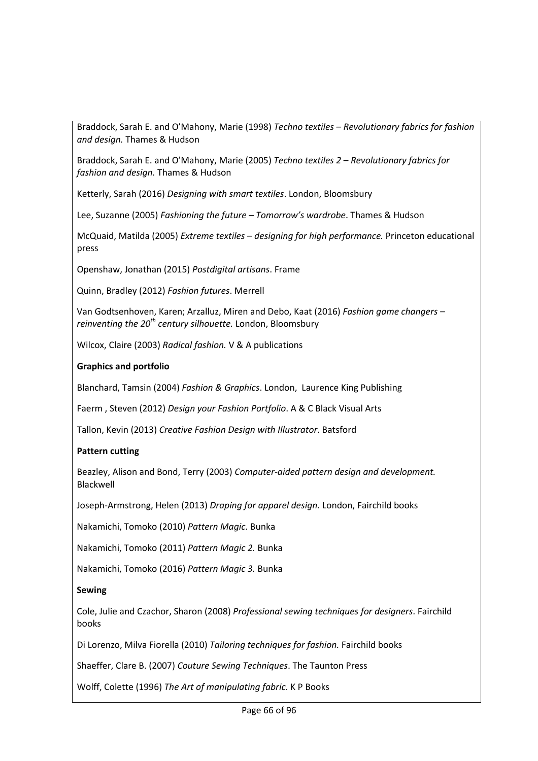Braddock, Sarah E. and O'Mahony, Marie (1998) *Techno textiles – Revolutionary fabrics for fashion and design.* Thames & Hudson

Braddock, Sarah E. and O'Mahony, Marie (2005) *Techno textiles 2 – Revolutionary fabrics for fashion and design.* Thames & Hudson

Ketterly, Sarah (2016) *Designing with smart textiles*. London, Bloomsbury

Lee, Suzanne (2005) *Fashioning the future – Tomorrow's wardrobe*. Thames & Hudson

McQuaid, Matilda (2005) *Extreme textiles – designing for high performance.* Princeton educational press

Openshaw, Jonathan (2015) *Postdigital artisans*. Frame

Quinn, Bradley (2012) *Fashion futures*. Merrell

Van Godtsenhoven, Karen; Arzalluz, Miren and Debo, Kaat (2016) *Fashion game changers – reinventing the 20th century silhouette.* London, Bloomsbury

Wilcox, Claire (2003) *Radical fashion.* V & A publications

**Graphics and portfolio**

Blanchard, Tamsin (2004) *Fashion & Graphics*. London, Laurence King Publishing

Faerm , Steven (2012) *Design your Fashion Portfolio*. A & C Black Visual Arts

Tallon, Kevin (2013) *Creative Fashion Design with Illustrator*. Batsford

**Pattern cutting**

Beazley, Alison and Bond, Terry (2003) *Computer-aided pattern design and development.* Blackwell

Joseph-Armstrong, Helen (2013) *Draping for apparel design.* London, Fairchild books

Nakamichi, Tomoko (2010) *Pattern Magic*. Bunka

Nakamichi, Tomoko (2011) *Pattern Magic 2.* Bunka

Nakamichi, Tomoko (2016) *Pattern Magic 3.* Bunka

**Sewing**

Cole, Julie and Czachor, Sharon (2008) *Professional sewing techniques for designers*. Fairchild books

Di Lorenzo, Milva Fiorella (2010) *Tailoring techniques for fashion.* Fairchild books

Shaeffer, Clare B. (2007) *Couture Sewing Techniques*. The Taunton Press

Wolff, Colette (1996) *The Art of manipulating fabric*. K P Books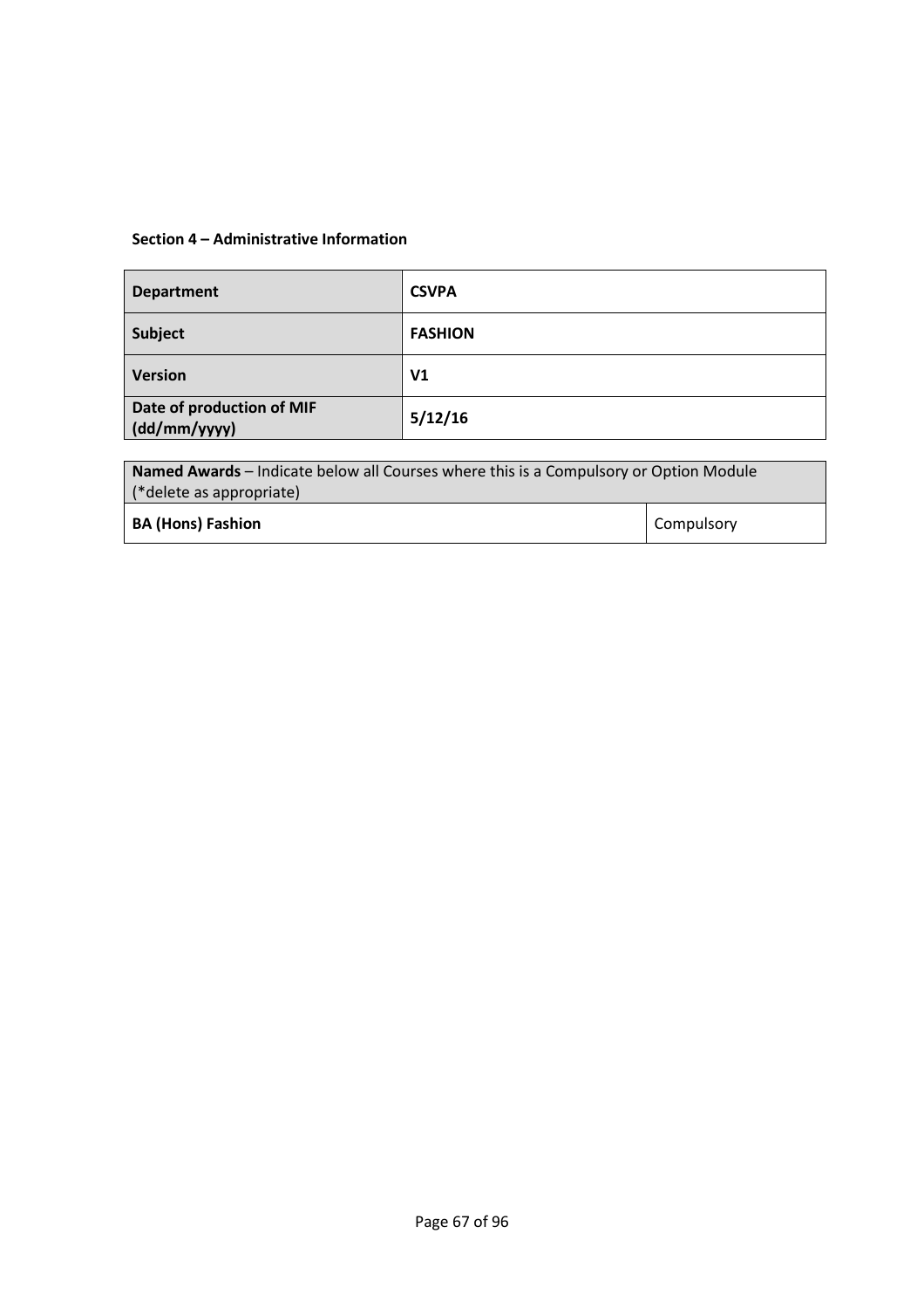**Section 4 – Administrative Information**

| **Department** | **CSVPA** |
|---|---|
| **Subject** | **FASHION** |
| **Version** | **V1** |
| **Date of production of MIF (dd/mm/yyyy)** | **5/12/16** |

| **Named Awards** – Indicate below all Courses where this is a Compulsory or Option Module (*delete as appropriate) | |
|---|---|
| **BA (Hons) Fashion** | Compulsory |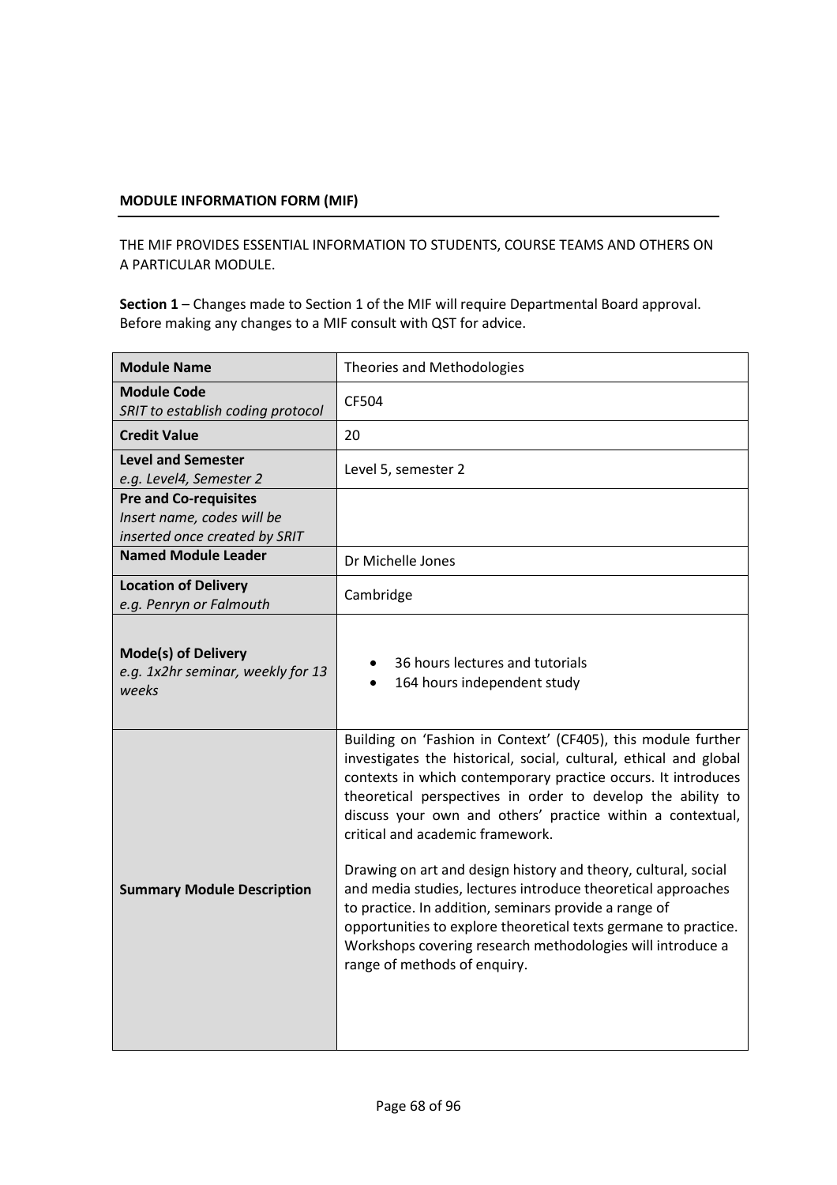**MODULE INFORMATION FORM (MIF)**

THE MIF PROVIDES ESSENTIAL INFORMATION TO STUDENTS, COURSE TEAMS AND OTHERS ON A PARTICULAR MODULE.

**Section 1** – Changes made to Section 1 of the MIF will require Departmental Board approval. Before making any changes to a MIF consult with QST for advice.

| **Module Name** | Theories and Methodologies |
|---|---|
| **Module Code**<br>*SRIT to establish coding protocol* | CF504 |
| **Credit Value** | 20 |
| **Level and Semester**<br>*e.g. Level4, Semester 2* | Level 5, semester 2 |
| **Pre and Co-requisites**<br>*Insert name, codes will be inserted once created by SRIT* | |
| **Named Module Leader** | Dr Michelle Jones |
| **Location of Delivery**<br>*e.g. Penryn or Falmouth* | Cambridge |
| **Mode(s) of Delivery**<br>*e.g. 1x2hr seminar, weekly for 13 weeks* | • 36 hours lectures and tutorials<br>• 164 hours independent study |
| **Summary Module Description** | Building on 'Fashion in Context' (CF405), this module further investigates the historical, social, cultural, ethical and global contexts in which contemporary practice occurs. It introduces theoretical perspectives in order to develop the ability to discuss your own and others' practice within a contextual, critical and academic framework.<br><br>Drawing on art and design history and theory, cultural, social and media studies, lectures introduce theoretical approaches to practice. In addition, seminars provide a range of opportunities to explore theoretical texts germane to practice. Workshops covering research methodologies will introduce a range of methods of enquiry. |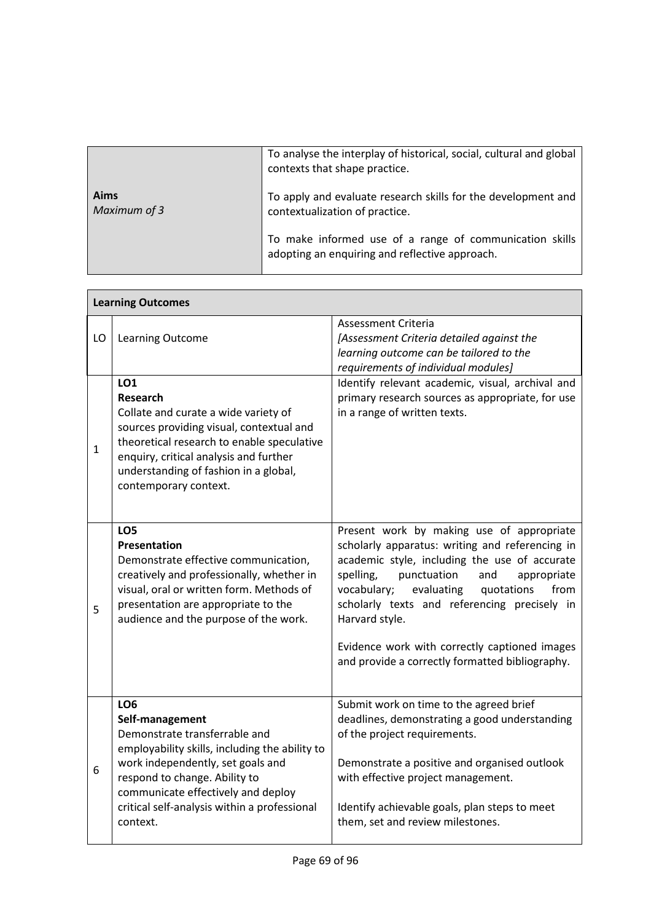| **Aims** *Maximum of 3* | To analyse the interplay of historical, social, cultural and global contexts that shape practice.<br><br>To apply and evaluate research skills for the development and contextualization of practice.<br><br>To make informed use of a range of communication skills adopting an enquiring and reflective approach. |
|---|---|

| **Learning Outcomes** | | |
|---|---|---|
| LO | Learning Outcome | Assessment Criteria<br>*[Assessment Criteria detailed against the learning outcome can be tailored to the requirements of individual modules]* |
| 1 | **LO1**<br>**Research**<br>Collate and curate a wide variety of sources providing visual, contextual and theoretical research to enable speculative enquiry, critical analysis and further understanding of fashion in a global, contemporary context. | Identify relevant academic, visual, archival and primary research sources as appropriate, for use in a range of written texts. |
| 5 | **LO5**<br>**Presentation**<br>Demonstrate effective communication, creatively and professionally, whether in visual, oral or written form. Methods of presentation are appropriate to the audience and the purpose of the work. | Present work by making use of appropriate scholarly apparatus: writing and referencing in academic style, including the use of accurate spelling, punctuation and appropriate vocabulary; evaluating quotations from scholarly texts and referencing precisely in Harvard style.<br><br>Evidence work with correctly captioned images and provide a correctly formatted bibliography. |
| 6 | **LO6**<br>**Self-management**<br>Demonstrate transferrable and employability skills, including the ability to work independently, set goals and respond to change. Ability to communicate effectively and deploy critical self-analysis within a professional context. | Submit work on time to the agreed brief deadlines, demonstrating a good understanding of the project requirements.<br><br>Demonstrate a positive and organised outlook with effective project management.<br><br>Identify achievable goals, plan steps to meet them, set and review milestones. |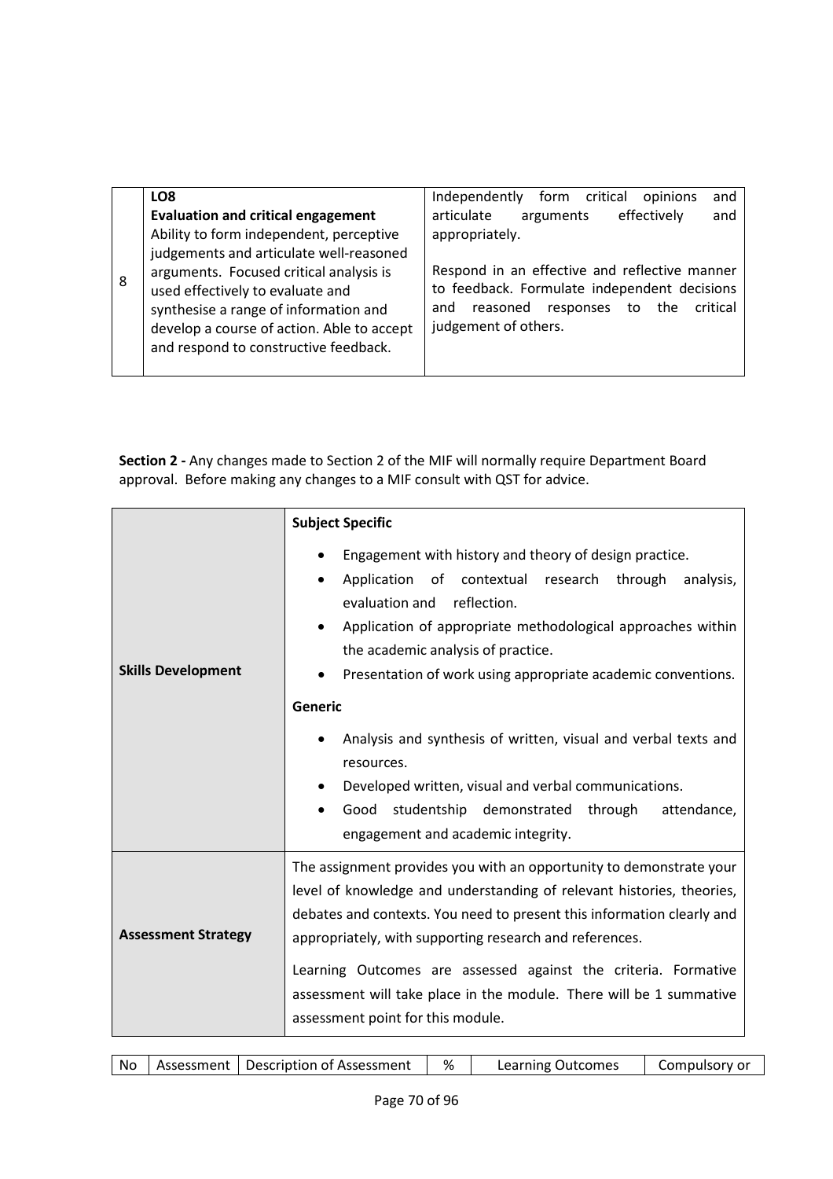| | | |
|---|---|---|
| 8 | **LO8**<br>**Evaluation and critical engagement**<br>Ability to form independent, perceptive judgements and articulate well-reasoned arguments. Focused critical analysis is used effectively to evaluate and synthesise a range of information and develop a course of action. Able to accept and respond to constructive feedback. | Independently form critical opinions and articulate arguments effectively and appropriately.<br><br>Respond in an effective and reflective manner to feedback. Formulate independent decisions and reasoned responses to the critical judgement of others. |

**Section 2 -** Any changes made to Section 2 of the MIF will normally require Department Board approval. Before making any changes to a MIF consult with QST for advice.

| | |
|---|---|
| **Skills Development** | **Subject Specific**<br><br>• Engagement with history and theory of design practice.<br>• Application of contextual research through analysis, evaluation and reflection.<br>• Application of appropriate methodological approaches within the academic analysis of practice.<br>• Presentation of work using appropriate academic conventions.<br><br>**Generic**<br><br>• Analysis and synthesis of written, visual and verbal texts and resources.<br>• Developed written, visual and verbal communications.<br>• Good studentship demonstrated through attendance, engagement and academic integrity. |
| **Assessment Strategy** | The assignment provides you with an opportunity to demonstrate your level of knowledge and understanding of relevant histories, theories, debates and contexts. You need to present this information clearly and appropriately, with supporting research and references.<br><br>Learning Outcomes are assessed against the criteria. Formative assessment will take place in the module. There will be 1 summative assessment point for this module. |

| No | Assessment | Description of Assessment | % | Learning Outcomes | Compulsory or |
|---|---|---|---|---|---|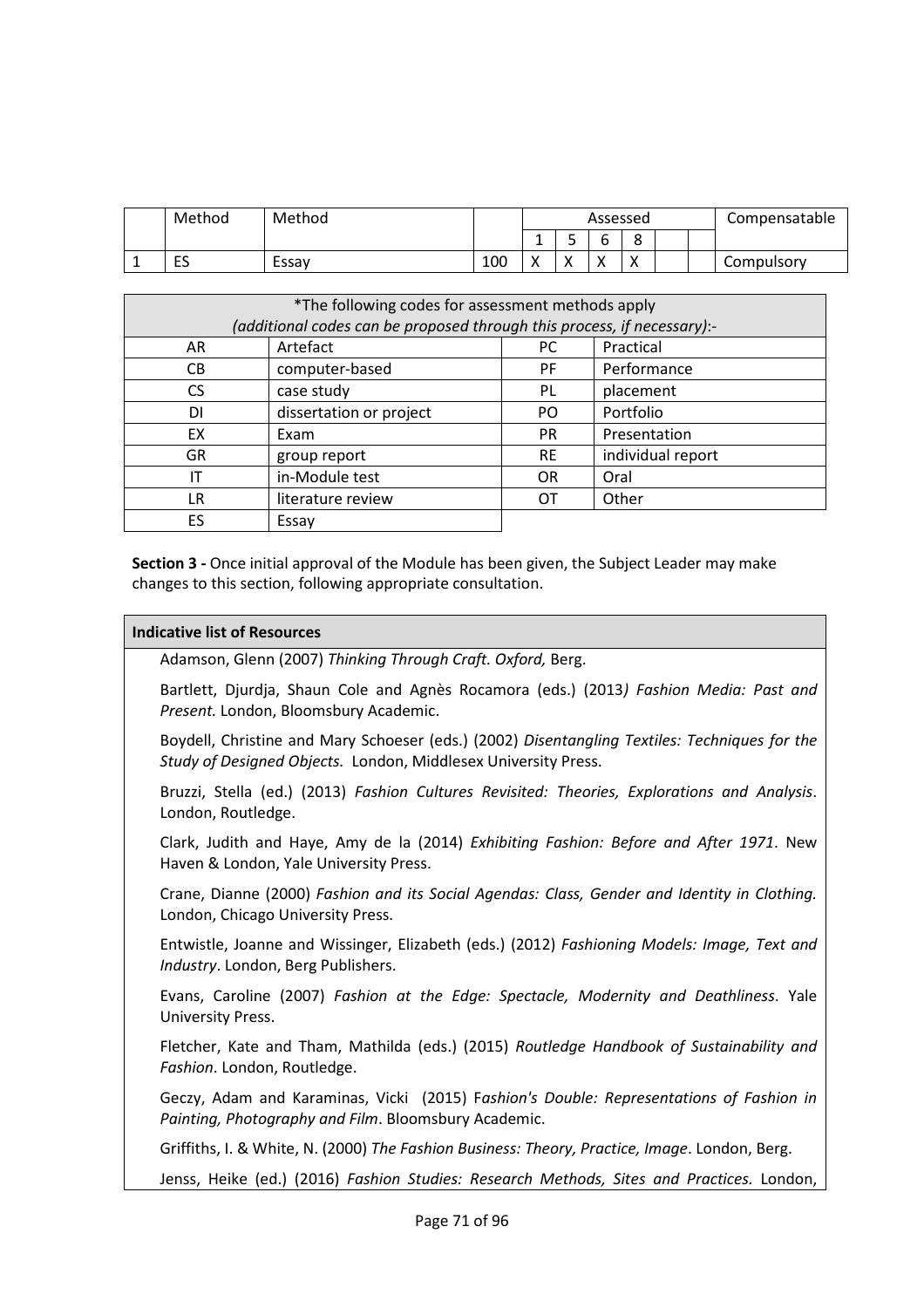| | Method | Method | | Assessed | | | | | | Compensatable |
|---|---|---|---|---|---|---|---|---|---|---|
| | | | | 1 | 5 | 6 | 8 | | | |
| 1 | ES | Essay | 100 | X | X | X | X | | | Compulsory |

| *The following codes for assessment methods apply *(additional codes can be proposed through this process, if necessary)*:- | | | |
|---|---|---|---|
| AR | Artefact | PC | Practical |
| CB | computer-based | PF | Performance |
| CS | case study | PL | placement |
| DI | dissertation or project | PO | Portfolio |
| EX | Exam | PR | Presentation |
| GR | group report | RE | individual report |
| IT | in-Module test | OR | Oral |
| LR | literature review | OT | Other |
| ES | Essay | | |

**Section 3 -** Once initial approval of the Module has been given, the Subject Leader may make changes to this section, following appropriate consultation.

**Indicative list of Resources**

Adamson, Glenn (2007) *Thinking Through Craft. Oxford,* Berg.

Bartlett, Djurdja, Shaun Cole and Agnès Rocamora (eds.) (2013*) Fashion Media: Past and Present.* London, Bloomsbury Academic.

Boydell, Christine and Mary Schoeser (eds.) (2002) *Disentangling Textiles: Techniques for the Study of Designed Objects.* London, Middlesex University Press.

Bruzzi, Stella (ed.) (2013) *Fashion Cultures Revisited: Theories, Explorations and Analysis*. London, Routledge.

Clark, Judith and Haye, Amy de la (2014) *Exhibiting Fashion: Before and After 1971*. New Haven & London, Yale University Press.

Crane, Dianne (2000) *Fashion and its Social Agendas: Class, Gender and Identity in Clothing.* London, Chicago University Press.

Entwistle, Joanne and Wissinger, Elizabeth (eds.) (2012) *Fashioning Models: Image, Text and Industry*. London, Berg Publishers.

Evans, Caroline (2007) *Fashion at the Edge: Spectacle, Modernity and Deathliness*. Yale University Press.

Fletcher, Kate and Tham, Mathilda (eds.) (2015) *Routledge Handbook of Sustainability and Fashion*. London, Routledge.

Geczy, Adam and Karaminas, Vicki (2015) F*ashion's Double: Representations of Fashion in Painting, Photography and Film*. Bloomsbury Academic.

Griffiths, I. & White, N. (2000) *The Fashion Business: Theory, Practice, Image*. London, Berg.

Jenss, Heike (ed.) (2016) *Fashion Studies: Research Methods, Sites and Practices.* London,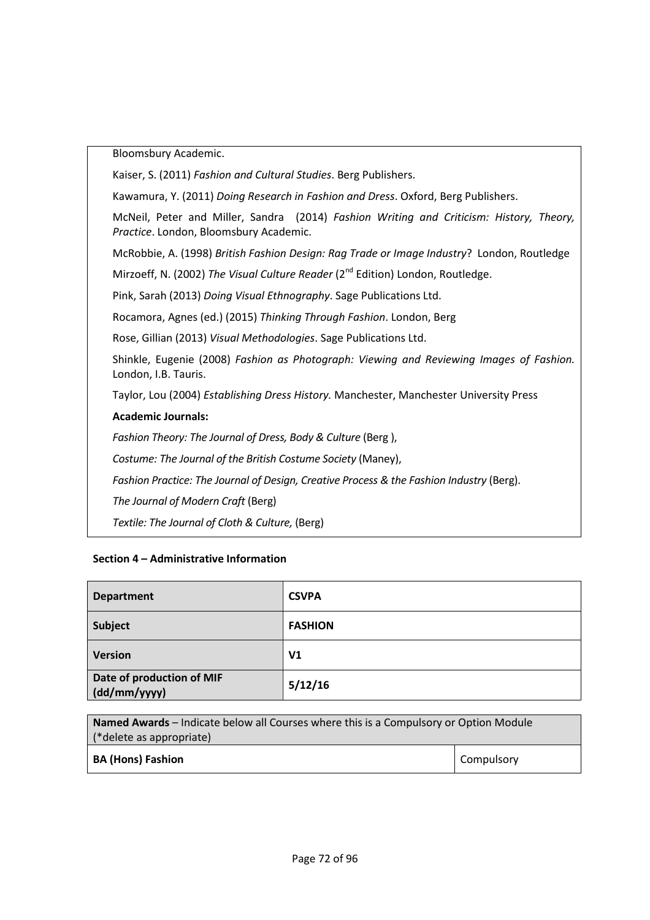Bloomsbury Academic.

Kaiser, S. (2011) *Fashion and Cultural Studies*. Berg Publishers.

Kawamura, Y. (2011) *Doing Research in Fashion and Dress*. Oxford, Berg Publishers.

McNeil, Peter and Miller, Sandra (2014) *Fashion Writing and Criticism: History, Theory, Practice*. London, Bloomsbury Academic.

McRobbie, A. (1998) *British Fashion Design: Rag Trade or Image Industry*? London, Routledge

Mirzoeff, N. (2002) *The Visual Culture Reader* (2nd Edition) London, Routledge.

Pink, Sarah (2013) *Doing Visual Ethnography*. Sage Publications Ltd.

Rocamora, Agnes (ed.) (2015) *Thinking Through Fashion*. London, Berg

Rose, Gillian (2013) *Visual Methodologies*. Sage Publications Ltd.

Shinkle, Eugenie (2008) *Fashion as Photograph: Viewing and Reviewing Images of Fashion.* London, I.B. Tauris.

Taylor, Lou (2004) *Establishing Dress History.* Manchester, Manchester University Press

**Academic Journals:**

*Fashion Theory: The Journal of Dress, Body & Culture* (Berg ),

*Costume: The Journal of the British Costume Society* (Maney),

*Fashion Practice: The Journal of Design, Creative Process & the Fashion Industry* (Berg).

*The Journal of Modern Craft* (Berg)

*Textile: The Journal of Cloth & Culture,* (Berg)

**Section 4 – Administrative Information**

| | |
|---|---|
| **Department** | **CSVPA** |
| **Subject** | **FASHION** |
| **Version** | **V1** |
| **Date of production of MIF (dd/mm/yyyy)** | **5/12/16** |

| **Named Awards** – Indicate below all Courses where this is a Compulsory or Option Module (*delete as appropriate) | |
|---|---|
| **BA (Hons) Fashion** | Compulsory |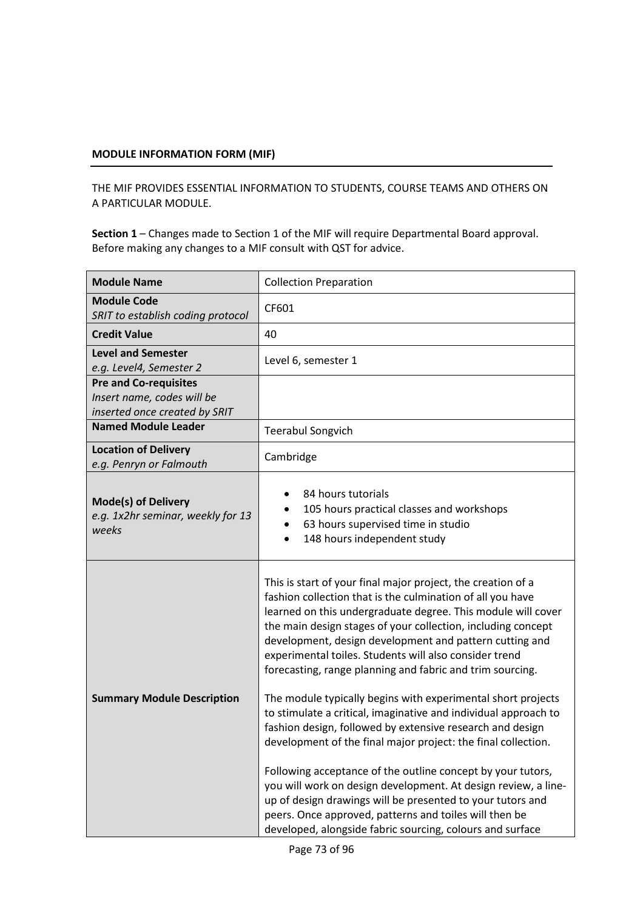**MODULE INFORMATION FORM (MIF)**

THE MIF PROVIDES ESSENTIAL INFORMATION TO STUDENTS, COURSE TEAMS AND OTHERS ON A PARTICULAR MODULE.

**Section 1** – Changes made to Section 1 of the MIF will require Departmental Board approval. Before making any changes to a MIF consult with QST for advice.

| | |
|---|---|
| **Module Name** | Collection Preparation |
| **Module Code**<br>*SRIT to establish coding protocol* | CF601 |
| **Credit Value** | 40 |
| **Level and Semester**<br>*e.g. Level4, Semester 2* | Level 6, semester 1 |
| **Pre and Co-requisites**<br>*Insert name, codes will be inserted once created by SRIT* | |
| **Named Module Leader** | Teerabul Songvich |
| **Location of Delivery**<br>*e.g. Penryn or Falmouth* | Cambridge |
| **Mode(s) of Delivery**<br>*e.g. 1x2hr seminar, weekly for 13 weeks* | • 84 hours tutorials<br>• 105 hours practical classes and workshops<br>• 63 hours supervised time in studio<br>• 148 hours independent study |
| **Summary Module Description** | This is start of your final major project, the creation of a fashion collection that is the culmination of all you have learned on this undergraduate degree. This module will cover the main design stages of your collection, including concept development, design development and pattern cutting and experimental toiles. Students will also consider trend forecasting, range planning and fabric and trim sourcing.<br><br>The module typically begins with experimental short projects to stimulate a critical, imaginative and individual approach to fashion design, followed by extensive research and design development of the final major project: the final collection.<br><br>Following acceptance of the outline concept by your tutors, you will work on design development. At design review, a line-up of design drawings will be presented to your tutors and peers. Once approved, patterns and toiles will then be developed, alongside fabric sourcing, colours and surface |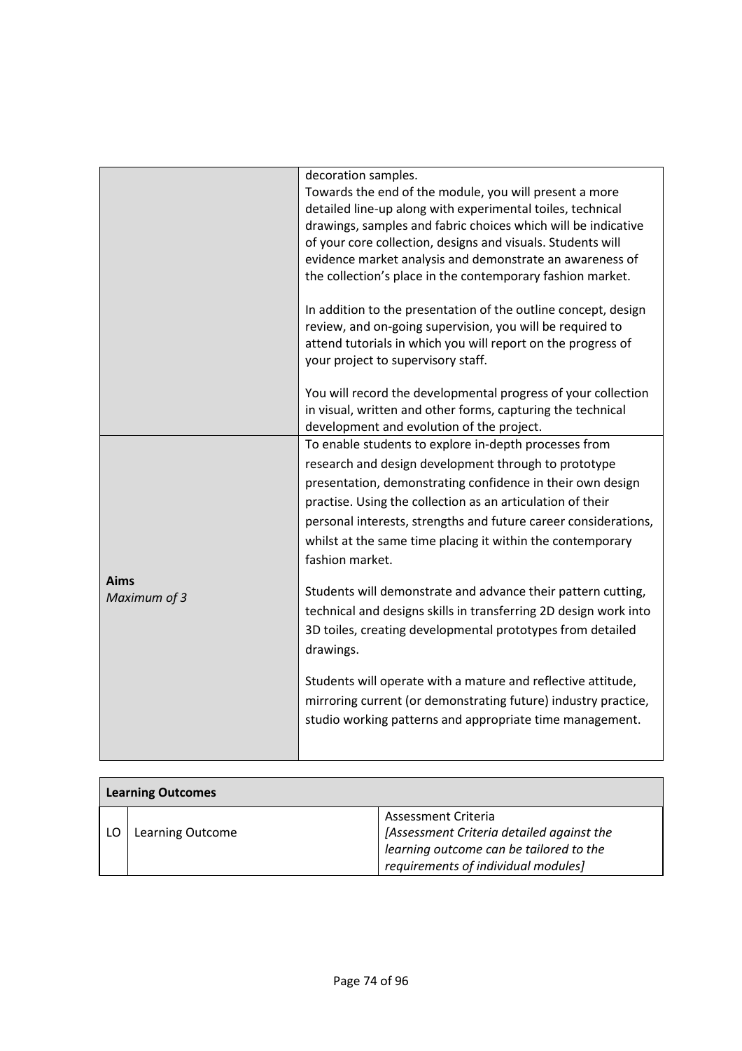| | |
|---|---|
| | decoration samples.<br>Towards the end of the module, you will present a more detailed line-up along with experimental toiles, technical drawings, samples and fabric choices which will be indicative of your core collection, designs and visuals. Students will evidence market analysis and demonstrate an awareness of the collection's place in the contemporary fashion market.<br><br>In addition to the presentation of the outline concept, design review, and on-going supervision, you will be required to attend tutorials in which you will report on the progress of your project to supervisory staff.<br><br>You will record the developmental progress of your collection in visual, written and other forms, capturing the technical development and evolution of the project. |
| **Aims**<br>*Maximum of 3* | To enable students to explore in-depth processes from research and design development through to prototype presentation, demonstrating confidence in their own design practise. Using the collection as an articulation of their personal interests, strengths and future career considerations, whilst at the same time placing it within the contemporary fashion market.<br><br>Students will demonstrate and advance their pattern cutting, technical and designs skills in transferring 2D design work into 3D toiles, creating developmental prototypes from detailed drawings.<br><br>Students will operate with a mature and reflective attitude, mirroring current (or demonstrating future) industry practice, studio working patterns and appropriate time management. |

| **Learning Outcomes** | | |
|---|---|---|
| LO | Learning Outcome | Assessment Criteria<br>*[Assessment Criteria detailed against the learning outcome can be tailored to the requirements of individual modules]* |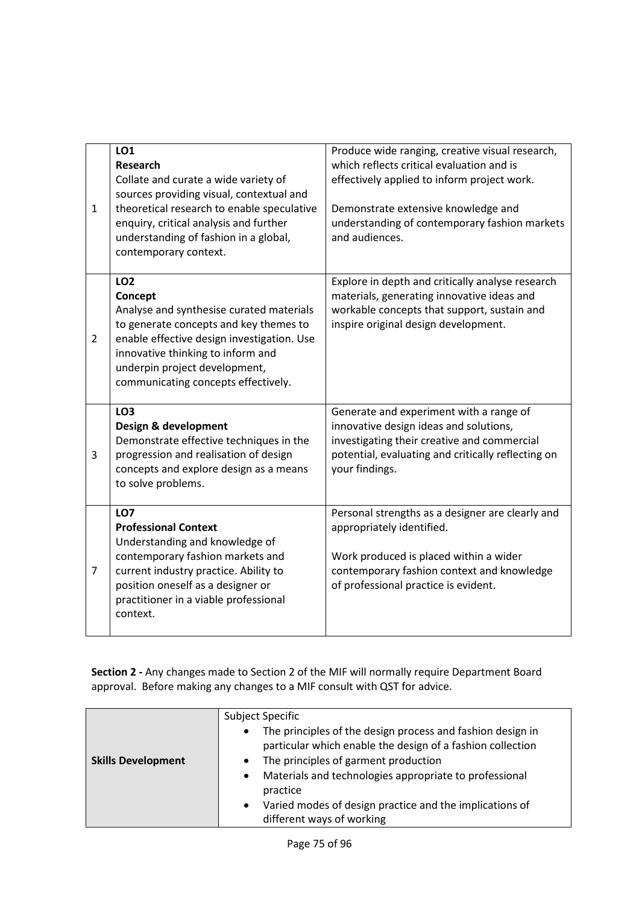| | | |
|---|---|---|
| 1 | **LO1**<br>**Research**<br>Collate and curate a wide variety of sources providing visual, contextual and theoretical research to enable speculative enquiry, critical analysis and further understanding of fashion in a global, contemporary context. | Produce wide ranging, creative visual research, which reflects critical evaluation and is effectively applied to inform project work.<br><br>Demonstrate extensive knowledge and understanding of contemporary fashion markets and audiences. |
| 2 | **LO2**<br>**Concept**<br>Analyse and synthesise curated materials to generate concepts and key themes to enable effective design investigation. Use innovative thinking to inform and underpin project development, communicating concepts effectively. | Explore in depth and critically analyse research materials, generating innovative ideas and workable concepts that support, sustain and inspire original design development. |
| 3 | **LO3**<br>**Design & development**<br>Demonstrate effective techniques in the progression and realisation of design concepts and explore design as a means to solve problems. | Generate and experiment with a range of innovative design ideas and solutions, investigating their creative and commercial potential, evaluating and critically reflecting on your findings. |
| 7 | **LO7**<br>**Professional Context**<br>Understanding and knowledge of contemporary fashion markets and current industry practice. Ability to position oneself as a designer or practitioner in a viable professional context. | Personal strengths as a designer are clearly and appropriately identified.<br><br>Work produced is placed within a wider contemporary fashion context and knowledge of professional practice is evident. |

**Section 2 -** Any changes made to Section 2 of the MIF will normally require Department Board approval. Before making any changes to a MIF consult with QST for advice.

| | |
|---|---|
| **Skills Development** | Subject Specific<br>• The principles of the design process and fashion design in particular which enable the design of a fashion collection<br>• The principles of garment production<br>• Materials and technologies appropriate to professional practice<br>• Varied modes of design practice and the implications of different ways of working |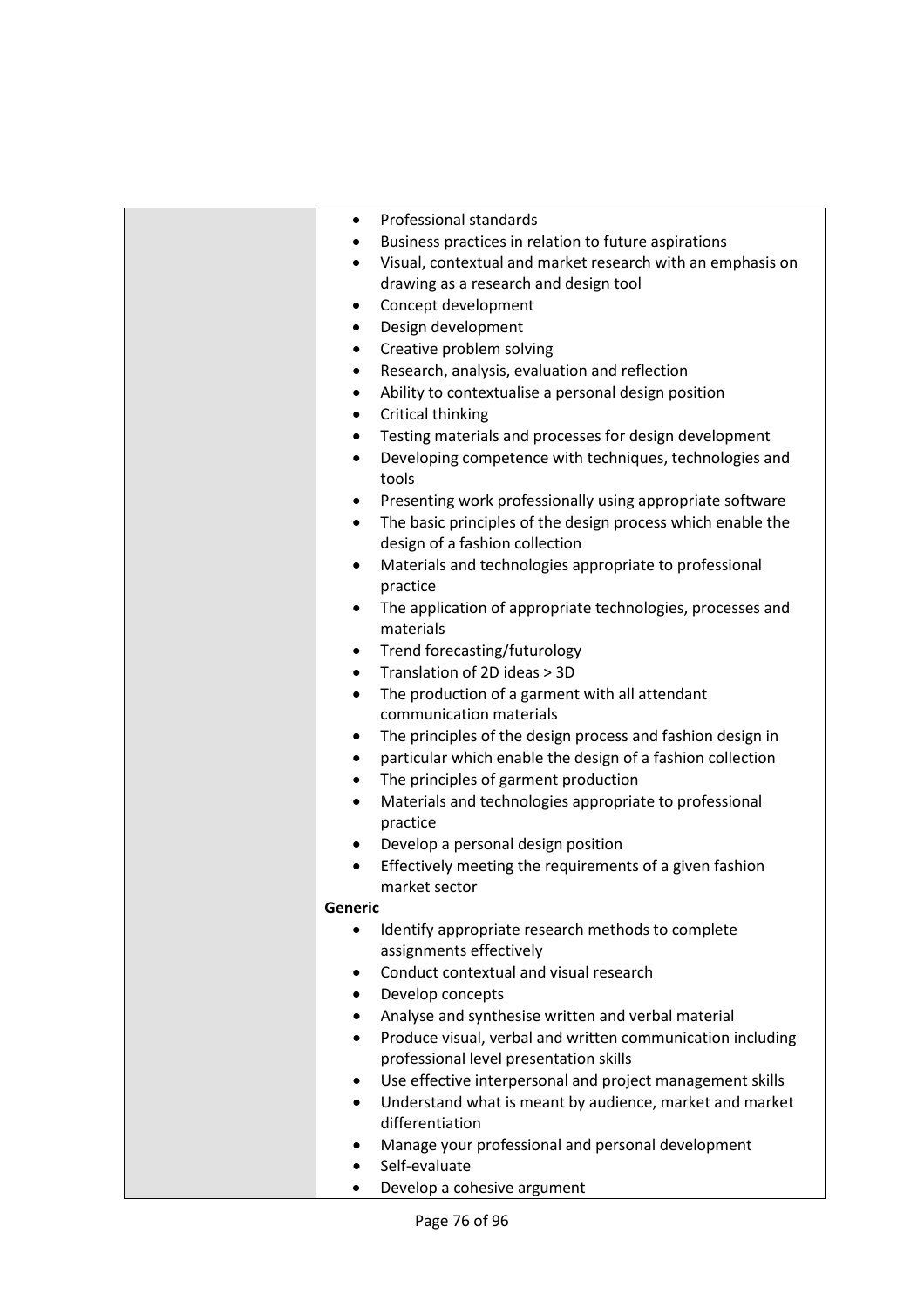| | - Professional standards<br>- Business practices in relation to future aspirations<br>- Visual, contextual and market research with an emphasis on drawing as a research and design tool<br>- Concept development<br>- Design development<br>- Creative problem solving<br>- Research, analysis, evaluation and reflection<br>- Ability to contextualise a personal design position<br>- Critical thinking<br>- Testing materials and processes for design development<br>- Developing competence with techniques, technologies and tools<br>- Presenting work professionally using appropriate software<br>- The basic principles of the design process which enable the design of a fashion collection<br>- Materials and technologies appropriate to professional practice<br>- The application of appropriate technologies, processes and materials<br>- Trend forecasting/futurology<br>- Translation of 2D ideas > 3D<br>- The production of a garment with all attendant communication materials<br>- The principles of the design process and fashion design in<br>- particular which enable the design of a fashion collection<br>- The principles of garment production<br>- Materials and technologies appropriate to professional practice<br>- Develop a personal design position<br>- Effectively meeting the requirements of a given fashion market sector<br>**Generic**<br>- Identify appropriate research methods to complete assignments effectively<br>- Conduct contextual and visual research<br>- Develop concepts<br>- Analyse and synthesise written and verbal material<br>- Produce visual, verbal and written communication including professional level presentation skills<br>- Use effective interpersonal and project management skills<br>- Understand what is meant by audience, market and market differentiation<br>- Manage your professional and personal development<br>- Self-evaluate<br>- Develop a cohesive argument |
|---|---|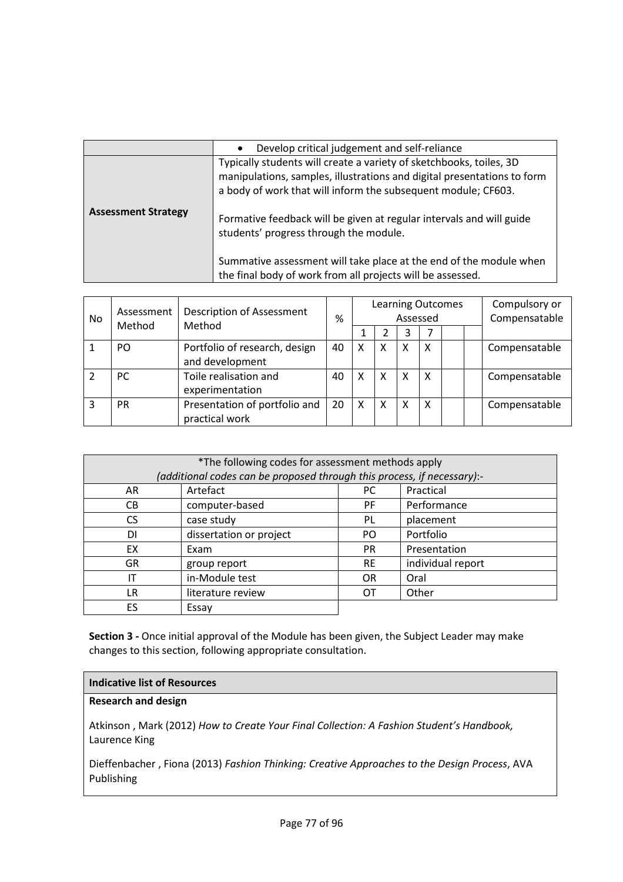| | |
|---|---|
| | • Develop critical judgement and self-reliance |
| **Assessment Strategy** | Typically students will create a variety of sketchbooks, toiles, 3D manipulations, samples, illustrations and digital presentations to form a body of work that will inform the subsequent module; CF603.<br><br>Formative feedback will be given at regular intervals and will guide students' progress through the module.<br><br>Summative assessment will take place at the end of the module when the final body of work from all projects will be assessed. |

| No | Assessment Method | Description of Assessment Method | % | Learning Outcomes Assessed | | | | | | Compulsory or Compensatable |
|---|---|---|---|---|---|---|---|---|---|---|
| | | | | 1 | 2 | 3 | 7 | | | |
| 1 | PO | Portfolio of research, design and development | 40 | X | X | X | X | | | Compensatable |
| 2 | PC | Toile realisation and experimentation | 40 | X | X | X | X | | | Compensatable |
| 3 | PR | Presentation of portfolio and practical work | 20 | X | X | X | X | | | Compensatable |

| *The following codes for assessment methods apply *(additional codes can be proposed through this process, if necessary)*:- | | | |
|---|---|---|---|
| AR | Artefact | PC | Practical |
| CB | computer-based | PF | Performance |
| CS | case study | PL | placement |
| DI | dissertation or project | PO | Portfolio |
| EX | Exam | PR | Presentation |
| GR | group report | RE | individual report |
| IT | in-Module test | OR | Oral |
| LR | literature review | OT | Other |
| ES | Essay | | |

**Section 3 -** Once initial approval of the Module has been given, the Subject Leader may make changes to this section, following appropriate consultation.

**Indicative list of Resources**

**Research and design**

Atkinson , Mark (2012) *How to Create Your Final Collection: A Fashion Student's Handbook,* Laurence King

Dieffenbacher , Fiona (2013) *Fashion Thinking: Creative Approaches to the Design Process*, AVA Publishing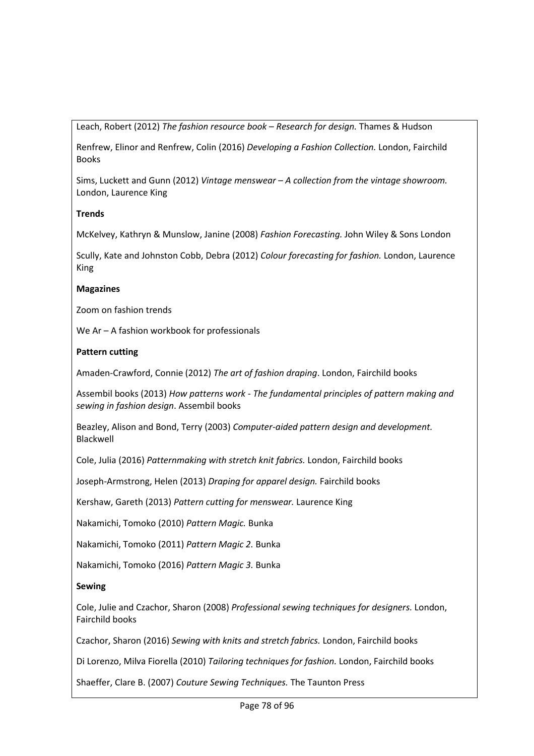Leach, Robert (2012) *The fashion resource book – Research for design.* Thames & Hudson

Renfrew, Elinor and Renfrew, Colin (2016) *Developing a Fashion Collection.* London, Fairchild Books

Sims, Luckett and Gunn (2012) *Vintage menswear – A collection from the vintage showroom.* London, Laurence King

**Trends**

McKelvey, Kathryn & Munslow, Janine (2008) *Fashion Forecasting.* John Wiley & Sons London

Scully, Kate and Johnston Cobb, Debra (2012) *Colour forecasting for fashion.* London, Laurence King

**Magazines**

Zoom on fashion trends

We Ar – A fashion workbook for professionals

**Pattern cutting**

Amaden-Crawford, Connie (2012) *The art of fashion draping*. London, Fairchild books

Assembil books (2013) *How patterns work - The fundamental principles of pattern making and sewing in fashion design*. Assembil books

Beazley, Alison and Bond, Terry (2003) *Computer-aided pattern design and development.* Blackwell

Cole, Julia (2016) *Patternmaking with stretch knit fabrics.* London, Fairchild books

Joseph-Armstrong, Helen (2013) *Draping for apparel design.* Fairchild books

Kershaw, Gareth (2013) *Pattern cutting for menswear.* Laurence King

Nakamichi, Tomoko (2010) *Pattern Magic.* Bunka

Nakamichi, Tomoko (2011) *Pattern Magic 2.* Bunka

Nakamichi, Tomoko (2016) *Pattern Magic 3.* Bunka

**Sewing**

Cole, Julie and Czachor, Sharon (2008) *Professional sewing techniques for designers.* London, Fairchild books

Czachor, Sharon (2016) *Sewing with knits and stretch fabrics.* London, Fairchild books

Di Lorenzo, Milva Fiorella (2010) *Tailoring techniques for fashion.* London, Fairchild books

Shaeffer, Clare B. (2007) *Couture Sewing Techniques.* The Taunton Press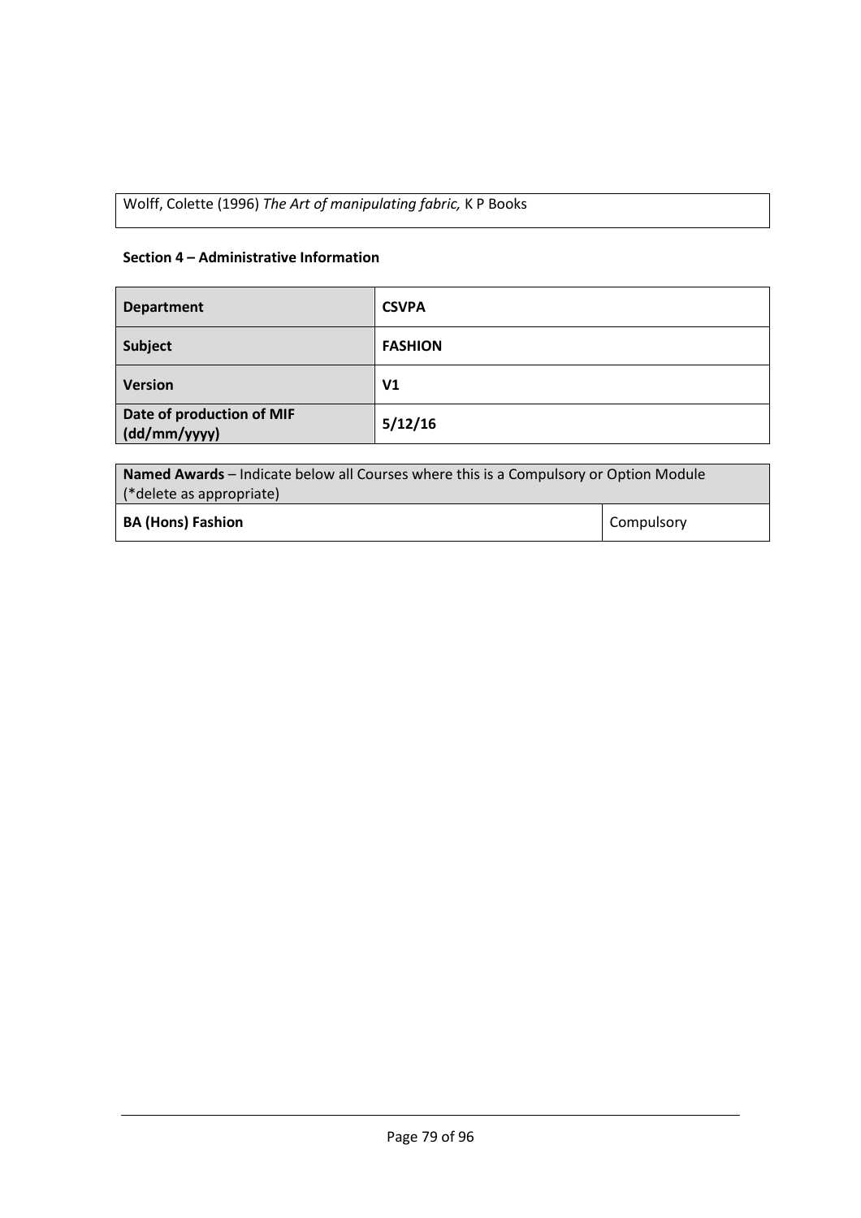Wolff, Colette (1996) *The Art of manipulating fabric,* K P Books

**Section 4 – Administrative Information**

| **Department** | **CSVPA** |
|---|---|
| **Subject** | **FASHION** |
| **Version** | **V1** |
| **Date of production of MIF (dd/mm/yyyy)** | **5/12/16** |

| **Named Awards** – Indicate below all Courses where this is a Compulsory or Option Module (*delete as appropriate) | |
|---|---|
| **BA (Hons) Fashion** | Compulsory |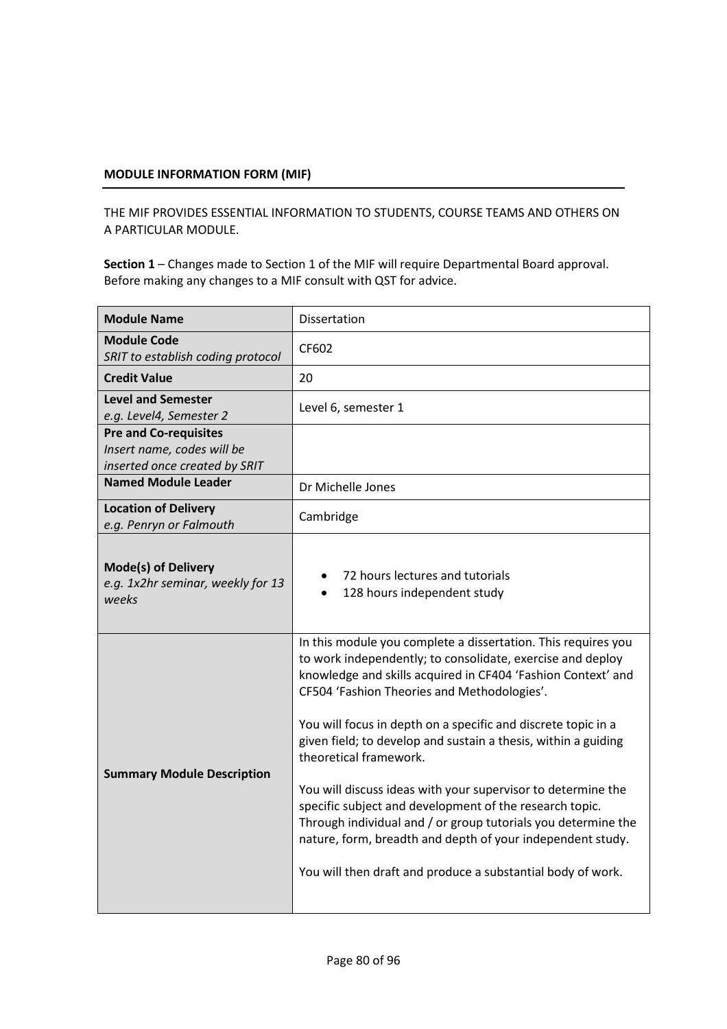**MODULE INFORMATION FORM (MIF)**

THE MIF PROVIDES ESSENTIAL INFORMATION TO STUDENTS, COURSE TEAMS AND OTHERS ON A PARTICULAR MODULE.

**Section 1** – Changes made to Section 1 of the MIF will require Departmental Board approval. Before making any changes to a MIF consult with QST for advice.

| **Module Name** | Dissertation |
|---|---|
| **Module Code**<br>*SRIT to establish coding protocol* | CF602 |
| **Credit Value** | 20 |
| **Level and Semester**<br>*e.g. Level4, Semester 2* | Level 6, semester 1 |
| **Pre and Co-requisites**<br>*Insert name, codes will be inserted once created by SRIT* | |
| **Named Module Leader** | Dr Michelle Jones |
| **Location of Delivery**<br>*e.g. Penryn or Falmouth* | Cambridge |
| **Mode(s) of Delivery**<br>*e.g. 1x2hr seminar, weekly for 13 weeks* | • 72 hours lectures and tutorials<br>• 128 hours independent study |
| **Summary Module Description** | In this module you complete a dissertation. This requires you to work independently; to consolidate, exercise and deploy knowledge and skills acquired in CF404 'Fashion Context' and CF504 'Fashion Theories and Methodologies'.<br><br>You will focus in depth on a specific and discrete topic in a given field; to develop and sustain a thesis, within a guiding theoretical framework.<br><br>You will discuss ideas with your supervisor to determine the specific subject and development of the research topic. Through individual and / or group tutorials you determine the nature, form, breadth and depth of your independent study.<br><br>You will then draft and produce a substantial body of work. |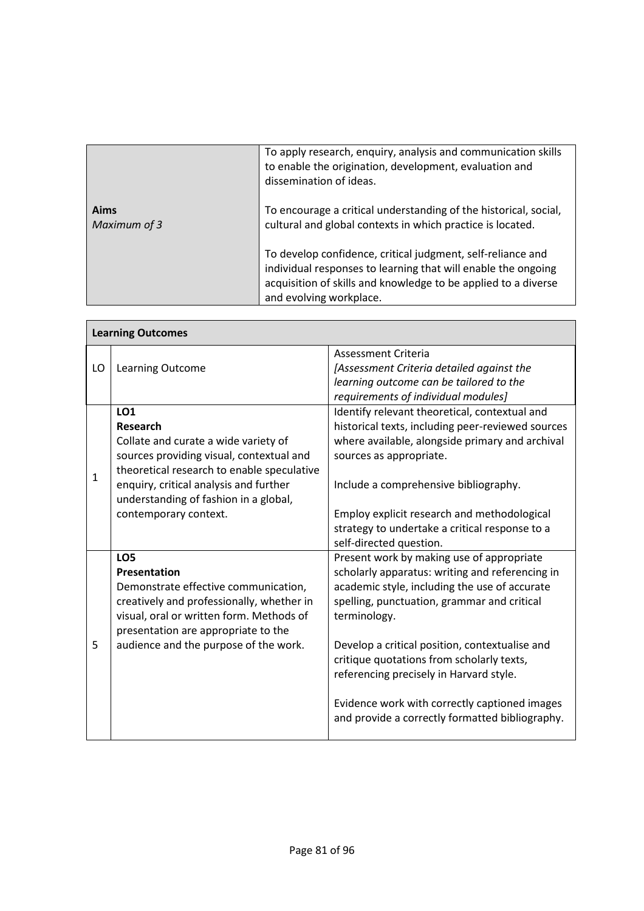| **Aims**<br>*Maximum of 3* | To apply research, enquiry, analysis and communication skills to enable the origination, development, evaluation and dissemination of ideas.<br><br>To encourage a critical understanding of the historical, social, cultural and global contexts in which practice is located.<br><br>To develop confidence, critical judgment, self-reliance and individual responses to learning that will enable the ongoing acquisition of skills and knowledge to be applied to a diverse and evolving workplace. |
|---|---|

| **Learning Outcomes** | | |
|---|---|---|
| LO | Learning Outcome | Assessment Criteria<br>*[Assessment Criteria detailed against the learning outcome can be tailored to the requirements of individual modules]* |
| 1 | **LO1**<br>**Research**<br>Collate and curate a wide variety of sources providing visual, contextual and theoretical research to enable speculative enquiry, critical analysis and further understanding of fashion in a global, contemporary context. | Identify relevant theoretical, contextual and historical texts, including peer-reviewed sources where available, alongside primary and archival sources as appropriate.<br><br>Include a comprehensive bibliography.<br><br>Employ explicit research and methodological strategy to undertake a critical response to a self-directed question. |
| 5 | **LO5**<br>**Presentation**<br>Demonstrate effective communication, creatively and professionally, whether in visual, oral or written form. Methods of presentation are appropriate to the audience and the purpose of the work. | Present work by making use of appropriate scholarly apparatus: writing and referencing in academic style, including the use of accurate spelling, punctuation, grammar and critical terminology.<br><br>Develop a critical position, contextualise and critique quotations from scholarly texts, referencing precisely in Harvard style.<br><br>Evidence work with correctly captioned images and provide a correctly formatted bibliography. |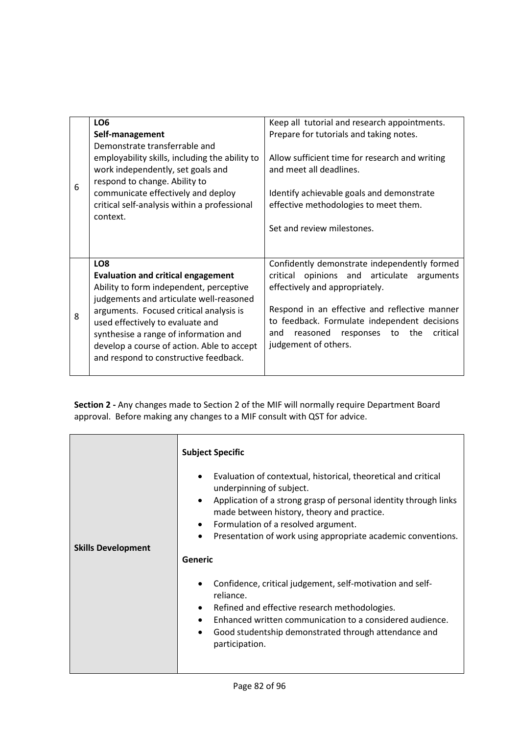| | | |
|---|---|---|
| 6 | **LO6**<br>**Self-management**<br>Demonstrate transferrable and employability skills, including the ability to work independently, set goals and respond to change. Ability to communicate effectively and deploy critical self-analysis within a professional context. | Keep all  tutorial and research appointments. Prepare for tutorials and taking notes.<br><br>Allow sufficient time for research and writing and meet all deadlines.<br><br>Identify achievable goals and demonstrate effective methodologies to meet them.<br><br>Set and review milestones. |
| 8 | **LO8**<br>**Evaluation and critical engagement**<br>Ability to form independent, perceptive judgements and articulate well-reasoned arguments.  Focused critical analysis is used effectively to evaluate and synthesise a range of information and develop a course of action. Able to accept and respond to constructive feedback. | Confidently demonstrate independently formed critical opinions and articulate arguments effectively and appropriately.<br><br>Respond in an effective and reflective manner to feedback. Formulate independent decisions and reasoned responses to the critical judgement of others. |

**Section 2 -** Any changes made to Section 2 of the MIF will normally require Department Board approval.  Before making any changes to a MIF consult with QST for advice.

| | |
|---|---|
| **Skills Development** | **Subject Specific**<br><br>• Evaluation of contextual, historical, theoretical and critical underpinning of subject.<br>• Application of a strong grasp of personal identity through links made between history, theory and practice.<br>• Formulation of a resolved argument.<br>• Presentation of work using appropriate academic conventions.<br><br>**Generic**<br><br>• Confidence, critical judgement, self-motivation and self-reliance.<br>• Refined and effective research methodologies.<br>• Enhanced written communication to a considered audience.<br>• Good studentship demonstrated through attendance and participation. |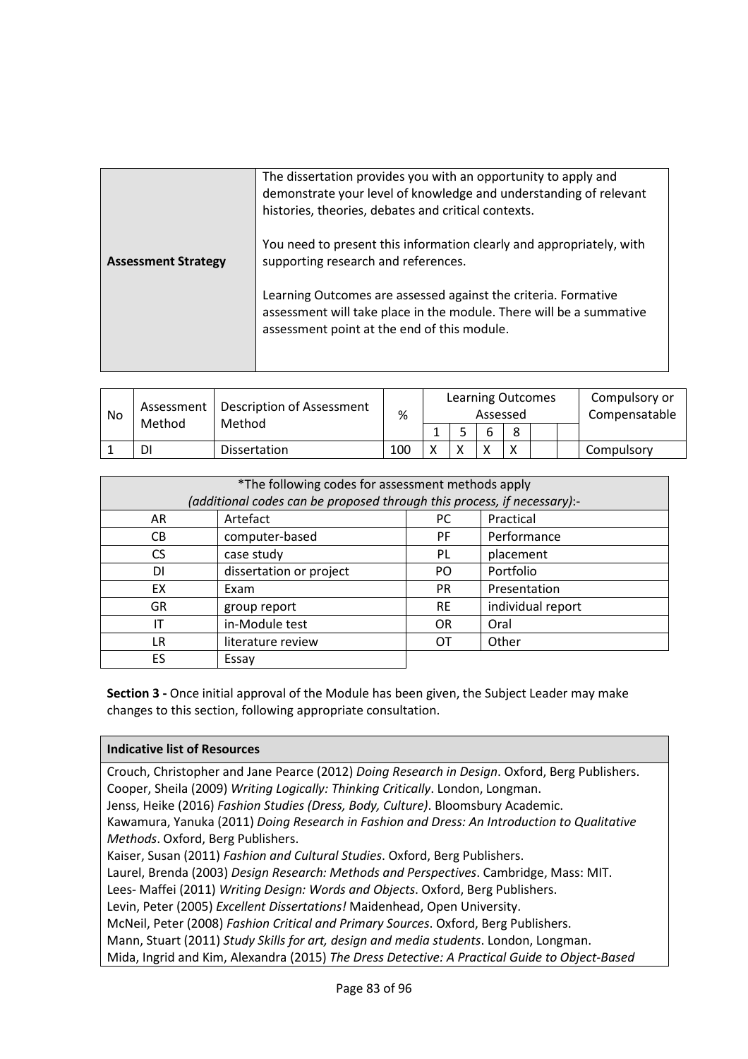| **Assessment Strategy** | The dissertation provides you with an opportunity to apply and demonstrate your level of knowledge and understanding of relevant histories, theories, debates and critical contexts.<br><br>You need to present this information clearly and appropriately, with supporting research and references.<br><br>Learning Outcomes are assessed against the criteria. Formative assessment will take place in the module. There will be a summative assessment point at the end of this module. |
|---|---|

| No | Assessment Method | Description of Assessment Method | % | Learning Outcomes Assessed | | | | | | Compulsory or Compensatable |
|---|---|---|---|---|---|---|---|---|---|---|
| | | | | 1 | 5 | 6 | 8 | | | |
| 1 | DI | Dissertation | 100 | X | X | X | X | | | Compulsory |

| *The following codes for assessment methods apply *(additional codes can be proposed through this process, if necessary)*:- | | | |
|---|---|---|---|
| AR | Artefact | PC | Practical |
| CB | computer-based | PF | Performance |
| CS | case study | PL | placement |
| DI | dissertation or project | PO | Portfolio |
| EX | Exam | PR | Presentation |
| GR | group report | RE | individual report |
| IT | in-Module test | OR | Oral |
| LR | literature review | OT | Other |
| ES | Essay | | |

**Section 3 -** Once initial approval of the Module has been given, the Subject Leader may make changes to this section, following appropriate consultation.

| **Indicative list of Resources** |
|---|
| Crouch, Christopher and Jane Pearce (2012) *Doing Research in Design*. Oxford, Berg Publishers.<br>Cooper, Sheila (2009) *Writing Logically: Thinking Critically*. London, Longman.<br>Jenss, Heike (2016) *Fashion Studies (Dress, Body, Culture)*. Bloomsbury Academic.<br>Kawamura, Yanuka (2011) *Doing Research in Fashion and Dress: An Introduction to Qualitative Methods*. Oxford, Berg Publishers.<br>Kaiser, Susan (2011) *Fashion and Cultural Studies*. Oxford, Berg Publishers.<br>Laurel, Brenda (2003) *Design Research: Methods and Perspectives*. Cambridge, Mass: MIT.<br>Lees- Maffei (2011) *Writing Design: Words and Objects*. Oxford, Berg Publishers.<br>Levin, Peter (2005) *Excellent Dissertations!* Maidenhead, Open University.<br>McNeil, Peter (2008) *Fashion Critical and Primary Sources*. Oxford, Berg Publishers.<br>Mann, Stuart (2011) *Study Skills for art, design and media students*. London, Longman.<br>Mida, Ingrid and Kim, Alexandra (2015) *The Dress Detective: A Practical Guide to Object-Based* |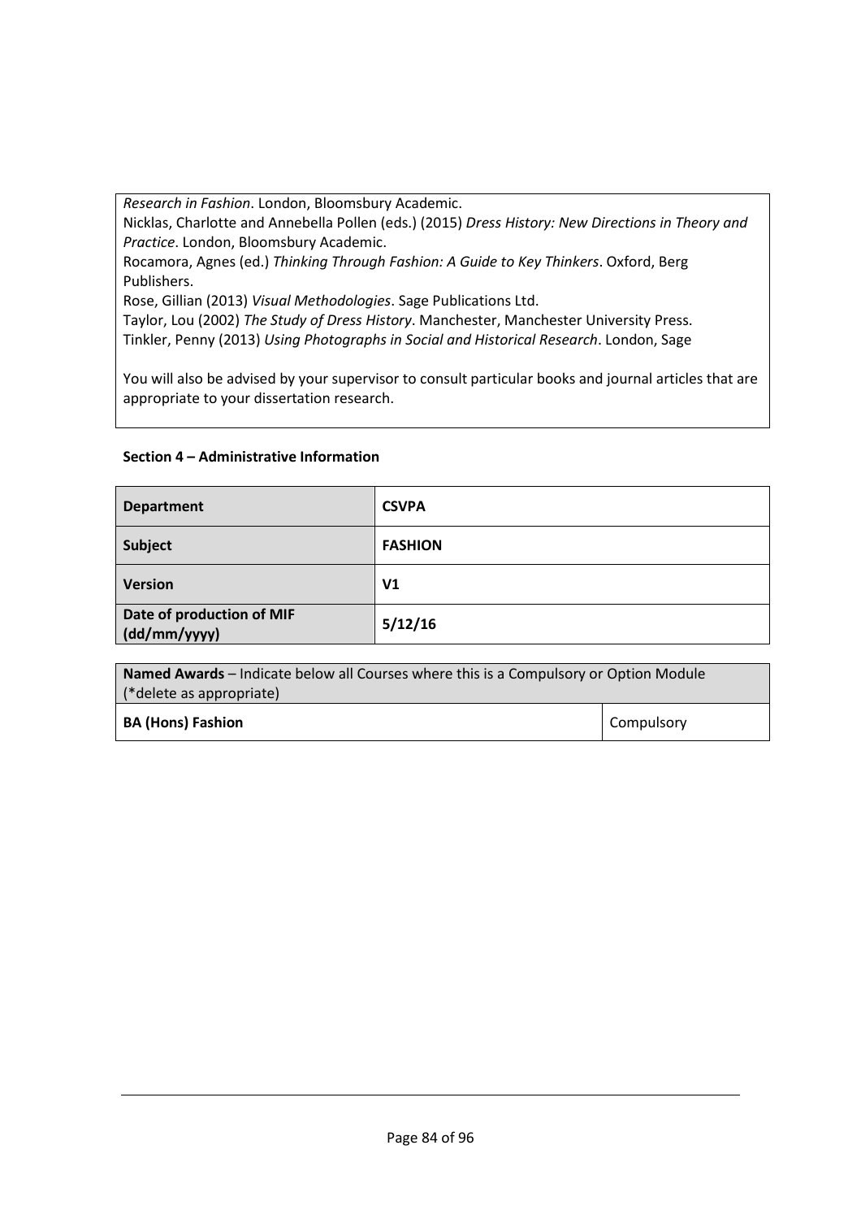*Research in Fashion*. London, Bloomsbury Academic.
Nicklas, Charlotte and Annebella Pollen (eds.) (2015) *Dress History: New Directions in Theory and Practice*. London, Bloomsbury Academic.
Rocamora, Agnes (ed.) *Thinking Through Fashion: A Guide to Key Thinkers*. Oxford, Berg Publishers.
Rose, Gillian (2013) *Visual Methodologies*. Sage Publications Ltd.
Taylor, Lou (2002) *The Study of Dress History*. Manchester, Manchester University Press.
Tinkler, Penny (2013) *Using Photographs in Social and Historical Research*. London, Sage

You will also be advised by your supervisor to consult particular books and journal articles that are appropriate to your dissertation research.

**Section 4 – Administrative Information**

| **Department** | **CSVPA** |
|---|---|
| **Subject** | **FASHION** |
| **Version** | **V1** |
| **Date of production of MIF (dd/mm/yyyy)** | **5/12/16** |

| **Named Awards** – Indicate below all Courses where this is a Compulsory or Option Module (*delete as appropriate) | |
|---|---|
| **BA (Hons) Fashion** | Compulsory |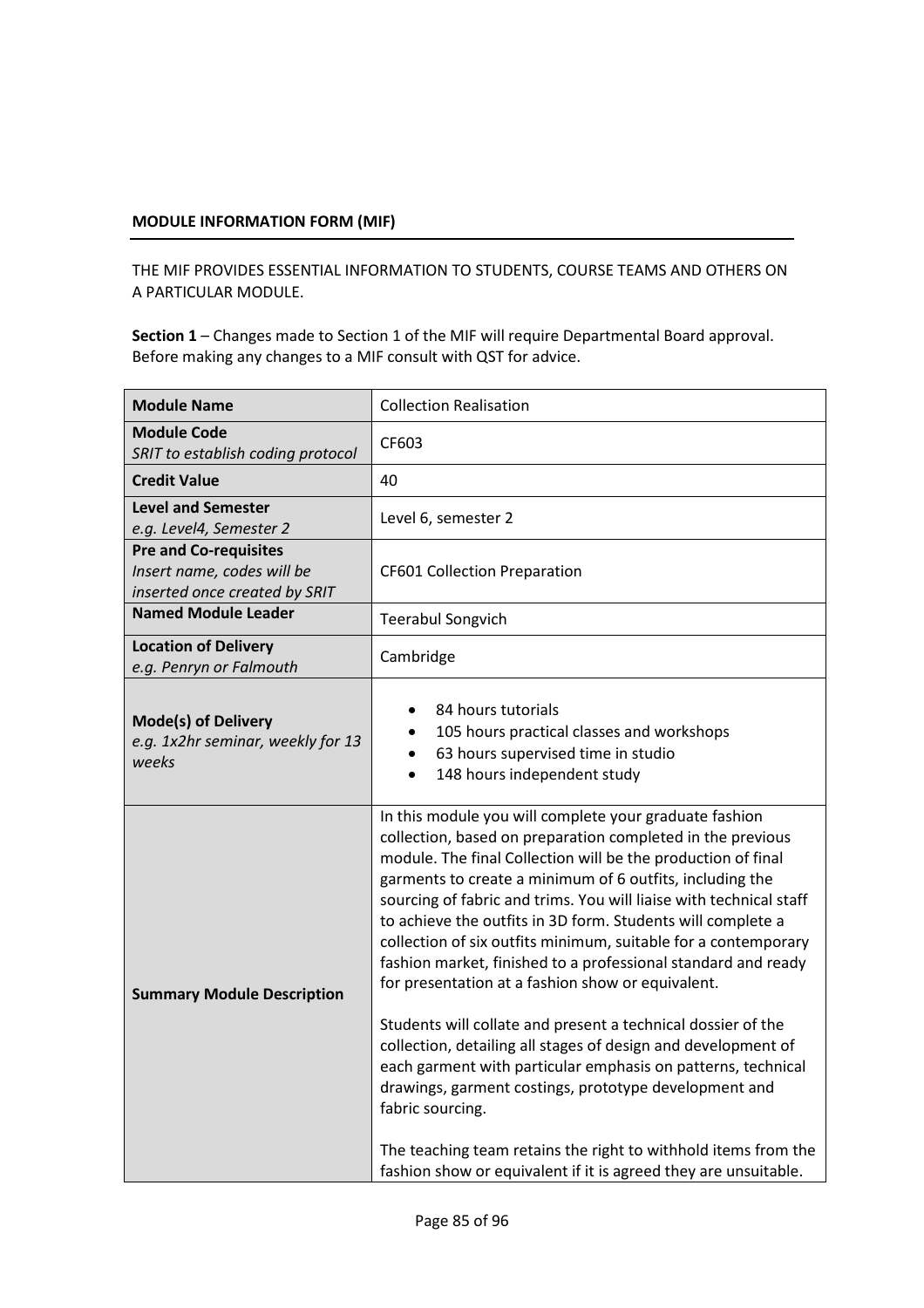**MODULE INFORMATION FORM (MIF)**

THE MIF PROVIDES ESSENTIAL INFORMATION TO STUDENTS, COURSE TEAMS AND OTHERS ON A PARTICULAR MODULE.

**Section 1** – Changes made to Section 1 of the MIF will require Departmental Board approval. Before making any changes to a MIF consult with QST for advice.

| | |
|---|---|
| **Module Name** | Collection Realisation |
| **Module Code**<br>*SRIT to establish coding protocol* | CF603 |
| **Credit Value** | 40 |
| **Level and Semester**<br>*e.g. Level4, Semester 2* | Level 6, semester 2 |
| **Pre and Co-requisites**<br>*Insert name, codes will be inserted once created by SRIT* | CF601 Collection Preparation |
| **Named Module Leader** | Teerabul Songvich |
| **Location of Delivery**<br>*e.g. Penryn or Falmouth* | Cambridge |
| **Mode(s) of Delivery**<br>*e.g. 1x2hr seminar, weekly for 13 weeks* | • 84 hours tutorials<br>• 105 hours practical classes and workshops<br>• 63 hours supervised time in studio<br>• 148 hours independent study |
| **Summary Module Description** | In this module you will complete your graduate fashion collection, based on preparation completed in the previous module. The final Collection will be the production of final garments to create a minimum of 6 outfits, including the sourcing of fabric and trims. You will liaise with technical staff to achieve the outfits in 3D form. Students will complete a collection of six outfits minimum, suitable for a contemporary fashion market, finished to a professional standard and ready for presentation at a fashion show or equivalent.<br><br>Students will collate and present a technical dossier of the collection, detailing all stages of design and development of each garment with particular emphasis on patterns, technical drawings, garment costings, prototype development and fabric sourcing.<br><br>The teaching team retains the right to withhold items from the fashion show or equivalent if it is agreed they are unsuitable. |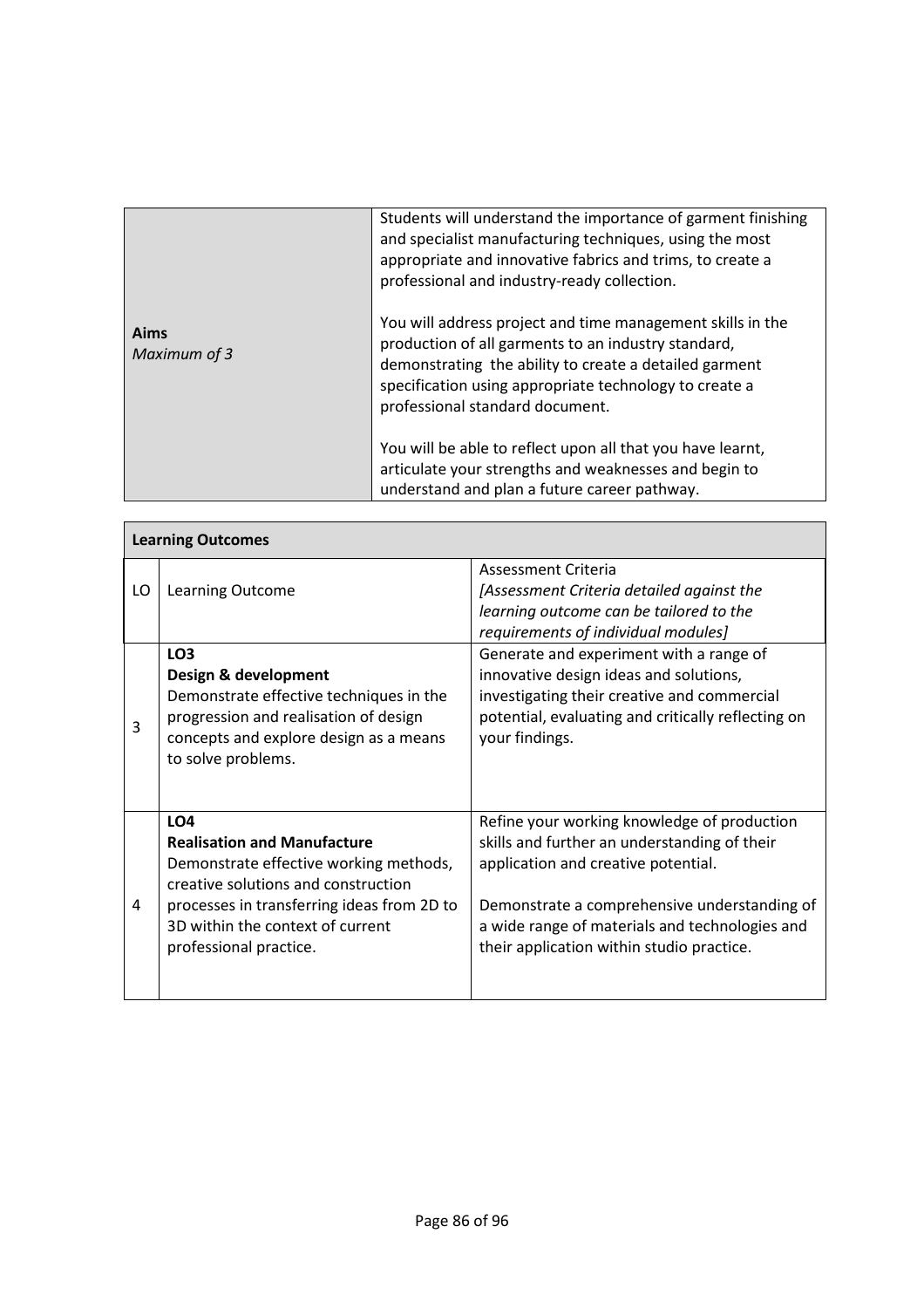| **Aims** *Maximum of 3* | Students will understand the importance of garment finishing and specialist manufacturing techniques, using the most appropriate and innovative fabrics and trims, to create a professional and industry-ready collection.<br><br>You will address project and time management skills in the production of all garments to an industry standard, demonstrating the ability to create a detailed garment specification using appropriate technology to create a professional standard document.<br><br>You will be able to reflect upon all that you have learnt, articulate your strengths and weaknesses and begin to understand and plan a future career pathway. |
|---|---|

| **Learning Outcomes** | | |
|---|---|---|
| LO | Learning Outcome | Assessment Criteria<br>*[Assessment Criteria detailed against the learning outcome can be tailored to the requirements of individual modules]* |
| 3 | **LO3**<br>**Design & development**<br>Demonstrate effective techniques in the progression and realisation of design concepts and explore design as a means to solve problems. | Generate and experiment with a range of innovative design ideas and solutions, investigating their creative and commercial potential, evaluating and critically reflecting on your findings. |
| 4 | **LO4**<br>**Realisation and Manufacture**<br>Demonstrate effective working methods, creative solutions and construction processes in transferring ideas from 2D to 3D within the context of current professional practice. | Refine your working knowledge of production skills and further an understanding of their application and creative potential.<br><br>Demonstrate a comprehensive understanding of a wide range of materials and technologies and their application within studio practice. |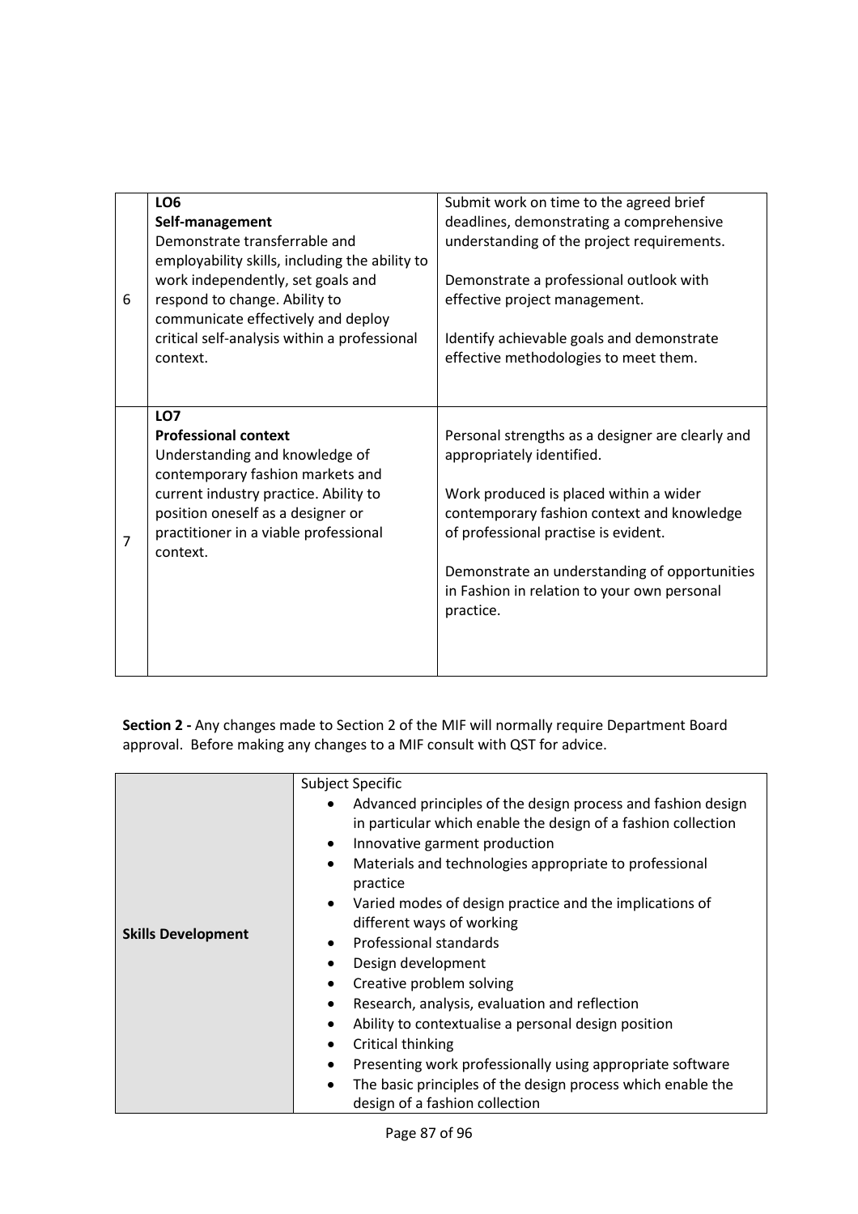| | | |
|---|---|---|
| 6 | **LO6**<br>**Self-management**<br>Demonstrate transferrable and employability skills, including the ability to work independently, set goals and respond to change. Ability to communicate effectively and deploy critical self-analysis within a professional context. | Submit work on time to the agreed brief deadlines, demonstrating a comprehensive understanding of the project requirements.<br><br>Demonstrate a professional outlook with effective project management.<br><br>Identify achievable goals and demonstrate effective methodologies to meet them. |
| 7 | **LO7**<br>**Professional context**<br>Understanding and knowledge of contemporary fashion markets and current industry practice. Ability to position oneself as a designer or practitioner in a viable professional context. | Personal strengths as a designer are clearly and appropriately identified.<br><br>Work produced is placed within a wider contemporary fashion context and knowledge of professional practise is evident.<br><br>Demonstrate an understanding of opportunities in Fashion in relation to your own personal practice. |

**Section 2 -** Any changes made to Section 2 of the MIF will normally require Department Board approval. Before making any changes to a MIF consult with QST for advice.

| | |
|---|---|
| **Skills Development** | Subject Specific<br>• Advanced principles of the design process and fashion design in particular which enable the design of a fashion collection<br>• Innovative garment production<br>• Materials and technologies appropriate to professional practice<br>• Varied modes of design practice and the implications of different ways of working<br>• Professional standards<br>• Design development<br>• Creative problem solving<br>• Research, analysis, evaluation and reflection<br>• Ability to contextualise a personal design position<br>• Critical thinking<br>• Presenting work professionally using appropriate software<br>• The basic principles of the design process which enable the design of a fashion collection |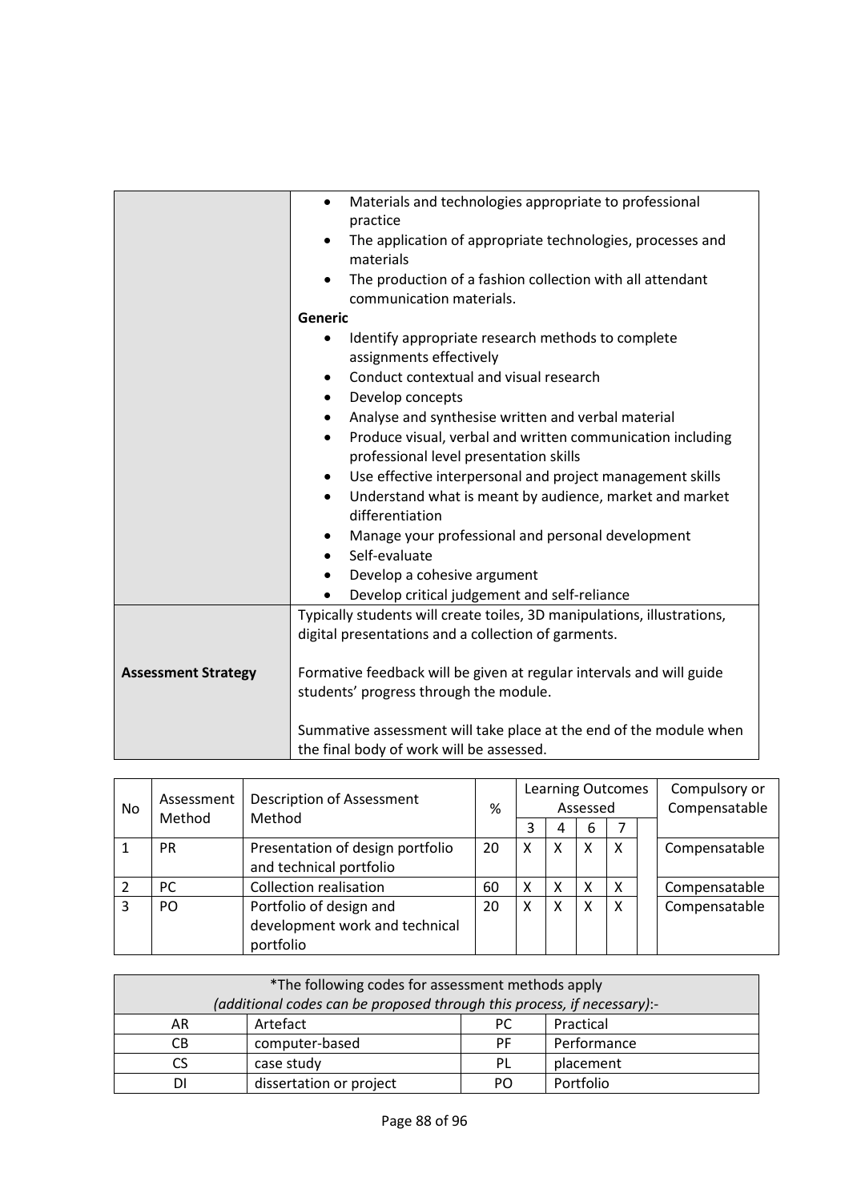| | |
|---|---|
| | • Materials and technologies appropriate to professional practice<br>• The application of appropriate technologies, processes and materials<br>• The production of a fashion collection with all attendant communication materials.<br>**Generic**<br>• Identify appropriate research methods to complete assignments effectively<br>• Conduct contextual and visual research<br>• Develop concepts<br>• Analyse and synthesise written and verbal material<br>• Produce visual, verbal and written communication including professional level presentation skills<br>• Use effective interpersonal and project management skills<br>• Understand what is meant by audience, market and market differentiation<br>• Manage your professional and personal development<br>• Self-evaluate<br>• Develop a cohesive argument<br>• Develop critical judgement and self-reliance |
| **Assessment Strategy** | Typically students will create toiles, 3D manipulations, illustrations, digital presentations and a collection of garments.<br><br>Formative feedback will be given at regular intervals and will guide students' progress through the module.<br><br>Summative assessment will take place at the end of the module when the final body of work will be assessed. |

| No | Assessment Method | Description of Assessment Method | % | Learning Outcomes Assessed | | | | | Compulsory or Compensatable |
|---|---|---|---|---|---|---|---|---|---|
| | | | | 3 | 4 | 6 | 7 | | |
| 1 | PR | Presentation of design portfolio and technical portfolio | 20 | X | X | X | X | | Compensatable |
| 2 | PC | Collection realisation | 60 | X | X | X | X | | Compensatable |
| 3 | PO | Portfolio of design and development work and technical portfolio | 20 | X | X | X | X | | Compensatable |

| *The following codes for assessment methods apply *(additional codes can be proposed through this process, if necessary)*:- | | | |
|---|---|---|---|
| AR | Artefact | PC | Practical |
| CB | computer-based | PF | Performance |
| CS | case study | PL | placement |
| DI | dissertation or project | PO | Portfolio |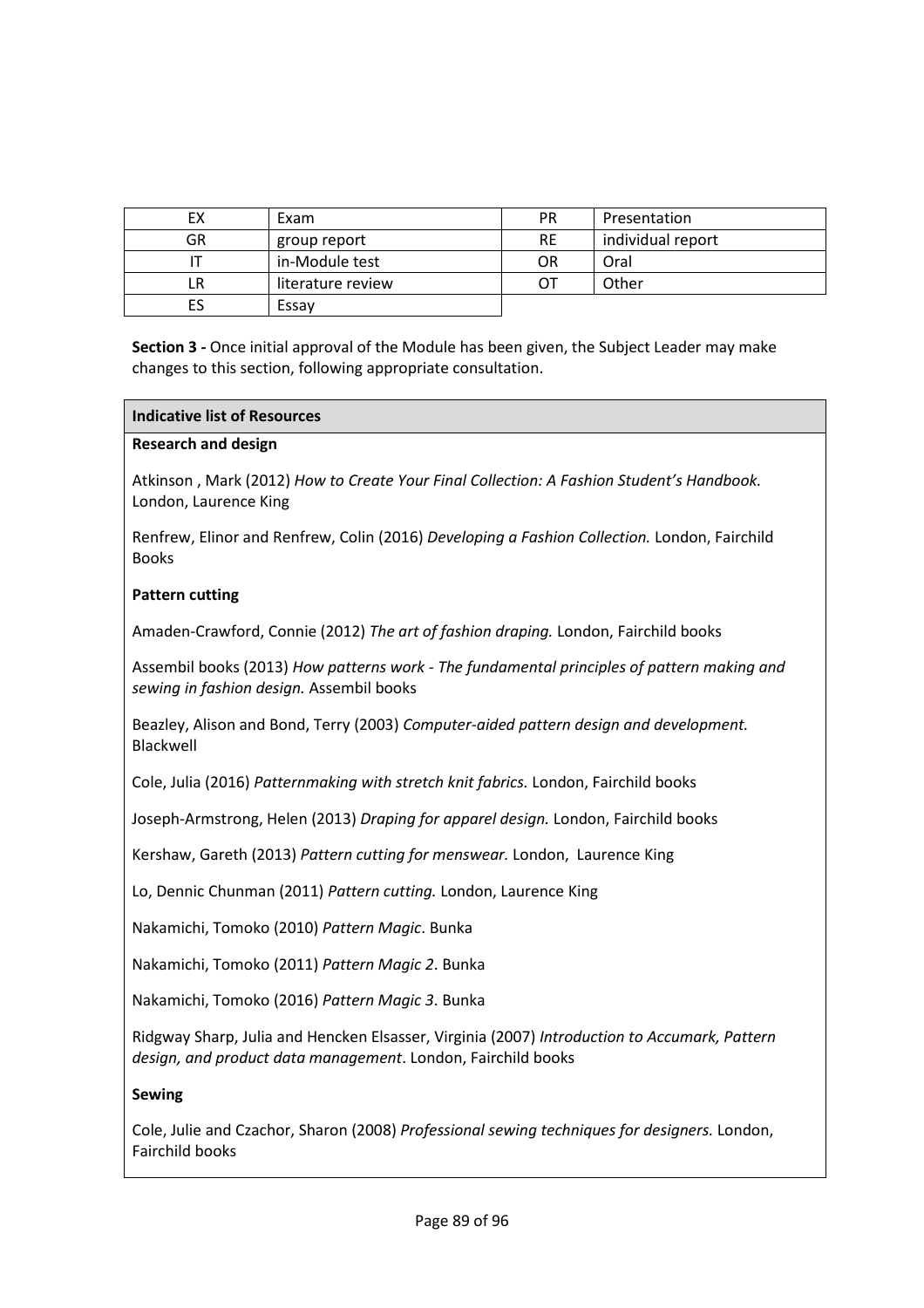| EX | Exam | PR | Presentation |
|---|---|---|---|
| GR | group report | RE | individual report |
| IT | in-Module test | OR | Oral |
| LR | literature review | OT | Other |
| ES | Essay | | |

**Section 3 -** Once initial approval of the Module has been given, the Subject Leader may make changes to this section, following appropriate consultation.

**Indicative list of Resources**

**Research and design**

Atkinson , Mark (2012) *How to Create Your Final Collection: A Fashion Student's Handbook.* London, Laurence King

Renfrew, Elinor and Renfrew, Colin (2016) *Developing a Fashion Collection.* London, Fairchild Books

**Pattern cutting**

Amaden-Crawford, Connie (2012) *The art of fashion draping.* London, Fairchild books

Assembil books (2013) *How patterns work - The fundamental principles of pattern making and sewing in fashion design.* Assembil books

Beazley, Alison and Bond, Terry (2003) *Computer-aided pattern design and development.* Blackwell

Cole, Julia (2016) *Patternmaking with stretch knit fabrics.* London, Fairchild books

Joseph-Armstrong, Helen (2013) *Draping for apparel design.* London, Fairchild books

Kershaw, Gareth (2013) *Pattern cutting for menswear.* London, Laurence King

Lo, Dennic Chunman (2011) *Pattern cutting.* London, Laurence King

Nakamichi, Tomoko (2010) *Pattern Magic*. Bunka

Nakamichi, Tomoko (2011) *Pattern Magic 2*. Bunka

Nakamichi, Tomoko (2016) *Pattern Magic 3*. Bunka

Ridgway Sharp, Julia and Hencken Elsasser, Virginia (2007) *Introduction to Accumark, Pattern design, and product data management*. London, Fairchild books

**Sewing**

Cole, Julie and Czachor, Sharon (2008) *Professional sewing techniques for designers.* London, Fairchild books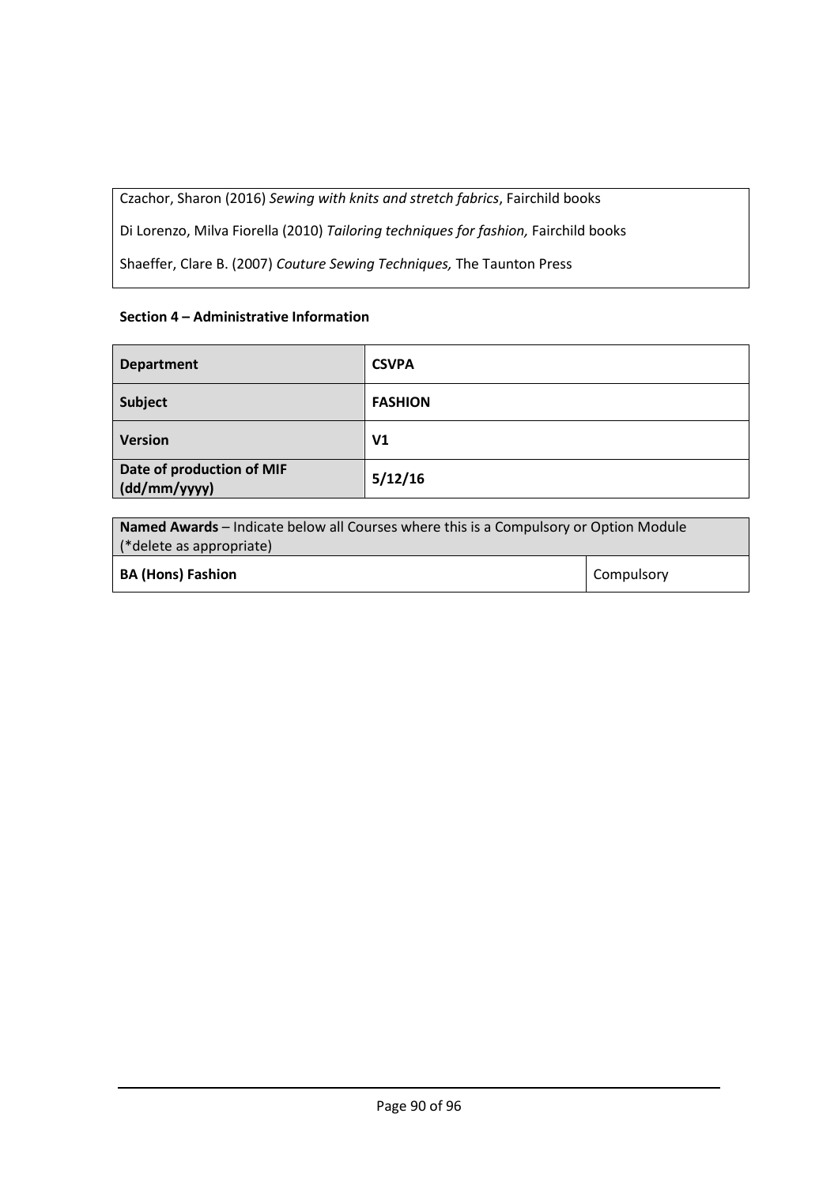Czachor, Sharon (2016) *Sewing with knits and stretch fabrics*, Fairchild books

Di Lorenzo, Milva Fiorella (2010) *Tailoring techniques for fashion,* Fairchild books

Shaeffer, Clare B. (2007) *Couture Sewing Techniques,* The Taunton Press

**Section 4 – Administrative Information**

| **Department** | **CSVPA** |
|---|---|
| **Subject** | **FASHION** |
| **Version** | **V1** |
| **Date of production of MIF (dd/mm/yyyy)** | **5/12/16** |

| **Named Awards** – Indicate below all Courses where this is a Compulsory or Option Module (*delete as appropriate) | |
|---|---|
| **BA (Hons) Fashion** | Compulsory |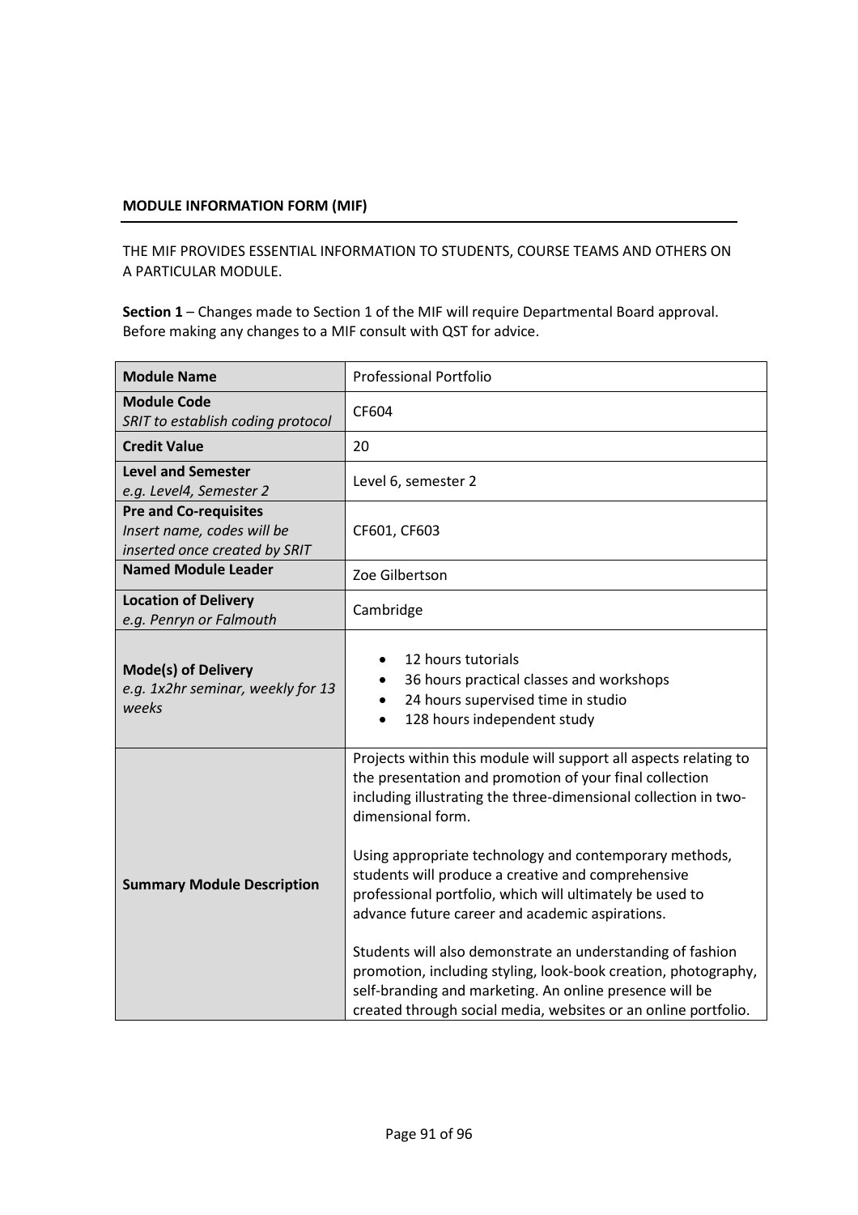**MODULE INFORMATION FORM (MIF)**

THE MIF PROVIDES ESSENTIAL INFORMATION TO STUDENTS, COURSE TEAMS AND OTHERS ON A PARTICULAR MODULE.

**Section 1** – Changes made to Section 1 of the MIF will require Departmental Board approval. Before making any changes to a MIF consult with QST for advice.

| | |
|---|---|
| **Module Name** | Professional Portfolio |
| **Module Code**<br>*SRIT to establish coding protocol* | CF604 |
| **Credit Value** | 20 |
| **Level and Semester**<br>*e.g. Level4, Semester 2* | Level 6, semester 2 |
| **Pre and Co-requisites**<br>*Insert name, codes will be inserted once created by SRIT* | CF601, CF603 |
| **Named Module Leader** | Zoe Gilbertson |
| **Location of Delivery**<br>*e.g. Penryn or Falmouth* | Cambridge |
| **Mode(s) of Delivery**<br>*e.g. 1x2hr seminar, weekly for 13 weeks* | • 12 hours tutorials<br>• 36 hours practical classes and workshops<br>• 24 hours supervised time in studio<br>• 128 hours independent study |
| **Summary Module Description** | Projects within this module will support all aspects relating to the presentation and promotion of your final collection including illustrating the three-dimensional collection in two-dimensional form.<br><br>Using appropriate technology and contemporary methods, students will produce a creative and comprehensive professional portfolio, which will ultimately be used to advance future career and academic aspirations.<br><br>Students will also demonstrate an understanding of fashion promotion, including styling, look-book creation, photography, self-branding and marketing. An online presence will be created through social media, websites or an online portfolio. |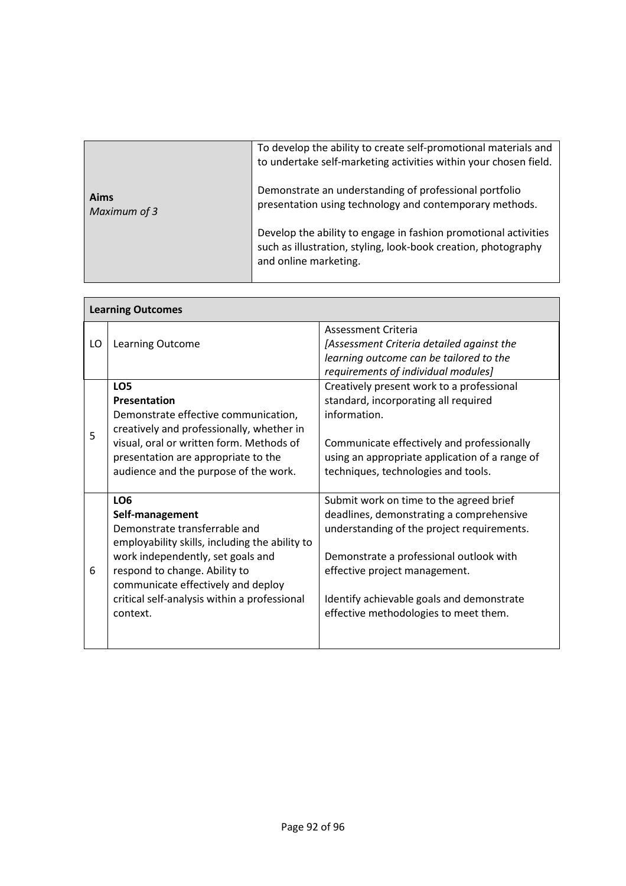| **Aims** *Maximum of 3* | To develop the ability to create self-promotional materials and to undertake self-marketing activities within your chosen field.<br><br>Demonstrate an understanding of professional portfolio presentation using technology and contemporary methods.<br><br>Develop the ability to engage in fashion promotional activities such as illustration, styling, look-book creation, photography and online marketing. |
|---|---|

| **Learning Outcomes** | | |
|---|---|---|
| LO | Learning Outcome | Assessment Criteria *[Assessment Criteria detailed against the learning outcome can be tailored to the requirements of individual modules]* |
| 5 | **LO5**<br>**Presentation**<br>Demonstrate effective communication, creatively and professionally, whether in visual, oral or written form. Methods of presentation are appropriate to the audience and the purpose of the work. | Creatively present work to a professional standard, incorporating all required information.<br><br>Communicate effectively and professionally using an appropriate application of a range of techniques, technologies and tools. |
| 6 | **LO6**<br>**Self-management**<br>Demonstrate transferrable and employability skills, including the ability to work independently, set goals and respond to change. Ability to communicate effectively and deploy critical self-analysis within a professional context. | Submit work on time to the agreed brief deadlines, demonstrating a comprehensive understanding of the project requirements.<br><br>Demonstrate a professional outlook with effective project management.<br><br>Identify achievable goals and demonstrate effective methodologies to meet them. |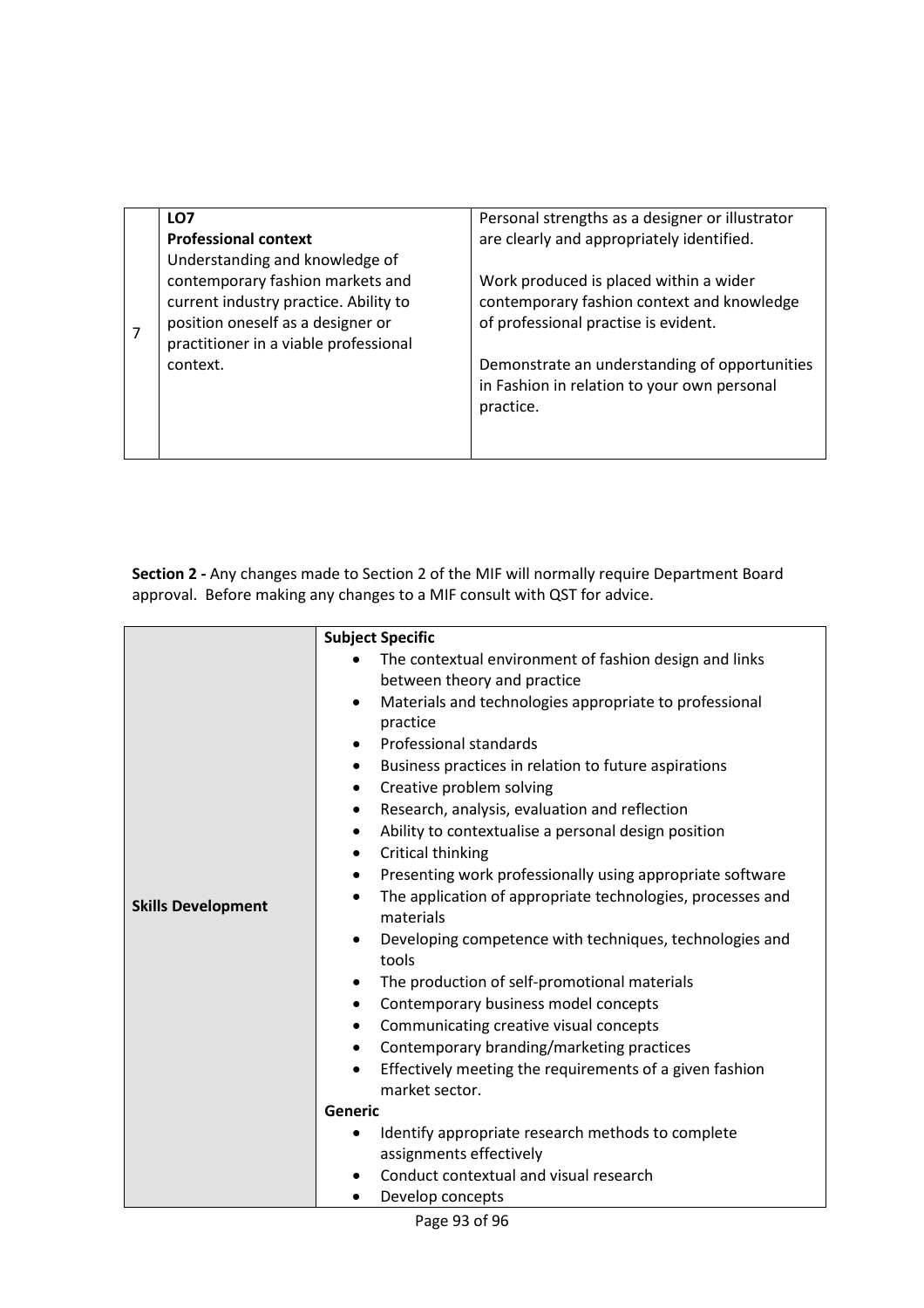| 7 | **LO7**<br>**Professional context**<br>Understanding and knowledge of contemporary fashion markets and current industry practice. Ability to position oneself as a designer or practitioner in a viable professional context. | Personal strengths as a designer or illustrator are clearly and appropriately identified.<br><br>Work produced is placed within a wider contemporary fashion context and knowledge of professional practise is evident.<br><br>Demonstrate an understanding of opportunities in Fashion in relation to your own personal practice. |
|---|---|---|

**Section 2 -** Any changes made to Section 2 of the MIF will normally require Department Board approval. Before making any changes to a MIF consult with QST for advice.

| **Skills Development** | **Subject Specific**<br>• The contextual environment of fashion design and links between theory and practice<br>• Materials and technologies appropriate to professional practice<br>• Professional standards<br>• Business practices in relation to future aspirations<br>• Creative problem solving<br>• Research, analysis, evaluation and reflection<br>• Ability to contextualise a personal design position<br>• Critical thinking<br>• Presenting work professionally using appropriate software<br>• The application of appropriate technologies, processes and materials<br>• Developing competence with techniques, technologies and tools<br>• The production of self-promotional materials<br>• Contemporary business model concepts<br>• Communicating creative visual concepts<br>• Contemporary branding/marketing practices<br>• Effectively meeting the requirements of a given fashion market sector.<br>**Generic**<br>• Identify appropriate research methods to complete assignments effectively<br>• Conduct contextual and visual research<br>• Develop concepts |
|---|---|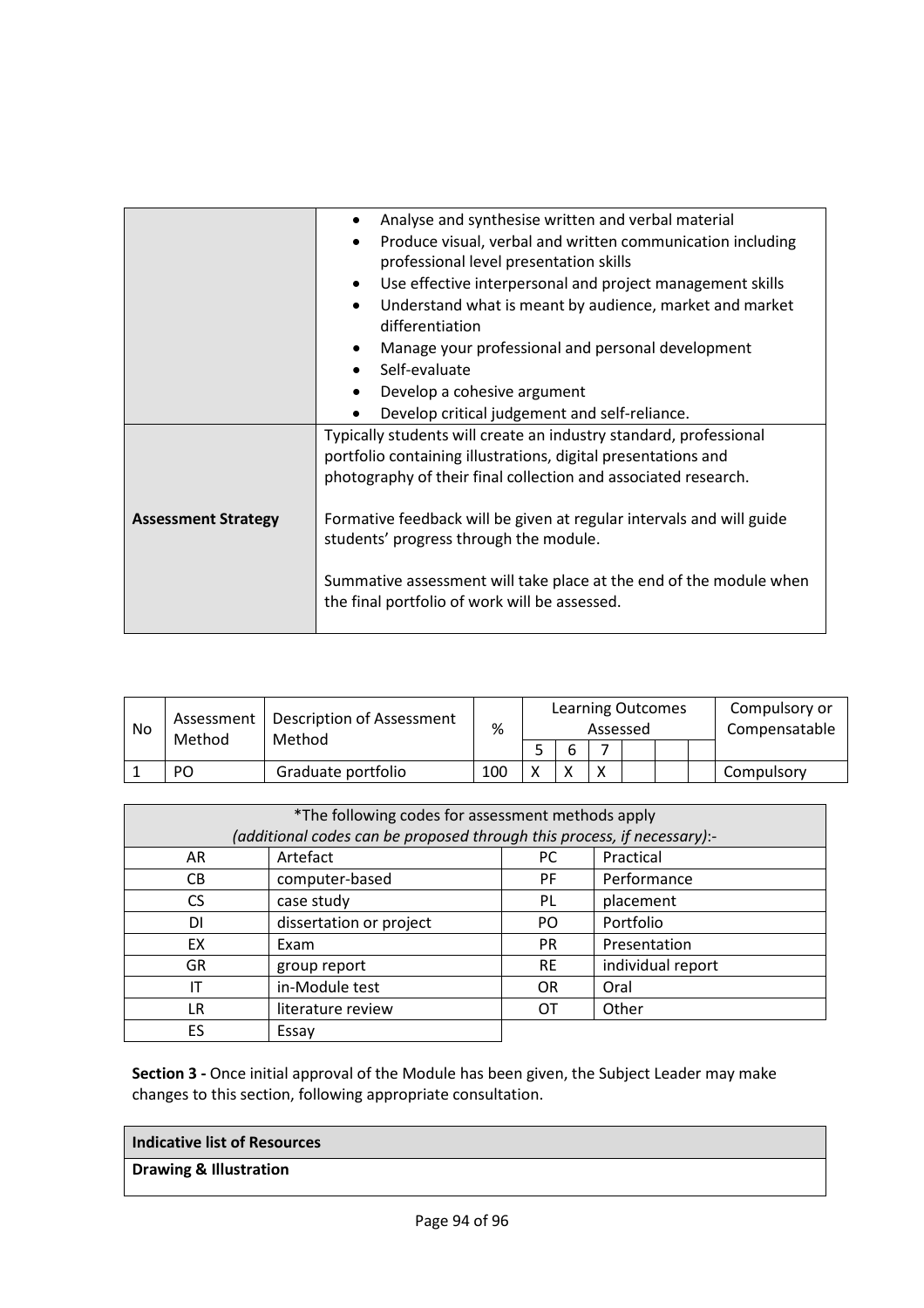| | |
|---|---|
| | • Analyse and synthesise written and verbal material<br>• Produce visual, verbal and written communication including professional level presentation skills<br>• Use effective interpersonal and project management skills<br>• Understand what is meant by audience, market and market differentiation<br>• Manage your professional and personal development<br>• Self-evaluate<br>• Develop a cohesive argument<br>• Develop critical judgement and self-reliance. |
| **Assessment Strategy** | Typically students will create an industry standard, professional portfolio containing illustrations, digital presentations and photography of their final collection and associated research.<br><br>Formative feedback will be given at regular intervals and will guide students' progress through the module.<br><br>Summative assessment will take place at the end of the module when the final portfolio of work will be assessed. |

| No | Assessment Method | Description of Assessment Method | % | Learning Outcomes Assessed | | | | | | Compulsory or Compensatable |
|---|---|---|---|---|---|---|---|---|---|---|
| | | | | 5 | 6 | 7 | | | | |
| 1 | PO | Graduate portfolio | 100 | X | X | X | | | | Compulsory |

| *The following codes for assessment methods apply *(additional codes can be proposed through this process, if necessary)*:- | | | |
|---|---|---|---|
| AR | Artefact | PC | Practical |
| CB | computer-based | PF | Performance |
| CS | case study | PL | placement |
| DI | dissertation or project | PO | Portfolio |
| EX | Exam | PR | Presentation |
| GR | group report | RE | individual report |
| IT | in-Module test | OR | Oral |
| LR | literature review | OT | Other |
| ES | Essay | | |

**Section 3 -** Once initial approval of the Module has been given, the Subject Leader may make changes to this section, following appropriate consultation.

| **Indicative list of Resources** |
|---|
| **Drawing & Illustration** |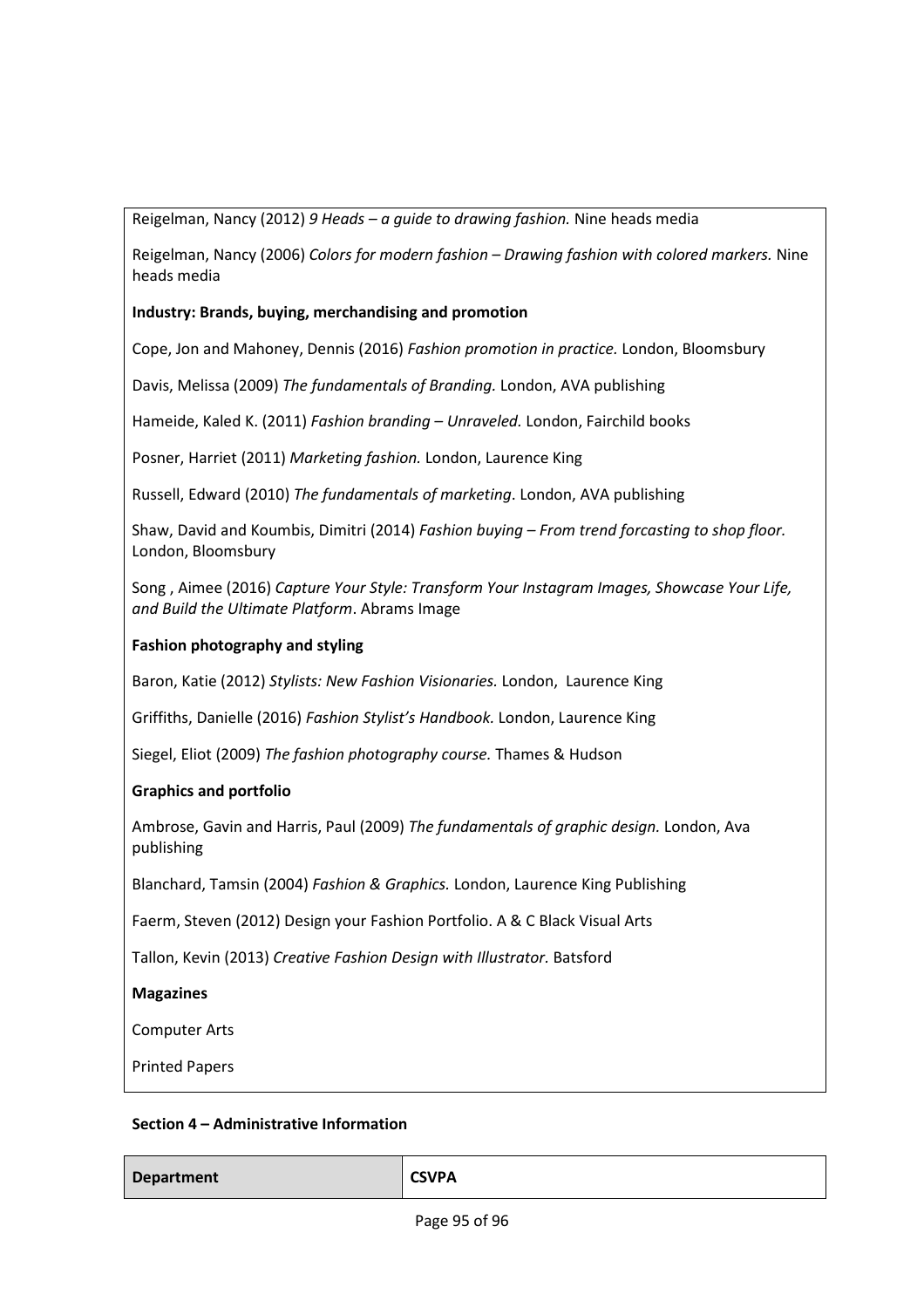Reigelman, Nancy (2012) *9 Heads – a guide to drawing fashion.* Nine heads media

Reigelman, Nancy (2006) *Colors for modern fashion – Drawing fashion with colored markers.* Nine heads media

**Industry: Brands, buying, merchandising and promotion**

Cope, Jon and Mahoney, Dennis (2016) *Fashion promotion in practice.* London, Bloomsbury

Davis, Melissa (2009) *The fundamentals of Branding.* London, AVA publishing

Hameide, Kaled K. (2011) *Fashion branding – Unraveled.* London, Fairchild books

Posner, Harriet (2011) *Marketing fashion.* London, Laurence King

Russell, Edward (2010) *The fundamentals of marketing*. London, AVA publishing

Shaw, David and Koumbis, Dimitri (2014) *Fashion buying – From trend forcasting to shop floor.* London, Bloomsbury

Song , Aimee (2016) *Capture Your Style: Transform Your Instagram Images, Showcase Your Life, and Build the Ultimate Platform*. Abrams Image

**Fashion photography and styling**

Baron, Katie (2012) *Stylists: New Fashion Visionaries.* London, Laurence King

Griffiths, Danielle (2016) *Fashion Stylist's Handbook.* London, Laurence King

Siegel, Eliot (2009) *The fashion photography course.* Thames & Hudson

**Graphics and portfolio**

Ambrose, Gavin and Harris, Paul (2009) *The fundamentals of graphic design.* London, Ava publishing

Blanchard, Tamsin (2004) *Fashion & Graphics.* London, Laurence King Publishing

Faerm, Steven (2012) Design your Fashion Portfolio. A & C Black Visual Arts

Tallon, Kevin (2013) *Creative Fashion Design with Illustrator.* Batsford

**Magazines**

Computer Arts

Printed Papers

**Section 4 – Administrative Information**

| Department | CSVPA |
|---|---|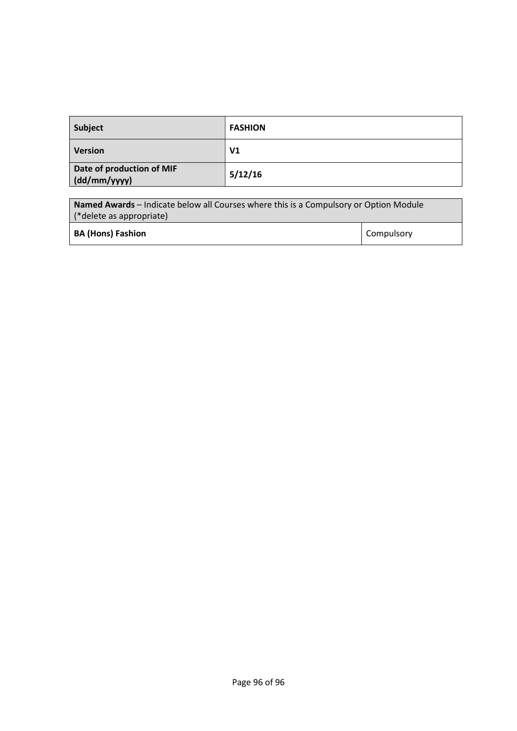| | |
|---|---|
| **Subject** | **FASHION** |
| **Version** | **V1** |
| **Date of production of MIF (dd/mm/yyyy)** | **5/12/16** |

| **Named Awards** – Indicate below all Courses where this is a Compulsory or Option Module (*delete as appropriate) | |
|---|---|
| **BA (Hons) Fashion** | Compulsory |